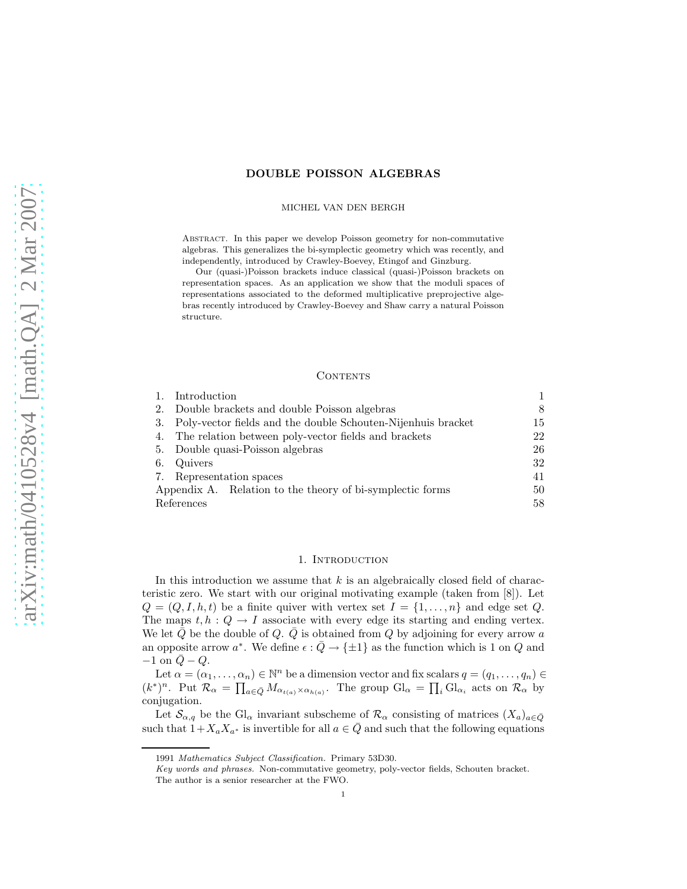# DOUBLE POISSON ALGEBRAS

MICHEL VAN DEN BERGH

Abstract. In this paper we develop Poisson geometry for non-commutative algebras. This generalizes the bi-symplectic geometry which was recently, and independently, introduced by Crawley-Boevey, Etingof and Ginzburg.

Our (quasi-)Poisson brackets induce classical (quasi-)Poisson brackets on representation spaces. As an application we show that the moduli spaces of representations associated to the deformed multiplicative preprojective algebras recently introduced by Crawley-Boevey and Shaw carry a natural Poisson structure.

## Contents

| | | |
|---|---|---|
| 1. | Introduction | 1 |
| 2. | Double brackets and double Poisson algebras | 8 |
| 3. | Poly-vector fields and the double Schouten-Nijenhuis bracket | 15 |
| 4. | The relation between poly-vector fields and brackets | 22 |
| 5. | Double quasi-Poisson algebras | 26 |
| 6. | Quivers | 32 |
| 7. | Representation spaces | 41 |
| Appendix A. | Relation to the theory of bi-symplectic forms | 50 |
| References | | 58 |

## 1. Introduction

In this introduction we assume that $k$ is an algebraically closed field of characteristic zero. We start with our original motivating example (taken from [8]). Let $Q = (Q, I, h, t)$ be a finite quiver with vertex set $I = \{1, \dots, n\}$ and edge set $Q$. The maps $t, h : Q \to I$ associate with every edge its starting and ending vertex. We let $\bar{Q}$ be the double of $Q$. $\bar{Q}$ is obtained from $Q$ by adjoining for every arrow $a$ an opposite arrow $a^*$. We define $\epsilon : \bar{Q} \to \{\pm 1\}$ as the function which is 1 on $Q$ and $-1$ on $\bar{Q} - Q$.

Let $\alpha = (\alpha_1, \dots, \alpha_n) \in \mathbb{N}^n$ be a dimension vector and fix scalars $q = (q_1, \dots, q_n) \in (k^*)^n$. Put $\mathcal{R}_\alpha = \prod_{a \in \bar{Q}} M_{\alpha_{t(a)} \times \alpha_{h(a)}}$. The group $\mathrm{Gl}_\alpha = \prod_i \mathrm{Gl}_{\alpha_i}$ acts on $\mathcal{R}_\alpha$ by conjugation.

Let $\mathcal{S}_{\alpha,q}$ be the $\mathrm{Gl}_\alpha$ invariant subscheme of $\mathcal{R}_\alpha$ consisting of matrices $(X_a)_{a \in \bar{Q}}$ such that $1 + X_a X_{a^*}$ is invertible for all $a \in \bar{Q}$ and such that the following equations

---

1991 *Mathematics Subject Classification.* Primary 53D30.

*Key words and phrases.* Non-commutative geometry, poly-vector fields, Schouten bracket.

The author is a senior researcher at the FWO.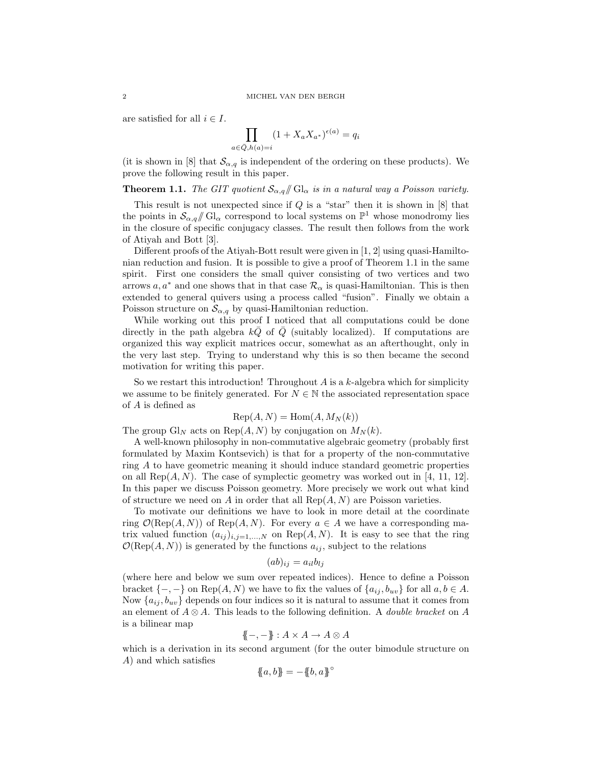are satisfied for all $i \in I$.

$$\prod_{a\in\bar{Q}, h(a)=i} (1 + X_a X_{a^*})^{\epsilon(a)} = q_i$$

(it is shown in [8] that $\mathcal{S}_{\alpha,q}$ is independent of the ordering on these products). We prove the following result in this paper.

**Theorem 1.1.** *The GIT quotient $\mathcal{S}_{\alpha,q} /\!\!/ \mathrm{Gl}_\alpha$ is in a natural way a Poisson variety.*

This result is not unexpected since if $Q$ is a "star" then it is shown in [8] that the points in $\mathcal{S}_{\alpha,q} /\!\!/ \mathrm{Gl}_\alpha$ correspond to local systems on $\mathbb{P}^1$ whose monodromy lies in the closure of specific conjugacy classes. The result then follows from the work of Atiyah and Bott [3].

Different proofs of the Atiyah-Bott result were given in [1, 2] using quasi-Hamiltonian reduction and fusion. It is possible to give a proof of Theorem 1.1 in the same spirit. First one considers the small quiver consisting of two vertices and two arrows $a, a^*$ and one shows that in that case $\mathcal{R}_\alpha$ is quasi-Hamiltonian. This is then extended to general quivers using a process called "fusion". Finally we obtain a Poisson structure on $\mathcal{S}_{\alpha,q}$ by quasi-Hamiltonian reduction.

While working out this proof I noticed that all computations could be done directly in the path algebra $k\bar{Q}$ of $\bar{Q}$ (suitably localized). If computations are organized this way explicit matrices occur, somewhat as an afterthought, only in the very last step. Trying to understand why this is so then became the second motivation for writing this paper.

So we restart this introduction! Throughout $A$ is a $k$-algebra which for simplicity we assume to be finitely generated. For $N \in \mathbb{N}$ the associated representation space of $A$ is defined as

$$\mathrm{Rep}(A, N) = \mathrm{Hom}(A, M_N(k))$$

The group $\mathrm{Gl}_N$ acts on $\mathrm{Rep}(A, N)$ by conjugation on $M_N(k)$.

A well-known philosophy in non-commutative algebraic geometry (probably first formulated by Maxim Kontsevich) is that for a property of the non-commutative ring $A$ to have geometric meaning it should induce standard geometric properties on all $\mathrm{Rep}(A, N)$. The case of symplectic geometry was worked out in [4, 11, 12]. In this paper we discuss Poisson geometry. More precisely we work out what kind of structure we need on $A$ in order that all $\mathrm{Rep}(A, N)$ are Poisson varieties.

To motivate our definitions we have to look in more detail at the coordinate ring $\mathcal{O}(\mathrm{Rep}(A, N))$ of $\mathrm{Rep}(A, N)$. For every $a \in A$ we have a corresponding matrix valued function $(a_{ij})_{i,j=1,\dots,N}$ on $\mathrm{Rep}(A, N)$. It is easy to see that the ring $\mathcal{O}(\mathrm{Rep}(A, N))$ is generated by the functions $a_{ij}$, subject to the relations

$$(ab)_{ij} = a_{il} b_{lj}$$

(where here and below we sum over repeated indices). Hence to define a Poisson bracket $\{-,-\}$ on $\mathrm{Rep}(A, N)$ we have to fix the values of $\{a_{ij}, b_{uv}\}$ for all $a, b \in A$. Now $\{a_{ij}, b_{uv}\}$ depends on four indices so it is natural to assume that it comes from an element of $A \otimes A$. This leads to the following definition. A *double bracket* on $A$ is a bilinear map

$$\{\!\{-,-\}\!\} : A \times A \to A \otimes A$$

which is a derivation in its second argument (for the outer bimodule structure on $A$) and which satisfies

$$\{\!\{a, b\}\!\} = -\{\!\{b, a\}\!\}^\circ$$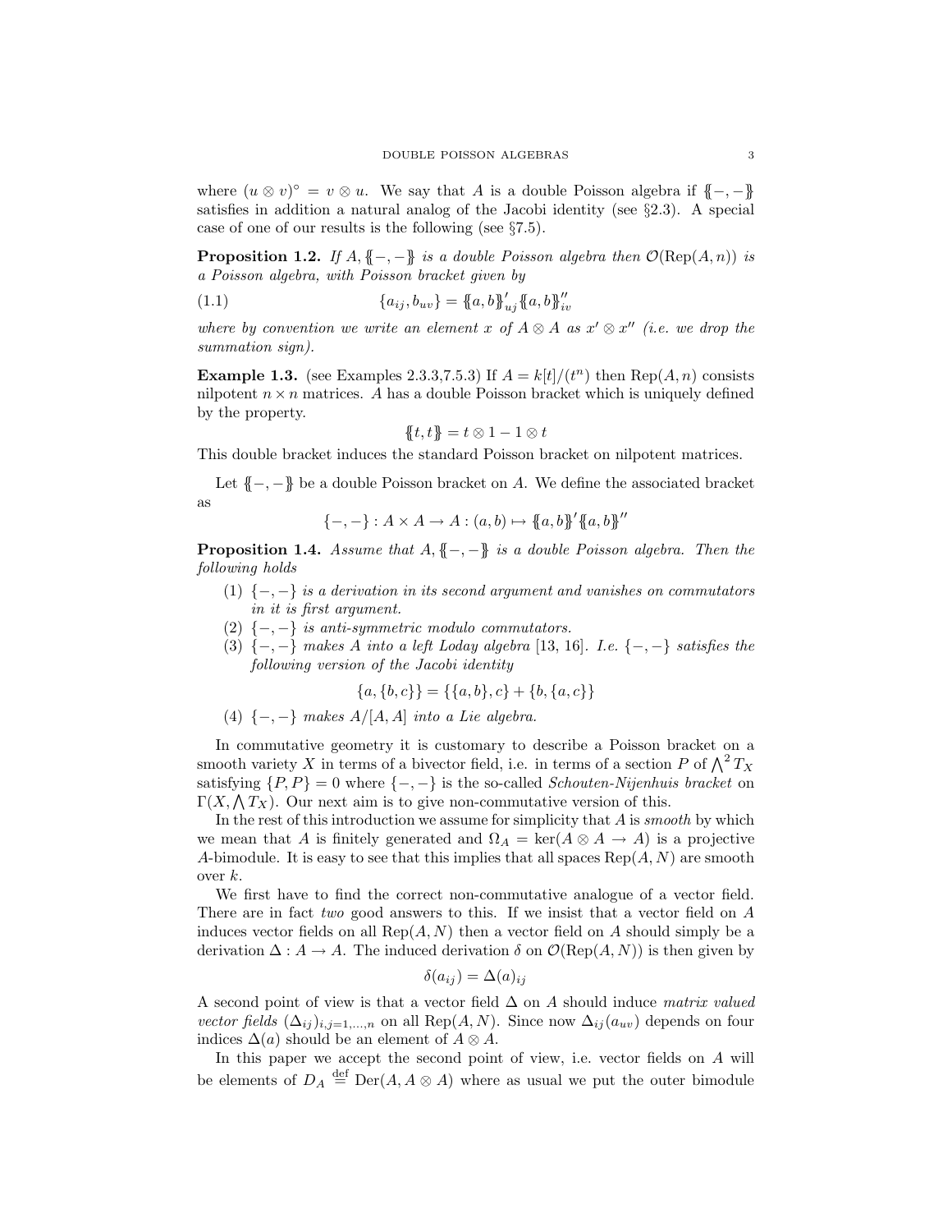where $(u \otimes v)^\circ = v \otimes u$. We say that $A$ is a double Poisson algebra if $\{\!\{-,-\}\!\}$ satisfies in addition a natural analog of the Jacobi identity (see §2.3). A special case of one of our results is the following (see §7.5).

**Proposition 1.2.** *If $A, \{\!\{-,-\}\!\}$ is a double Poisson algebra then $\mathcal{O}(\operatorname{Rep}(A,n))$ is a Poisson algebra, with Poisson bracket given by*

$$\{a_{ij}, b_{uv}\} = \{\!\{a,b\}\!\}'_{uj}\{\!\{a,b\}\!\}''_{iv} \tag{1.1}$$

*where by convention we write an element $x$ of $A \otimes A$ as $x' \otimes x''$ (i.e. we drop the summation sign).*

**Example 1.3.** (see Examples 2.3.3,7.5.3) If $A = k[t]/(t^n)$ then $\operatorname{Rep}(A,n)$ consists nilpotent $n \times n$ matrices. $A$ has a double Poisson bracket which is uniquely defined by the property.

$$\{\!\{t,t\}\!\} = t \otimes 1 - 1 \otimes t$$

This double bracket induces the standard Poisson bracket on nilpotent matrices.

Let $\{\!\{-,-\}\!\}$ be a double Poisson bracket on $A$. We define the associated bracket as

$$\{-,-\} : A \times A \to A : (a,b) \mapsto \{\!\{a,b\}\!\}'\{\!\{a,b\}\!\}''$$

**Proposition 1.4.** *Assume that $A, \{\!\{-,-\}\!\}$ is a double Poisson algebra. Then the following holds*

1. *$\{-,-\}$ is a derivation in its second argument and vanishes on commutators in it is first argument.*
2. *$\{-,-\}$ is anti-symmetric modulo commutators.*
3. *$\{-,-\}$ makes $A$ into a left Loday algebra [13, 16]. I.e. $\{-,-\}$ satisfies the following version of the Jacobi identity*
$$\{a,\{b,c\}\} = \{\{a,b\},c\} + \{b,\{a,c\}\}$$
4. *$\{-,-\}$ makes $A/[A,A]$ into a Lie algebra.*

In commutative geometry it is customary to describe a Poisson bracket on a smooth variety $X$ in terms of a bivector field, i.e. in terms of a section $P$ of $\bigwedge^2 T_X$ satisfying $\{P,P\} = 0$ where $\{-,-\}$ is the so-called *Schouten-Nijenhuis bracket* on $\Gamma(X, \bigwedge T_X)$. Our next aim is to give non-commutative version of this.

In the rest of this introduction we assume for simplicity that $A$ is *smooth* by which we mean that $A$ is finitely generated and $\Omega_A = \ker(A \otimes A \to A)$ is a projective $A$-bimodule. It is easy to see that this implies that all spaces $\operatorname{Rep}(A,N)$ are smooth over $k$.

We first have to find the correct non-commutative analogue of a vector field. There are in fact *two* good answers to this. If we insist that a vector field on $A$ induces vector fields on all $\operatorname{Rep}(A,N)$ then a vector field on $A$ should simply be a derivation $\Delta : A \to A$. The induced derivation $\delta$ on $\mathcal{O}(\operatorname{Rep}(A,N))$ is then given by

$$\delta(a_{ij}) = \Delta(a)_{ij}$$

A second point of view is that a vector field $\Delta$ on $A$ should induce *matrix valued vector fields* $(\Delta_{ij})_{i,j=1,\ldots,n}$ on all $\operatorname{Rep}(A,N)$. Since now $\Delta_{ij}(a_{uv})$ depends on four indices $\Delta(a)$ should be an element of $A \otimes A$.

In this paper we accept the second point of view, i.e. vector fields on $A$ will be elements of $D_A \stackrel{\text{def}}{=} \operatorname{Der}(A, A \otimes A)$ where as usual we put the outer bimodule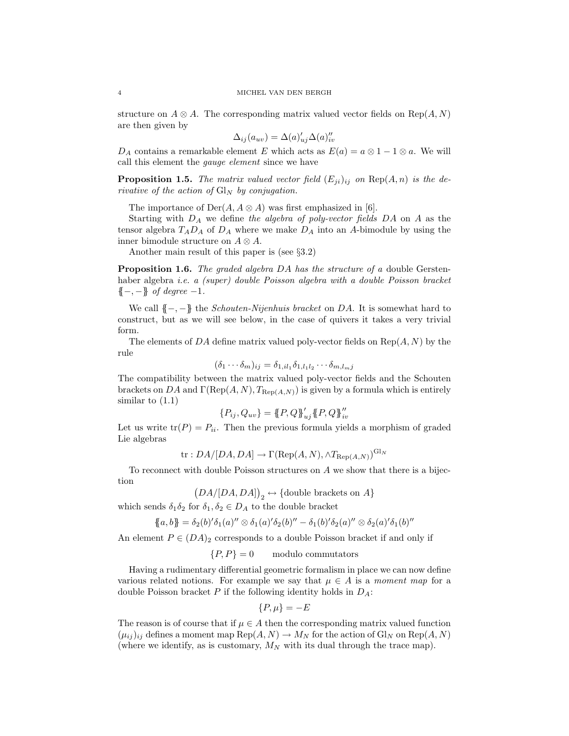structure on $A \otimes A$. The corresponding matrix valued vector fields on $\operatorname{Rep}(A, N)$ are then given by

$$\Delta_{ij}(a_{uv}) = \Delta(a)'_{uj}\Delta(a)''_{iv}$$

$D_A$ contains a remarkable element $E$ which acts as $E(a) = a \otimes 1 - 1 \otimes a$. We will call this element the *gauge element* since we have

**Proposition 1.5.** *The matrix valued vector field $(E_{ji})_{ij}$ on $\operatorname{Rep}(A, n)$ is the derivative of the action of $\operatorname{Gl}_N$ by conjugation.*

The importance of $\operatorname{Der}(A, A \otimes A)$ was first emphasized in [6].

Starting with $D_A$ we define *the algebra of poly-vector fields $DA$* on $A$ as the tensor algebra $T_A D_A$ of $D_A$ where we make $D_A$ into an $A$-bimodule by using the inner bimodule structure on $A \otimes A$.

Another main result of this paper is (see §3.2)

**Proposition 1.6.** *The graded algebra $DA$ has the structure of a* double Gerstenhaber algebra *i.e. a (super) double Poisson algebra with a double Poisson bracket $\{\!\{-,-\}\!\}$ of degree $-1$.*

We call $\{\!\{-,-\}\!\}$ the *Schouten-Nijenhuis bracket* on $DA$. It is somewhat hard to construct, but as we will see below, in the case of quivers it takes a very trivial form.

The elements of $DA$ define matrix valued poly-vector fields on $\operatorname{Rep}(A, N)$ by the rule

$$(\delta_1 \cdots \delta_m)_{ij} = \delta_{1,il_1}\delta_{1,l_1l_2} \cdots \delta_{m,l_mj}$$

The compatibility between the matrix valued poly-vector fields and the Schouten brackets on $DA$ and $\Gamma(\operatorname{Rep}(A, N), T_{\operatorname{Rep}(A,N)})$ is given by a formula which is entirely similar to (1.1)

$$\{P_{ij}, Q_{uv}\} = \{\!\{P, Q\}\!\}'_{uj}\{\!\{P, Q\}\!\}''_{iv}$$

Let us write $\operatorname{tr}(P) = P_{ii}$. Then the previous formula yields a morphism of graded Lie algebras

$$\operatorname{tr} : DA/[DA, DA] \to \Gamma(\operatorname{Rep}(A, N), \wedge T_{\operatorname{Rep}(A,N)})^{\operatorname{Gl}_N}$$

To reconnect with double Poisson structures on $A$ we show that there is a bijection

$$\left(DA/[DA, DA]\right)_2 \leftrightarrow \{\text{double brackets on } A\}$$

which sends $\delta_1\delta_2$ for $\delta_1, \delta_2 \in D_A$ to the double bracket

$$\{\!\{a, b\}\!\} = \delta_2(b)'\delta_1(a)'' \otimes \delta_1(a)'\delta_2(b)'' - \delta_1(b)'\delta_2(a)'' \otimes \delta_2(a)'\delta_1(b)''$$

An element $P \in (DA)_2$ corresponds to a double Poisson bracket if and only if

$$\{P, P\} = 0 \qquad \text{modulo commutators}$$

Having a rudimentary differential geometric formalism in place we can now define various related notions. For example we say that $\mu \in A$ is a *moment map* for a double Poisson bracket $P$ if the following identity holds in $D_A$:

$$\{P, \mu\} = -E$$

The reason is of course that if $\mu \in A$ then the corresponding matrix valued function $(\mu_{ij})_{ij}$ defines a moment map $\operatorname{Rep}(A, N) \to M_N$ for the action of $\operatorname{Gl}_N$ on $\operatorname{Rep}(A, N)$ (where we identify, as is customary, $M_N$ with its dual through the trace map).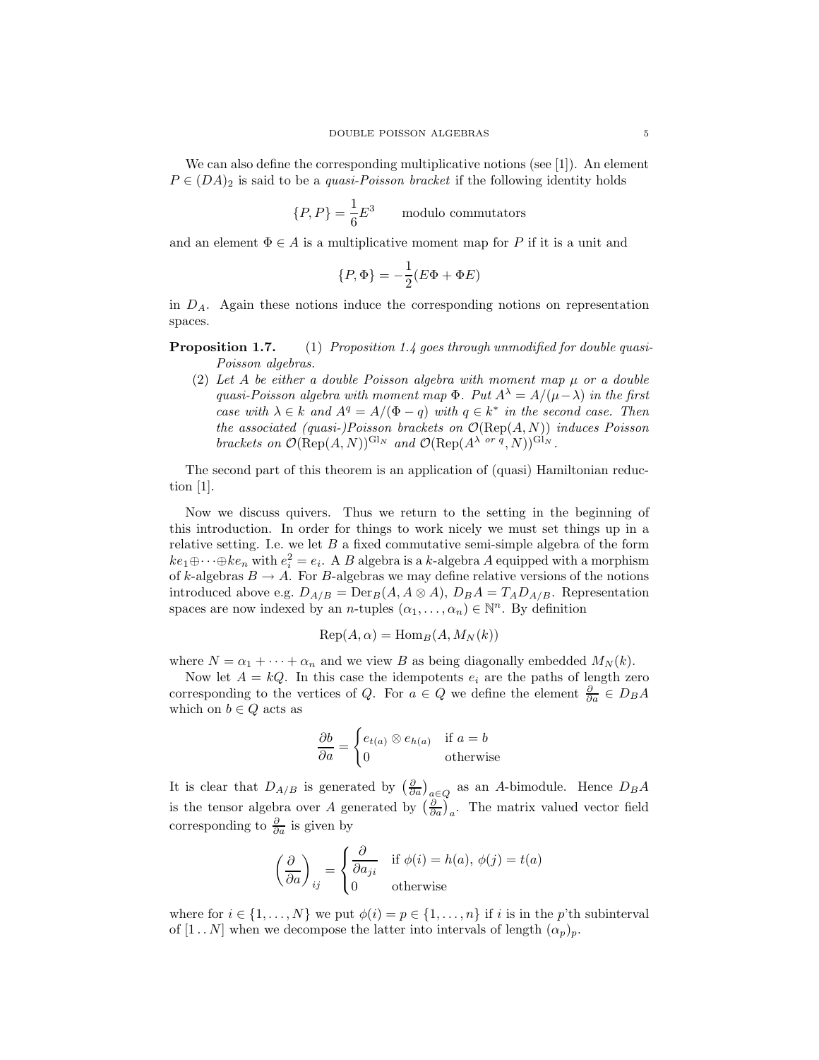We can also define the corresponding multiplicative notions (see [1]). An element $P \in (DA)_2$ is said to be a *quasi-Poisson bracket* if the following identity holds

$$\{P, P\} = \frac{1}{6}E^3 \qquad \text{modulo commutators}$$

and an element $\Phi \in A$ is a multiplicative moment map for $P$ if it is a unit and

$$\{P, \Phi\} = -\frac{1}{2}(E\Phi + \Phi E)$$

in $D_A$. Again these notions induce the corresponding notions on representation spaces.

**Proposition 1.7.** (1) *Proposition 1.4 goes through unmodified for double quasi-Poisson algebras.*

(2) *Let $A$ be either a double Poisson algebra with moment map $\mu$ or a double quasi-Poisson algebra with moment map $\Phi$. Put $A^\lambda = A/(\mu - \lambda)$ in the first case with $\lambda \in k$ and $A^q = A/(\Phi - q)$ with $q \in k^*$ in the second case. Then the associated (quasi-)Poisson brackets on $\mathcal{O}(\text{Rep}(A, N))$ induces Poisson brackets on $\mathcal{O}(\text{Rep}(A, N))^{\text{Gl}_N}$ and $\mathcal{O}(\text{Rep}(A^{\lambda \text{ or } q}, N))^{\text{Gl}_N}$.*

The second part of this theorem is an application of (quasi) Hamiltonian reduction [1].

Now we discuss quivers. Thus we return to the setting in the beginning of this introduction. In order for things to work nicely we must set things up in a relative setting. I.e. we let $B$ a fixed commutative semi-simple algebra of the form $ke_1 \oplus \cdots \oplus ke_n$ with $e_i^2 = e_i$. A $B$ algebra is a $k$-algebra $A$ equipped with a morphism of $k$-algebras $B \to A$. For $B$-algebras we may define relative versions of the notions introduced above e.g. $D_{A/B} = \text{Der}_B(A, A \otimes A)$, $D_B A = T_A D_{A/B}$. Representation spaces are now indexed by an $n$-tuples $(\alpha_1, \ldots, \alpha_n) \in \mathbb{N}^n$. By definition

$$\text{Rep}(A, \alpha) = \text{Hom}_B(A, M_N(k))$$

where $N = \alpha_1 + \cdots + \alpha_n$ and we view $B$ as being diagonally embedded $M_N(k)$.

Now let $A = kQ$. In this case the idempotents $e_i$ are the paths of length zero corresponding to the vertices of $Q$. For $a \in Q$ we define the element $\frac{\partial}{\partial a} \in D_B A$ which on $b \in Q$ acts as

$$\frac{\partial b}{\partial a} = \begin{cases} e_{t(a)} \otimes e_{h(a)} & \text{if } a = b \\ 0 & \text{otherwise} \end{cases}$$

It is clear that $D_{A/B}$ is generated by $\left(\frac{\partial}{\partial a}\right)_{a \in Q}$ as an $A$-bimodule. Hence $D_B A$ is the tensor algebra over $A$ generated by $\left(\frac{\partial}{\partial a}\right)_a$. The matrix valued vector field corresponding to $\frac{\partial}{\partial a}$ is given by

$$\left(\frac{\partial}{\partial a}\right)_{ij} = \begin{cases} \dfrac{\partial}{\partial a_{ji}} & \text{if } \phi(i) = h(a),\ \phi(j) = t(a) \\ 0 & \text{otherwise} \end{cases}$$

where for $i \in \{1, \ldots, N\}$ we put $\phi(i) = p \in \{1, \ldots, n\}$ if $i$ is in the $p$'th subinterval of $[1 \,..\, N]$ when we decompose the latter into intervals of length $(\alpha_p)_p$.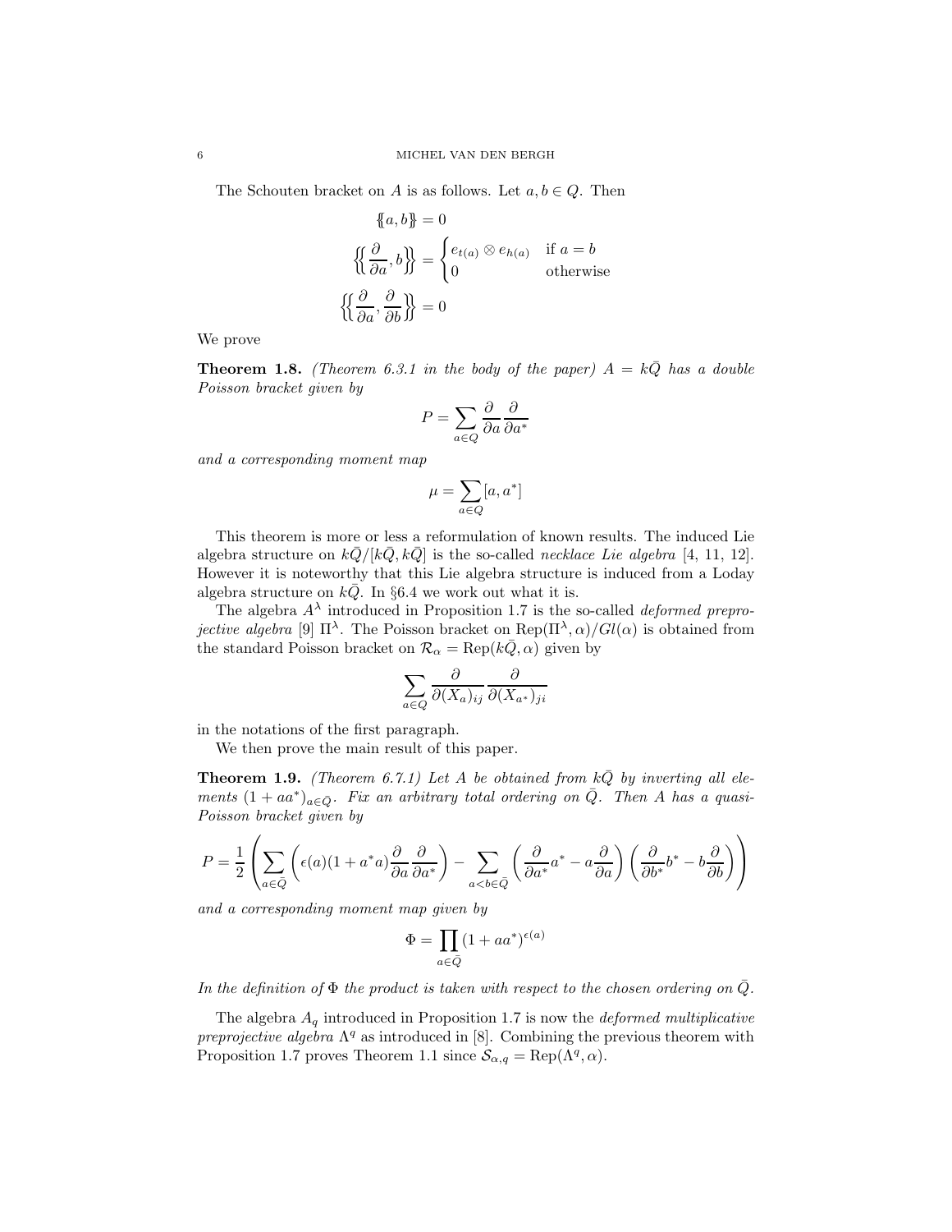The Schouten bracket on $A$ is as follows. Let $a, b \in Q$. Then

$$
\begin{aligned}
\{\!\{a, b\}\!\} &= 0 \\
\left\{\!\!\left\{\frac{\partial}{\partial a}, b\right\}\!\!\right\} &= \begin{cases} e_{t(a)} \otimes e_{h(a)} & \text{if } a = b \\ 0 & \text{otherwise} \end{cases} \\
\left\{\!\!\left\{\frac{\partial}{\partial a}, \frac{\partial}{\partial b}\right\}\!\!\right\} &= 0
\end{aligned}
$$

We prove

**Theorem 1.8.** *(Theorem 6.3.1 in the body of the paper) $A = k\bar{Q}$ has a double Poisson bracket given by*

$$P = \sum_{a \in Q} \frac{\partial}{\partial a} \frac{\partial}{\partial a^*}$$

*and a corresponding moment map*

$$\mu = \sum_{a \in Q} [a, a^*]$$

This theorem is more or less a reformulation of known results. The induced Lie algebra structure on $k\bar{Q}/[k\bar{Q}, k\bar{Q}]$ is the so-called *necklace Lie algebra* [4, 11, 12]. However it is noteworthy that this Lie algebra structure is induced from a Loday algebra structure on $k\bar{Q}$. In §6.4 we work out what it is.

The algebra $A^\lambda$ introduced in Proposition 1.7 is the so-called *deformed preprojective algebra* [9] $\Pi^\lambda$. The Poisson bracket on $\mathrm{Rep}(\Pi^\lambda, \alpha)/Gl(\alpha)$ is obtained from the standard Poisson bracket on $\mathcal{R}_\alpha = \mathrm{Rep}(k\bar{Q}, \alpha)$ given by

$$\sum_{a \in Q} \frac{\partial}{\partial (X_a)_{ij}} \frac{\partial}{\partial (X_{a^*})_{ji}}$$

in the notations of the first paragraph.

We then prove the main result of this paper.

**Theorem 1.9.** *(Theorem 6.7.1) Let $A$ be obtained from $k\bar{Q}$ by inverting all elements $(1 + aa^*)_{a \in \bar{Q}}$. Fix an arbitrary total ordering on $\bar{Q}$. Then $A$ has a quasi-Poisson bracket given by*

$$P = \frac{1}{2}\left(\sum_{a \in \bar{Q}} \left(\epsilon(a)(1 + a^* a)\frac{\partial}{\partial a}\frac{\partial}{\partial a^*}\right) - \sum_{a < b \in \bar{Q}} \left(\frac{\partial}{\partial a^*} a^* - a\frac{\partial}{\partial a}\right)\left(\frac{\partial}{\partial b^*} b^* - b\frac{\partial}{\partial b}\right)\right)$$

*and a corresponding moment map given by*

$$\Phi = \prod_{a \in \bar{Q}} (1 + aa^*)^{\epsilon(a)}$$

*In the definition of $\Phi$ the product is taken with respect to the chosen ordering on $\bar{Q}$.*

The algebra $A_q$ introduced in Proposition 1.7 is now the *deformed multiplicative preprojective algebra* $\Lambda^q$ as introduced in [8]. Combining the previous theorem with Proposition 1.7 proves Theorem 1.1 since $\mathcal{S}_{\alpha,q} = \mathrm{Rep}(\Lambda^q, \alpha)$.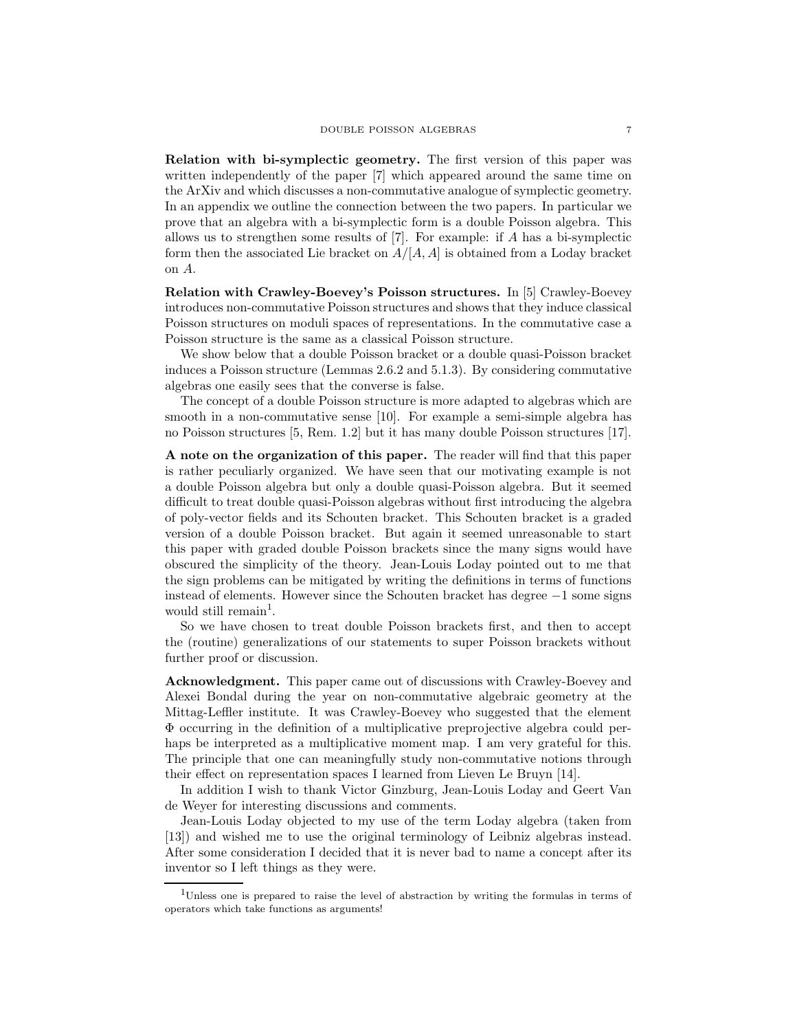**Relation with bi-symplectic geometry.** The first version of this paper was written independently of the paper [7] which appeared around the same time on the ArXiv and which discusses a non-commutative analogue of symplectic geometry. In an appendix we outline the connection between the two papers. In particular we prove that an algebra with a bi-symplectic form is a double Poisson algebra. This allows us to strengthen some results of [7]. For example: if $A$ has a bi-symplectic form then the associated Lie bracket on $A/[A, A]$ is obtained from a Loday bracket on $A$.

**Relation with Crawley-Boevey's Poisson structures.** In [5] Crawley-Boevey introduces non-commutative Poisson structures and shows that they induce classical Poisson structures on moduli spaces of representations. In the commutative case a Poisson structure is the same as a classical Poisson structure.

We show below that a double Poisson bracket or a double quasi-Poisson bracket induces a Poisson structure (Lemmas 2.6.2 and 5.1.3). By considering commutative algebras one easily sees that the converse is false.

The concept of a double Poisson structure is more adapted to algebras which are smooth in a non-commutative sense [10]. For example a semi-simple algebra has no Poisson structures [5, Rem. 1.2] but it has many double Poisson structures [17].

**A note on the organization of this paper.** The reader will find that this paper is rather peculiarly organized. We have seen that our motivating example is not a double Poisson algebra but only a double quasi-Poisson algebra. But it seemed difficult to treat double quasi-Poisson algebras without first introducing the algebra of poly-vector fields and its Schouten bracket. This Schouten bracket is a graded version of a double Poisson bracket. But again it seemed unreasonable to start this paper with graded double Poisson brackets since the many signs would have obscured the simplicity of the theory. Jean-Louis Loday pointed out to me that the sign problems can be mitigated by writing the definitions in terms of functions instead of elements. However since the Schouten bracket has degree $-1$ some signs would still remain[1].

So we have chosen to treat double Poisson brackets first, and then to accept the (routine) generalizations of our statements to super Poisson brackets without further proof or discussion.

**Acknowledgment.** This paper came out of discussions with Crawley-Boevey and Alexei Bondal during the year on non-commutative algebraic geometry at the Mittag-Leffler institute. It was Crawley-Boevey who suggested that the element $\Phi$ occurring in the definition of a multiplicative preprojective algebra could perhaps be interpreted as a multiplicative moment map. I am very grateful for this. The principle that one can meaningfully study non-commutative notions through their effect on representation spaces I learned from Lieven Le Bruyn [14].

In addition I wish to thank Victor Ginzburg, Jean-Louis Loday and Geert Van de Weyer for interesting discussions and comments.

Jean-Louis Loday objected to my use of the term Loday algebra (taken from [13]) and wished me to use the original terminology of Leibniz algebras instead. After some consideration I decided that it is never bad to name a concept after its inventor so I left things as they were.

[1] Unless one is prepared to raise the level of abstraction by writing the formulas in terms of operators which take functions as arguments!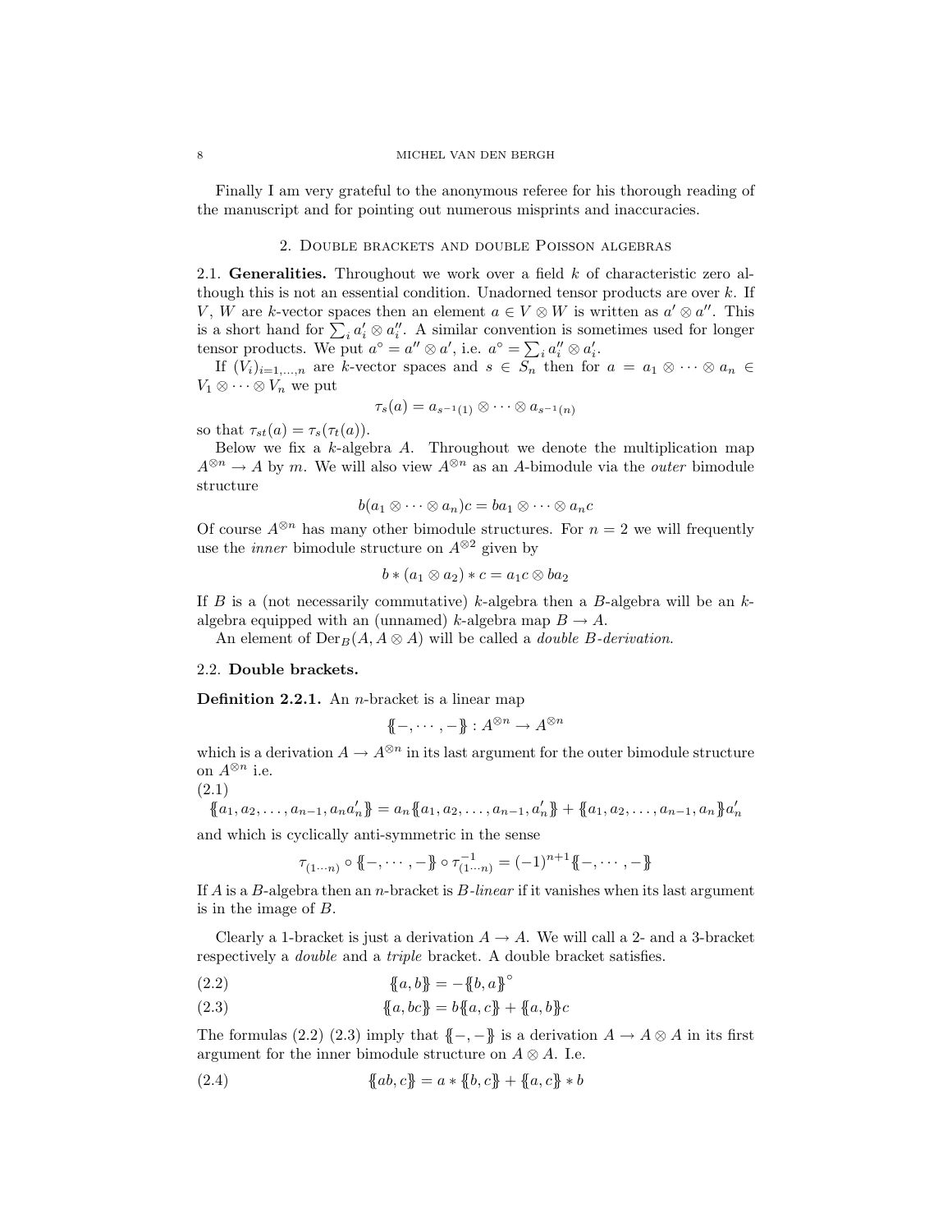Finally I am very grateful to the anonymous referee for his thorough reading of the manuscript and for pointing out numerous misprints and inaccuracies.

## 2. Double brackets and double Poisson algebras

2.1. **Generalities.** Throughout we work over a field $k$ of characteristic zero although this is not an essential condition. Unadorned tensor products are over $k$. If $V$, $W$ are $k$-vector spaces then an element $a \in V \otimes W$ is written as $a' \otimes a''$. This is a short hand for $\sum_i a'_i \otimes a''_i$. A similar convention is sometimes used for longer tensor products. We put $a^\circ = a'' \otimes a'$, i.e. $a^\circ = \sum_i a''_i \otimes a'_i$.

If $(V_i)_{i=1,\ldots,n}$ are $k$-vector spaces and $s \in S_n$ then for $a = a_1 \otimes \cdots \otimes a_n \in V_1 \otimes \cdots \otimes V_n$ we put

$$\tau_s(a) = a_{s^{-1}(1)} \otimes \cdots \otimes a_{s^{-1}(n)}$$

so that $\tau_{st}(a) = \tau_s(\tau_t(a))$.

Below we fix a $k$-algebra $A$. Throughout we denote the multiplication map $A^{\otimes n} \to A$ by $m$. We will also view $A^{\otimes n}$ as an $A$-bimodule via the *outer* bimodule structure

$$b(a_1 \otimes \cdots \otimes a_n)c = ba_1 \otimes \cdots \otimes a_n c$$

Of course $A^{\otimes n}$ has many other bimodule structures. For $n = 2$ we will frequently use the *inner* bimodule structure on $A^{\otimes 2}$ given by

$$b * (a_1 \otimes a_2) * c = a_1 c \otimes b a_2$$

If $B$ is a (not necessarily commutative) $k$-algebra then a $B$-algebra will be an $k$-algebra equipped with an (unnamed) $k$-algebra map $B \to A$.

An element of $\operatorname{Der}_B(A, A \otimes A)$ will be called a *double $B$-derivation*.

2.2. **Double brackets.**

**Definition 2.2.1.** An $n$-bracket is a linear map

$$\{\!\{-, \cdots, -\}\!\} : A^{\otimes n} \to A^{\otimes n}$$

which is a derivation $A \to A^{\otimes n}$ in its last argument for the outer bimodule structure on $A^{\otimes n}$ i.e.

(2.1)
$$\{\!\{a_1, a_2, \ldots, a_{n-1}, a_n a'_n\}\!\} = a_n \{\!\{a_1, a_2, \ldots, a_{n-1}, a'_n\}\!\} + \{\!\{a_1, a_2, \ldots, a_{n-1}, a_n\}\!\} a'_n$$

and which is cyclically anti-symmetric in the sense

$$\tau_{(1\cdots n)} \circ \{\!\{-, \cdots, -\}\!\} \circ \tau_{(1\cdots n)}^{-1} = (-1)^{n+1} \{\!\{-, \cdots, -\}\!\}$$

If $A$ is a $B$-algebra then an $n$-bracket is *$B$-linear* if it vanishes when its last argument is in the image of $B$.

Clearly a 1-bracket is just a derivation $A \to A$. We will call a 2- and a 3-bracket respectively a *double* and a *triple* bracket. A double bracket satisfies.

$$\{\!\{a, b\}\!\} = -\{\!\{b, a\}\!\}^\circ \tag{2.2}$$

$$\{\!\{a, bc\}\!\} = b\{\!\{a, c\}\!\} + \{\!\{a, b\}\!\} c \tag{2.3}$$

The formulas (2.2) (2.3) imply that $\{\!\{-, -\}\!\}$ is a derivation $A \to A \otimes A$ in its first argument for the inner bimodule structure on $A \otimes A$. I.e.

$$\{\!\{ab, c\}\!\} = a * \{\!\{b, c\}\!\} + \{\!\{a, c\}\!\} * b \tag{2.4}$$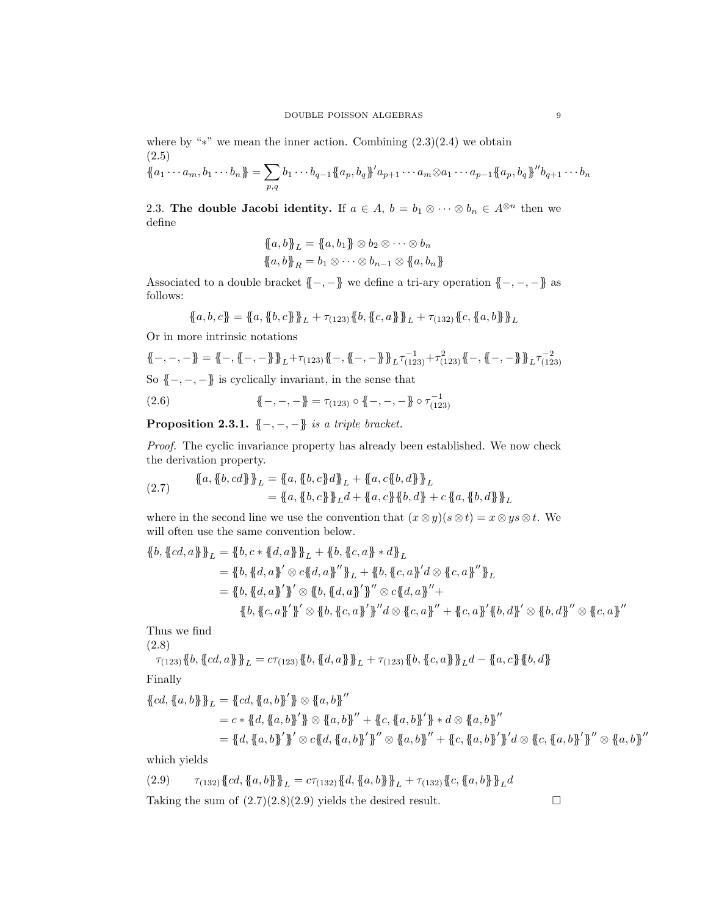where by "$*$" we mean the inner action. Combining (2.3)(2.4) we obtain

(2.5)
$$\{\!\{a_1\cdots a_m, b_1\cdots b_n\}\!\} = \sum_{p,q} b_1\cdots b_{q-1}\{\!\{a_p,b_q\}\!\}' a_{p+1}\cdots a_m \otimes a_1\cdots a_{p-1}\{\!\{a_p,b_q\}\!\}'' b_{q+1}\cdots b_n$$

2.3. **The double Jacobi identity.** If $a\in A$, $b=b_1\otimes\cdots\otimes b_n\in A^{\otimes n}$ then we define

$$\{\!\{a,b\}\!\}_L = \{\!\{a,b_1\}\!\}\otimes b_2\otimes\cdots\otimes b_n$$
$$\{\!\{a,b\}\!\}_R = b_1\otimes\cdots\otimes b_{n-1}\otimes\{\!\{a,b_n\}\!\}$$

Associated to a double bracket $\{\!\{-,-\}\!\}$ we define a tri-ary operation $\{\!\{-,-,-\}\!\}$ as follows:

$$\{\!\{a,b,c\}\!\} = \{\!\{a,\{\!\{b,c\}\!\}\}\!\}_L + \tau_{(123)}\{\!\{b,\{\!\{c,a\}\!\}\}\!\}_L + \tau_{(132)}\{\!\{c,\{\!\{a,b\}\!\}\}\!\}_L$$

Or in more intrinsic notations

$$\{\!\{-,-,-\}\!\} = \{\!\{-,\{\!\{-,-\}\!\}\}\!\}_L + \tau_{(123)}\{\!\{-,\{\!\{-,-\}\!\}\}\!\}_L\tau_{(123)}^{-1} + \tau_{(123)}^2\{\!\{-,\{\!\{-,-\}\!\}\}\!\}_L\tau_{(123)}^{-2}$$

So $\{\!\{-,-,-\}\!\}$ is cyclically invariant, in the sense that

$$\{\!\{-,-,-\}\!\} = \tau_{(123)}\circ\{\!\{-,-,-\}\!\}\circ\tau_{(123)}^{-1} \tag{2.6}$$

**Proposition 2.3.1.** *$\{\!\{-,-,-\}\!\}$ is a triple bracket.*

*Proof.* The cyclic invariance property has already been established. We now check the derivation property.

$$\begin{aligned}\{\!\{a,\{\!\{b,cd\}\!\}\}\!\}_L &= \{\!\{a,\{\!\{b,c\}\!\}d\}\!\}_L + \{\!\{a,c\{\!\{b,d\}\!\}\}\!\}_L\\ &= \{\!\{a,\{\!\{b,c\}\!\}\}\!\}_L d + \{\!\{a,c\}\!\}\{\!\{b,d\}\!\} + c\,\{\!\{a,\{\!\{b,d\}\!\}\}\!\}_L\end{aligned} \tag{2.7}$$

where in the second line we use the convention that $(x\otimes y)(s\otimes t) = x\otimes ys\otimes t$. We will often use the same convention below.

$$\begin{aligned}\{\!\{b,\{\!\{cd,a\}\!\}\}\!\}_L &= \{\!\{b,c*\{\!\{d,a\}\!\}\}\!\}_L + \{\!\{b,\{\!\{c,a\}\!\}*d\}\!\}_L\\ &= \{\!\{b,\{\!\{d,a\}\!\}'\otimes c\{\!\{d,a\}\!\}''\}\!\}_L + \{\!\{b,\{\!\{c,a\}\!\}'d\otimes\{\!\{c,a\}\!\}''\}\!\}_L\\ &= \{\!\{b,\{\!\{d,a\}\!\}'\}\!\}'\otimes\{\!\{b,\{\!\{d,a\}\!\}'\}\!\}''\otimes c\{\!\{d,a\}\!\}'' +\\ &\qquad \{\!\{b,\{\!\{c,a\}\!\}'\}\!\}'\otimes\{\!\{b,\{\!\{c,a\}\!\}'\}\!\}''d\otimes\{\!\{c,a\}\!\}'' + \{\!\{c,a\}\!\}'\{\!\{b,d\}\!\}'\otimes\{\!\{b,d\}\!\}''\otimes\{\!\{c,a\}\!\}''\end{aligned}$$

Thus we find

(2.8)
$$\tau_{(123)}\{\!\{b,\{\!\{cd,a\}\!\}\}\!\}_L = c\tau_{(123)}\{\!\{b,\{\!\{d,a\}\!\}\}\!\}_L + \tau_{(123)}\{\!\{b,\{\!\{c,a\}\!\}\}\!\}_L d - \{\!\{a,c\}\!\}\{\!\{b,d\}\!\}$$

Finally

$$\begin{aligned}\{\!\{cd,\{\!\{a,b\}\!\}\}\!\}_L &= \{\!\{cd,\{\!\{a,b\}\!\}'\}\!\}\otimes\{\!\{a,b\}\!\}''\\ &= c*\{\!\{d,\{\!\{a,b\}\!\}'\}\!\}\otimes\{\!\{a,b\}\!\}'' + \{\!\{c,\{\!\{a,b\}\!\}'\}\!\}*d\otimes\{\!\{a,b\}\!\}''\\ &= \{\!\{d,\{\!\{a,b\}\!\}'\}\!\}'\otimes c\{\!\{d,\{\!\{a,b\}\!\}'\}\!\}''\otimes\{\!\{a,b\}\!\}'' + \{\!\{c,\{\!\{a,b\}\!\}'\}\!\}'d\otimes\{\!\{c,\{\!\{a,b\}\!\}'\}\!\}''\otimes\{\!\{a,b\}\!\}''\end{aligned}$$

which yields

$$\tau_{(132)}\{\!\{cd,\{\!\{a,b\}\!\}\}\!\}_L = c\tau_{(132)}\{\!\{d,\{\!\{a,b\}\!\}\}\!\}_L + \tau_{(132)}\{\!\{c,\{\!\{a,b\}\!\}\}\!\}_L d \tag{2.9}$$

Taking the sum of (2.7)(2.8)(2.9) yields the desired result. $\square$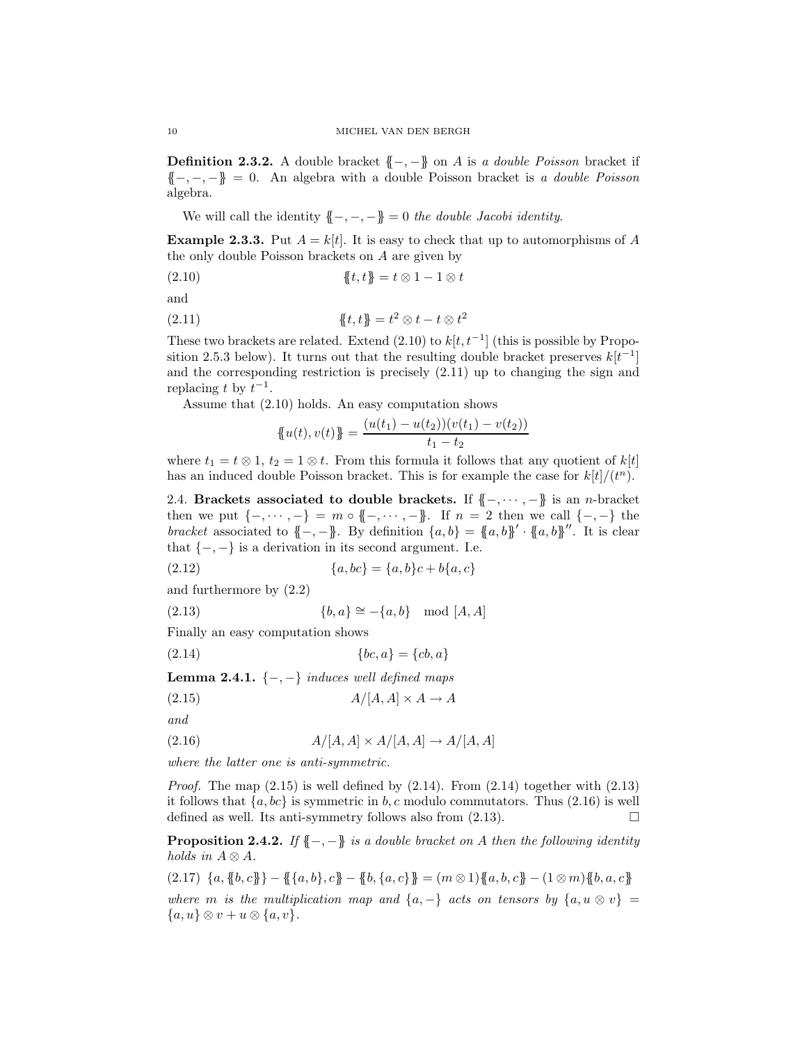**Definition 2.3.2.** A double bracket $\{\!\{-,-\}\!\}$ on $A$ is *a double Poisson* bracket if $\{\!\{-,-,-\}\!\} = 0$. An algebra with a double Poisson bracket is *a double Poisson* algebra.

We will call the identity $\{\!\{-,-,-\}\!\} = 0$ *the double Jacobi identity*.

**Example 2.3.3.** Put $A = k[t]$. It is easy to check that up to automorphisms of $A$ the only double Poisson brackets on $A$ are given by

$$\{\!\{t,t\}\!\} = t \otimes 1 - 1 \otimes t \tag{2.10}$$

and

$$\{\!\{t,t\}\!\} = t^2 \otimes t - t \otimes t^2 \tag{2.11}$$

These two brackets are related. Extend (2.10) to $k[t,t^{-1}]$ (this is possible by Proposition 2.5.3 below). It turns out that the resulting double bracket preserves $k[t^{-1}]$ and the corresponding restriction is precisely (2.11) up to changing the sign and replacing $t$ by $t^{-1}$.

Assume that (2.10) holds. An easy computation shows

$$\{\!\{u(t), v(t)\}\!\} = \frac{(u(t_1) - u(t_2))(v(t_1) - v(t_2))}{t_1 - t_2}$$

where $t_1 = t \otimes 1$, $t_2 = 1 \otimes t$. From this formula it follows that any quotient of $k[t]$ has an induced double Poisson bracket. This is for example the case for $k[t]/(t^n)$.

2.4. **Brackets associated to double brackets.** If $\{\!\{-,\cdots,-\}\!\}$ is an $n$-bracket then we put $\{-,\cdots,-\} = m \circ \{\!\{-,\cdots,-\}\!\}$. If $n = 2$ then we call $\{-,-\}$ the *bracket* associated to $\{\!\{-,-\}\!\}$. By definition $\{a,b\} = \{\!\{a,b\}\!\}' \cdot \{\!\{a,b\}\!\}''$. It is clear that $\{-,-\}$ is a derivation in its second argument. I.e.

$$\{a, bc\} = \{a,b\}c + b\{a,c\} \tag{2.12}$$

and furthermore by (2.2)

$$\{b,a\} \cong -\{a,b\} \mod [A,A] \tag{2.13}$$

Finally an easy computation shows

$$\{bc, a\} = \{cb, a\} \tag{2.14}$$

**Lemma 2.4.1.** *$\{-,-\}$ induces well defined maps*

$$A/[A,A] \times A \to A \tag{2.15}$$

*and*

$$A/[A,A] \times A/[A,A] \to A/[A,A] \tag{2.16}$$

*where the latter one is anti-symmetric.*

*Proof.* The map (2.15) is well defined by (2.14). From (2.14) together with (2.13) it follows that $\{a, bc\}$ is symmetric in $b,c$ modulo commutators. Thus (2.16) is well defined as well. Its anti-symmetry follows also from (2.13). $\square$

**Proposition 2.4.2.** *If $\{\!\{-,-\}\!\}$ is a double bracket on $A$ then the following identity holds in $A \otimes A$.*

$$\{a, \{\!\{b,c\}\!\}\} - \{\!\{\{a,b\},c\}\!\} - \{\!\{b,\{a,c\}\}\!\} = (m \otimes 1)\{\!\{a,b,c\}\!\} - (1 \otimes m)\{\!\{b,a,c\}\!\} \tag{2.17}$$

*where $m$ is the multiplication map and $\{a,-\}$ acts on tensors by $\{a, u \otimes v\} = \{a,u\} \otimes v + u \otimes \{a,v\}$.*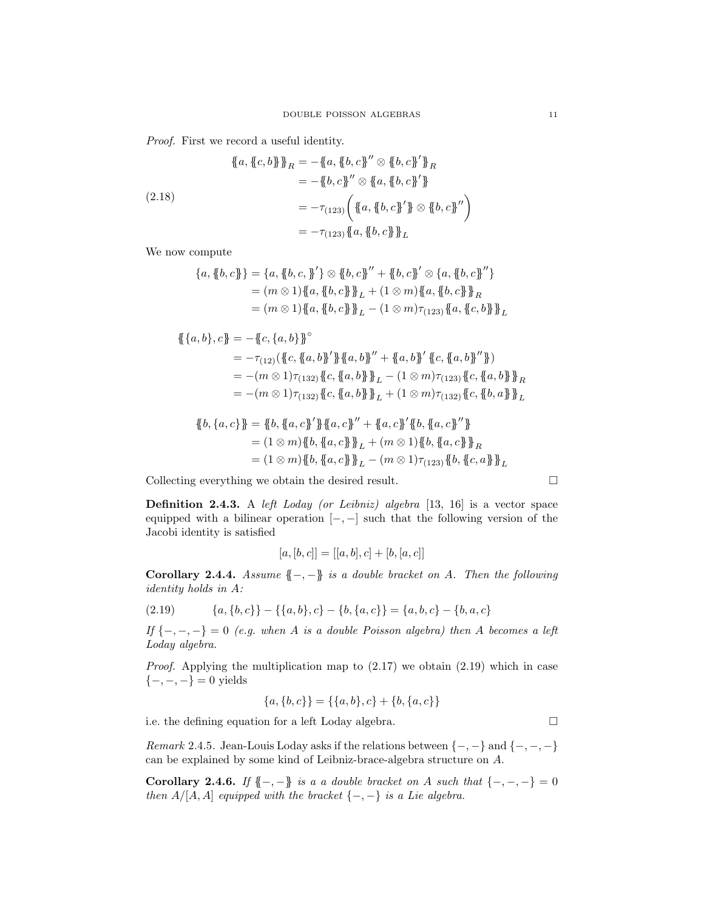*Proof.* First we record a useful identity.

$$
\begin{aligned}
\{\!\{a, \{\!\{c,b\}\!\}\}\!\}_R &= -\{\!\{a, \{\!\{b,c\}\!\}'' \otimes \{\!\{b,c\}\!\}'\}\!\}_R \\
&= -\{\!\{b,c\}\!\}'' \otimes \{\!\{a, \{\!\{b,c\}\!\}'\}\!\} \\
&= -\tau_{(123)}\Big(\{\!\{a, \{\!\{b,c\}\!\}'\}\!\} \otimes \{\!\{b,c\}\!\}''\Big) \\
&= -\tau_{(123)}\{\!\{a, \{\!\{b,c\}\!\}\}\!\}_L
\end{aligned}
\tag{2.18}
$$

We now compute

$$
\begin{aligned}
\{a, \{\!\{b,c\}\!\}\} &= \{a, \{\!\{b,c,\}\!\}'\} \otimes \{\!\{b,c\}\!\}'' + \{\!\{b,c\}\!\}' \otimes \{a, \{\!\{b,c\}\!\}''\} \\
&= (m \otimes 1)\{\!\{a, \{\!\{b,c\}\!\}\}\!\}_L + (1 \otimes m)\{\!\{a, \{\!\{b,c\}\!\}\}\!\}_R \\
&= (m \otimes 1)\{\!\{a, \{\!\{b,c\}\!\}\}\!\}_L - (1 \otimes m)\tau_{(123)}\{\!\{a, \{\!\{c,b\}\!\}\}\!\}_L
\end{aligned}
$$

$$
\begin{aligned}
\{\!\{\{a,b\},c\}\!\} &= -\{\!\{c, \{a,b\}\}\!\}^\circ \\
&= -\tau_{(12)}(\{\!\{c, \{\!\{a,b\}\!\}'\}\!\}\{\!\{a,b\}\!\}'' + \{\!\{a,b\}\!\}'\{\!\{c, \{\!\{a,b\}\!\}''\}\!\}) \\
&= -(m \otimes 1)\tau_{(132)}\{\!\{c, \{\!\{a,b\}\!\}\}\!\}_L - (1 \otimes m)\tau_{(123)}\{\!\{c, \{\!\{a,b\}\!\}\}\!\}_R \\
&= -(m \otimes 1)\tau_{(132)}\{\!\{c, \{\!\{a,b\}\!\}\}\!\}_L + (1 \otimes m)\tau_{(132)}\{\!\{c, \{\!\{b,a\}\!\}\}\!\}_L
\end{aligned}
$$

$$
\begin{aligned}
\{\!\{b, \{a,c\}\}\!\} &= \{\!\{b, \{\!\{a,c\}\!\}'\}\!\}\{\!\{a,c\}\!\}'' + \{\!\{a,c\}\!\}'\{\!\{b, \{\!\{a,c\}\!\}''\}\!\} \\
&= (1 \otimes m)\{\!\{b, \{\!\{a,c\}\!\}\}\!\}_L + (m \otimes 1)\{\!\{b, \{\!\{a,c\}\!\}\}\!\}_R \\
&= (1 \otimes m)\{\!\{b, \{\!\{a,c\}\!\}\}\!\}_L - (m \otimes 1)\tau_{(123)}\{\!\{b, \{\!\{c,a\}\!\}\}\!\}_L
\end{aligned}
$$

Collecting everything we obtain the desired result. □

**Definition 2.4.3.** A *left Loday (or Leibniz) algebra* [13, 16] is a vector space equipped with a bilinear operation $[-,-]$ such that the following version of the Jacobi identity is satisfied

$$[a,[b,c]] = [[a,b],c] + [b,[a,c]]$$

**Corollary 2.4.4.** *Assume $\{\!\{-,-\}\!\}$ is a double bracket on $A$. Then the following identity holds in $A$:*

$$\{a, \{b,c\}\} - \{\{a,b\},c\} - \{b, \{a,c\}\} = \{a,b,c\} - \{b,a,c\} \tag{2.19}$$

*If $\{-,-,-\} = 0$ (e.g. when $A$ is a double Poisson algebra) then $A$ becomes a left Loday algebra.*

*Proof.* Applying the multiplication map to (2.17) we obtain (2.19) which in case $\{-,-,-\} = 0$ yields

$$\{a, \{b,c\}\} = \{\{a,b\},c\} + \{b, \{a,c\}\}$$

i.e. the defining equation for a left Loday algebra. □

*Remark* 2.4.5. Jean-Louis Loday asks if the relations between $\{-,-\}$ and $\{-,-,-\}$ can be explained by some kind of Leibniz-brace-algebra structure on $A$.

**Corollary 2.4.6.** *If $\{\!\{-,-\}\!\}$ is a a double bracket on $A$ such that $\{-,-,-\} = 0$ then $A/[A,A]$ equipped with the bracket $\{-,-\}$ is a Lie algebra.*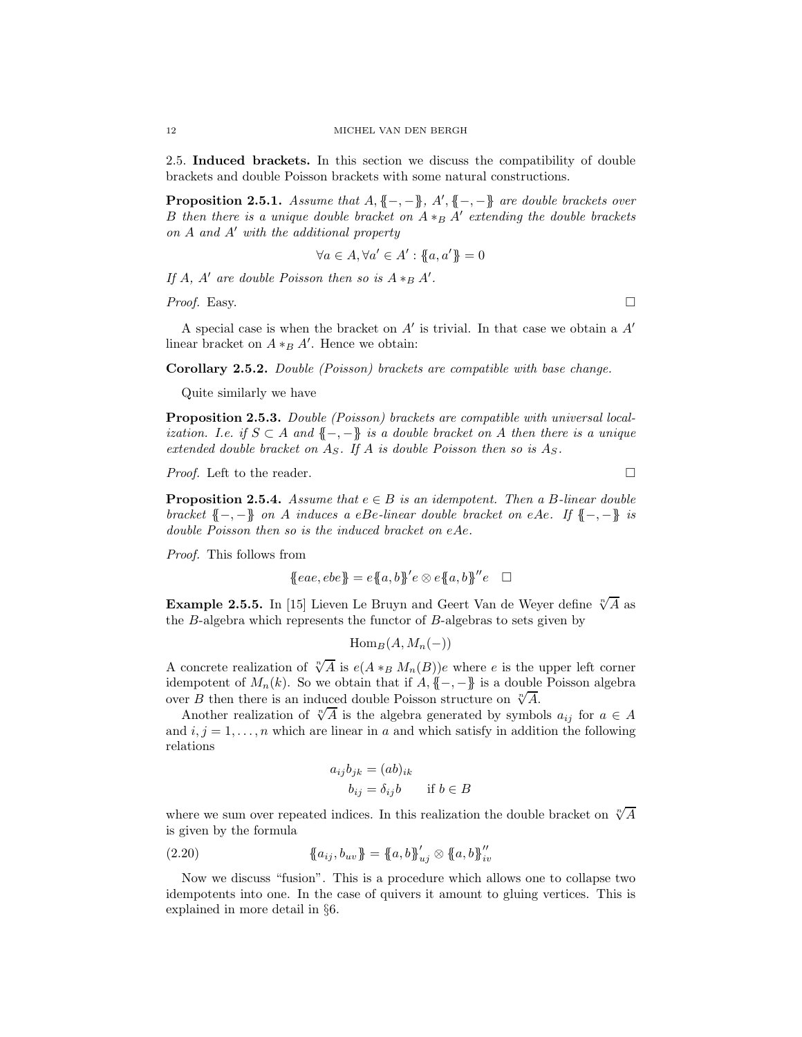## 2.5. Induced brackets.

In this section we discuss the compatibility of double brackets and double Poisson brackets with some natural constructions.

**Proposition 2.5.1.** *Assume that $A, \{\!\{-,-\}\!\}$, $A', \{\!\{-,-\}\!\}$ are double brackets over $B$ then there is a unique double bracket on $A *_B A'$ extending the double brackets on $A$ and $A'$ with the additional property*

$$\forall a \in A, \forall a' \in A' : \{\!\{a, a'\}\!\} = 0$$

*If $A$, $A'$ are double Poisson then so is $A *_B A'$.*

*Proof.* Easy. □

A special case is when the bracket on $A'$ is trivial. In that case we obtain a $A'$ linear bracket on $A *_B A'$. Hence we obtain:

**Corollary 2.5.2.** *Double (Poisson) brackets are compatible with base change.*

Quite similarly we have

**Proposition 2.5.3.** *Double (Poisson) brackets are compatible with universal localization. I.e. if $S \subset A$ and $\{\!\{-,-\}\!\}$ is a double bracket on $A$ then there is a unique extended double bracket on $A_S$. If $A$ is double Poisson then so is $A_S$.*

*Proof.* Left to the reader. □

**Proposition 2.5.4.** *Assume that $e \in B$ is an idempotent. Then a $B$-linear double bracket $\{\!\{-,-\}\!\}$ on $A$ induces a $eBe$-linear double bracket on $eAe$. If $\{\!\{-,-\}\!\}$ is double Poisson then so is the induced bracket on $eAe$.*

*Proof.* This follows from

$$\{\!\{eae, ebe\}\!\} = e\{\!\{a,b\}\!\}'e \otimes e\{\!\{a,b\}\!\}''e \quad \square$$

**Example 2.5.5.** In [15] Lieven Le Bruyn and Geert Van de Weyer define $\sqrt[n]{A}$ as the $B$-algebra which represents the functor of $B$-algebras to sets given by

$$\operatorname{Hom}_B(A, M_n(-))$$

A concrete realization of $\sqrt[n]{A}$ is $e(A *_B M_n(B))e$ where $e$ is the upper left corner idempotent of $M_n(k)$. So we obtain that if $A, \{\!\{-,-\}\!\}$ is a double Poisson algebra over $B$ then there is an induced double Poisson structure on $\sqrt[n]{A}$.

Another realization of $\sqrt[n]{A}$ is the algebra generated by symbols $a_{ij}$ for $a \in A$ and $i, j = 1, \ldots, n$ which are linear in $a$ and which satisfy in addition the following relations

$$\begin{aligned} a_{ij} b_{jk} &= (ab)_{ik} \\ b_{ij} &= \delta_{ij} b \qquad \text{if } b \in B \end{aligned}$$

where we sum over repeated indices. In this realization the double bracket on $\sqrt[n]{A}$ is given by the formula

$$\{\!\{a_{ij}, b_{uv}\}\!\} = \{\!\{a,b\}\!\}'_{uj} \otimes \{\!\{a,b\}\!\}''_{iv} \tag{2.20}$$

Now we discuss "fusion". This is a procedure which allows one to collapse two idempotents into one. In the case of quivers it amount to gluing vertices. This is explained in more detail in §6.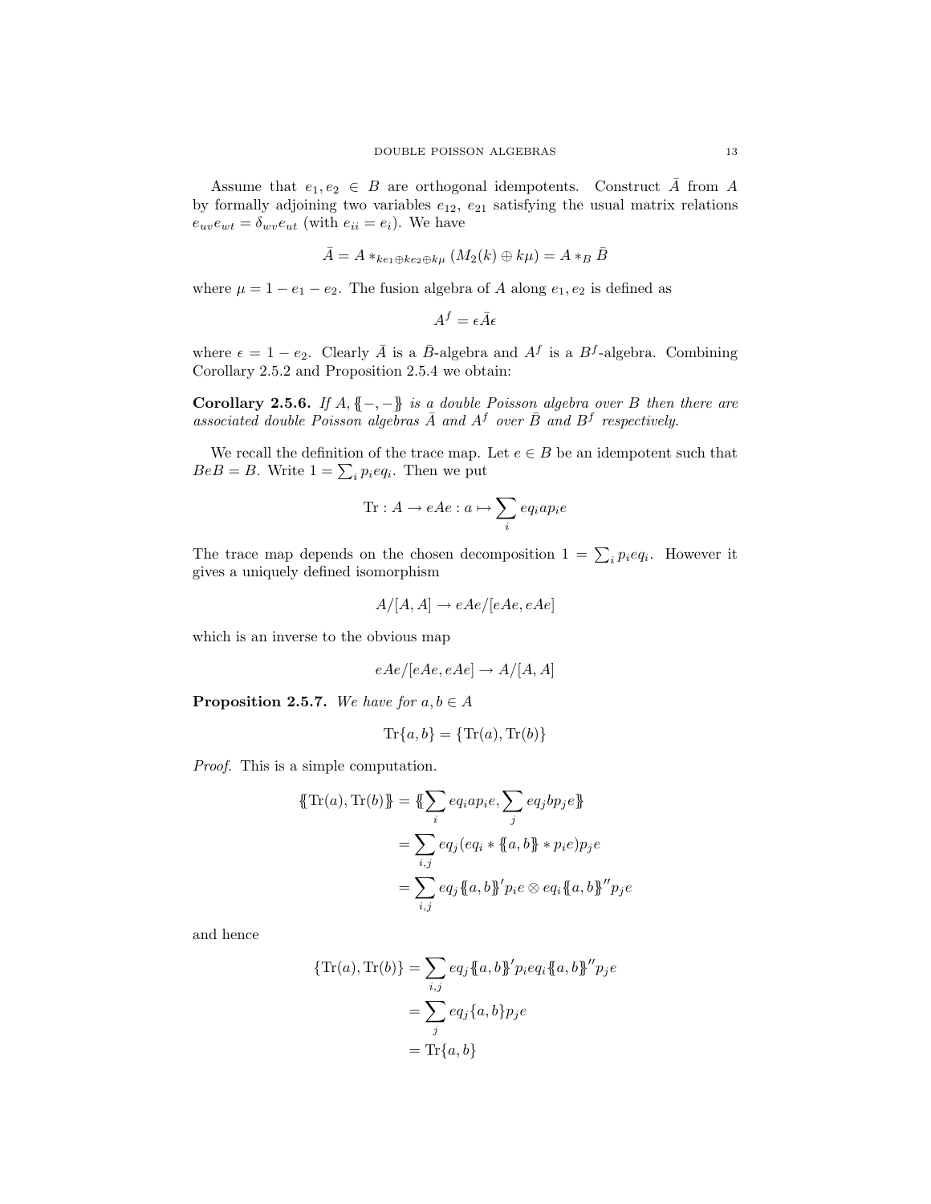Assume that $e_1, e_2 \in B$ are orthogonal idempotents. Construct $\bar{A}$ from $A$ by formally adjoining two variables $e_{12}$, $e_{21}$ satisfying the usual matrix relations $e_{uv}e_{wt} = \delta_{wv}e_{ut}$ (with $e_{ii} = e_i$). We have

$$\bar{A} = A *_{ke_1 \oplus ke_2 \oplus k\mu} (M_2(k) \oplus k\mu) = A *_B \bar{B}$$

where $\mu = 1 - e_1 - e_2$. The fusion algebra of $A$ along $e_1, e_2$ is defined as

$$A^f = \epsilon \bar{A} \epsilon$$

where $\epsilon = 1 - e_2$. Clearly $\bar{A}$ is a $\bar{B}$-algebra and $A^f$ is a $B^f$-algebra. Combining Corollary 2.5.2 and Proposition 2.5.4 we obtain:

**Corollary 2.5.6.** *If $A, \{\!\{-,-\}\!\}$ is a double Poisson algebra over $B$ then there are associated double Poisson algebras $\bar{A}$ and $A^f$ over $\bar{B}$ and $B^f$ respectively.*

We recall the definition of the trace map. Let $e \in B$ be an idempotent such that $BeB = B$. Write $1 = \sum_i p_i e q_i$. Then we put

$$\mathrm{Tr} : A \to eAe : a \mapsto \sum_i e q_i a p_i e$$

The trace map depends on the chosen decomposition $1 = \sum_i p_i e q_i$. However it gives a uniquely defined isomorphism

$$A/[A, A] \to eAe/[eAe, eAe]$$

which is an inverse to the obvious map

$$eAe/[eAe, eAe] \to A/[A, A]$$

**Proposition 2.5.7.** *We have for $a, b \in A$*

$$\mathrm{Tr}\{a, b\} = \{\mathrm{Tr}(a), \mathrm{Tr}(b)\}$$

*Proof.* This is a simple computation.

$$\begin{aligned}
\{\!\{\mathrm{Tr}(a), \mathrm{Tr}(b)\}\!\} &= \{\!\{\sum_i e q_i a p_i e, \sum_j e q_j b p_j e\}\!\} \\
&= \sum_{i,j} e q_j (e q_i * \{\!\{a, b\}\!\} * p_i e) p_j e \\
&= \sum_{i,j} e q_j \{\!\{a, b\}\!\}' p_i e \otimes e q_i \{\!\{a, b\}\!\}'' p_j e
\end{aligned}$$

and hence

$$\begin{aligned}
\{\mathrm{Tr}(a), \mathrm{Tr}(b)\} &= \sum_{i,j} e q_j \{\!\{a, b\}\!\}' p_i e q_i \{\!\{a, b\}\!\}'' p_j e \\
&= \sum_j e q_j \{a, b\} p_j e \\
&= \mathrm{Tr}\{a, b\}
\end{aligned}$$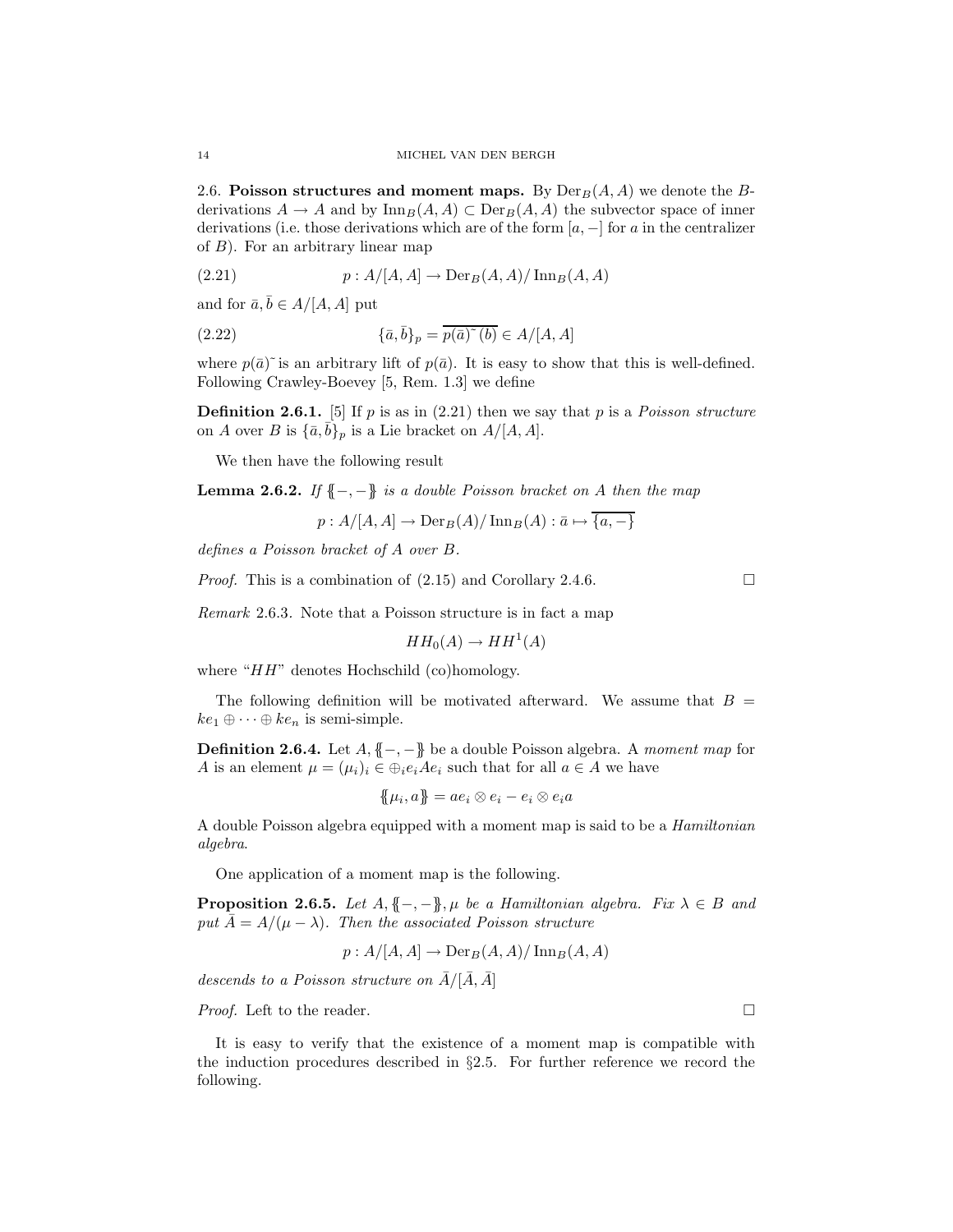2.6. **Poisson structures and moment maps.** By $\operatorname{Der}_B(A, A)$ we denote the $B$-derivations $A \to A$ and by $\operatorname{Inn}_B(A, A) \subset \operatorname{Der}_B(A, A)$ the subvector space of inner derivations (i.e. those derivations which are of the form $[a, -]$ for $a$ in the centralizer of $B$). For an arbitrary linear map

$$p : A/[A, A] \to \operatorname{Der}_B(A, A)/\operatorname{Inn}_B(A, A) \tag{2.21}$$

and for $\bar{a}, \bar{b} \in A/[A, A]$ put

$$\{\bar{a}, \bar{b}\}_p = \overline{p(\bar{a})\tilde{}\,(b)} \in A/[A, A] \tag{2.22}$$

where $p(\bar{a})\tilde{}$ is an arbitrary lift of $p(\bar{a})$. It is easy to show that this is well-defined. Following Crawley-Boevey [5, Rem. 1.3] we define

**Definition 2.6.1.** [5] If $p$ is as in (2.21) then we say that $p$ is a *Poisson structure* on $A$ over $B$ is $\{\bar{a}, \bar{b}\}_p$ is a Lie bracket on $A/[A, A]$.

We then have the following result

**Lemma 2.6.2.** *If $\{\!\{-, -\}\!\}$ is a double Poisson bracket on $A$ then the map*

$$p : A/[A, A] \to \operatorname{Der}_B(A)/\operatorname{Inn}_B(A) : \bar{a} \mapsto \overline{\{a, -\}}$$

*defines a Poisson bracket of $A$ over $B$.*

*Proof.* This is a combination of (2.15) and Corollary 2.4.6. □

*Remark* 2.6.3. Note that a Poisson structure is in fact a map

$$HH_0(A) \to HH^1(A)$$

where "$HH$" denotes Hochschild (co)homology.

The following definition will be motivated afterward. We assume that $B = ke_1 \oplus \cdots \oplus ke_n$ is semi-simple.

**Definition 2.6.4.** Let $A, \{\!\{-, -\}\!\}$ be a double Poisson algebra. A *moment map* for $A$ is an element $\mu = (\mu_i)_i \in \oplus_i e_i A e_i$ such that for all $a \in A$ we have

$$\{\!\{\mu_i, a\}\!\} = ae_i \otimes e_i - e_i \otimes e_i a$$

A double Poisson algebra equipped with a moment map is said to be a *Hamiltonian algebra*.

One application of a moment map is the following.

**Proposition 2.6.5.** *Let $A, \{\!\{-, -\}\!\}, \mu$ be a Hamiltonian algebra. Fix $\lambda \in B$ and put $\bar{A} = A/(\mu - \lambda)$. Then the associated Poisson structure*

$$p : A/[A, A] \to \operatorname{Der}_B(A, A)/\operatorname{Inn}_B(A, A)$$

*descends to a Poisson structure on $\bar{A}/[\bar{A}, \bar{A}]$*

*Proof.* Left to the reader. □

It is easy to verify that the existence of a moment map is compatible with the induction procedures described in §2.5. For further reference we record the following.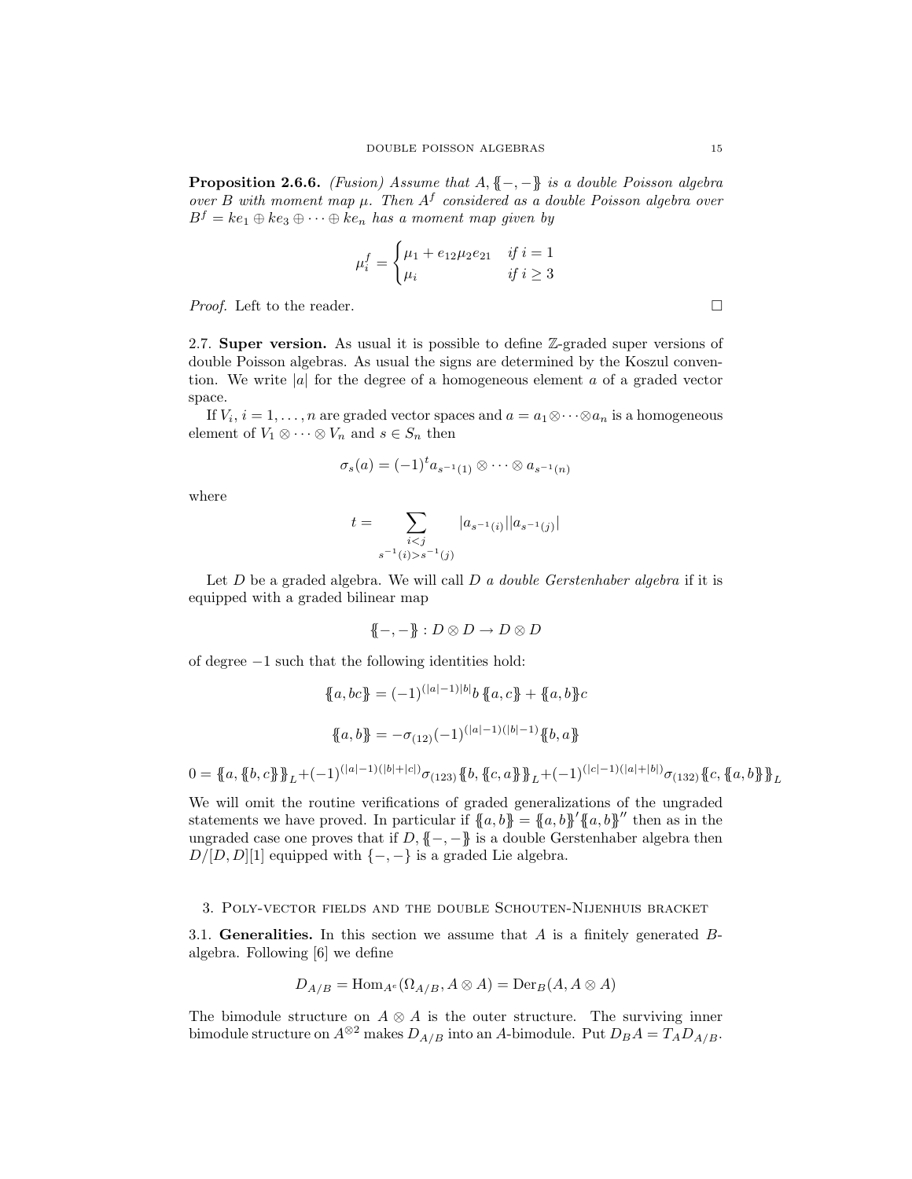**Proposition 2.6.6.** *(Fusion) Assume that $A, \{\!\{-,-\}\!\}$ is a double Poisson algebra over $B$ with moment map $\mu$. Then $A^f$ considered as a double Poisson algebra over $B^f = ke_1 \oplus ke_3 \oplus \cdots \oplus ke_n$ has a moment map given by*

$$\mu_i^f = \begin{cases} \mu_1 + e_{12}\mu_2 e_{21} & \text{if } i = 1 \\ \mu_i & \text{if } i \geq 3 \end{cases}$$

*Proof.* Left to the reader. □

2.7. **Super version.** As usual it is possible to define $\mathbb{Z}$-graded super versions of double Poisson algebras. As usual the signs are determined by the Koszul convention. We write $|a|$ for the degree of a homogeneous element $a$ of a graded vector space.

If $V_i$, $i = 1, \ldots, n$ are graded vector spaces and $a = a_1 \otimes \cdots \otimes a_n$ is a homogeneous element of $V_1 \otimes \cdots \otimes V_n$ and $s \in S_n$ then

$$\sigma_s(a) = (-1)^t a_{s^{-1}(1)} \otimes \cdots \otimes a_{s^{-1}(n)}$$

where

$$t = \sum_{\substack{i<j \\ s^{-1}(i) > s^{-1}(j)}} |a_{s^{-1}(i)}||a_{s^{-1}(j)}|$$

Let $D$ be a graded algebra. We will call $D$ *a double Gerstenhaber algebra* if it is equipped with a graded bilinear map

$$\{\!\{-,-\}\!\} : D \otimes D \to D \otimes D$$

of degree $-1$ such that the following identities hold:

$$\{\!\{a, bc\}\!\} = (-1)^{(|a|-1)|b|} b\, \{\!\{a, c\}\!\} + \{\!\{a, b\}\!\} c$$

$$\{\!\{a, b\}\!\} = -\sigma_{(12)}(-1)^{(|a|-1)(|b|-1)} \{\!\{b, a\}\!\}$$

$$0 = \{\!\{a, \{\!\{b, c\}\!\}\}\!\}_L + (-1)^{(|a|-1)(|b|+|c|)} \sigma_{(123)} \{\!\{b, \{\!\{c, a\}\!\}\}\!\}_L + (-1)^{(|c|-1)(|a|+|b|)} \sigma_{(132)} \{\!\{c, \{\!\{a, b\}\!\}\}\!\}_L$$

We will omit the routine verifications of graded generalizations of the ungraded statements we have proved. In particular if $\{\!\{a, b\}\!\} = \{\!\{a, b\}\!\}' \{\!\{a, b\}\!\}''$ then as in the ungraded case one proves that if $D, \{\!\{-,-\}\!\}$ is a double Gerstenhaber algebra then $D/[D, D][1]$ equipped with $\{-,-\}$ is a graded Lie algebra.

## 3. Poly-vector fields and the double Schouten-Nijenhuis bracket

3.1. **Generalities.** In this section we assume that $A$ is a finitely generated $B$-algebra. Following [6] we define

$$D_{A/B} = \operatorname{Hom}_{A^e}(\Omega_{A/B}, A \otimes A) = \operatorname{Der}_B(A, A \otimes A)$$

The bimodule structure on $A \otimes A$ is the outer structure. The surviving inner bimodule structure on $A^{\otimes 2}$ makes $D_{A/B}$ into an $A$-bimodule. Put $D_B A = T_A D_{A/B}$.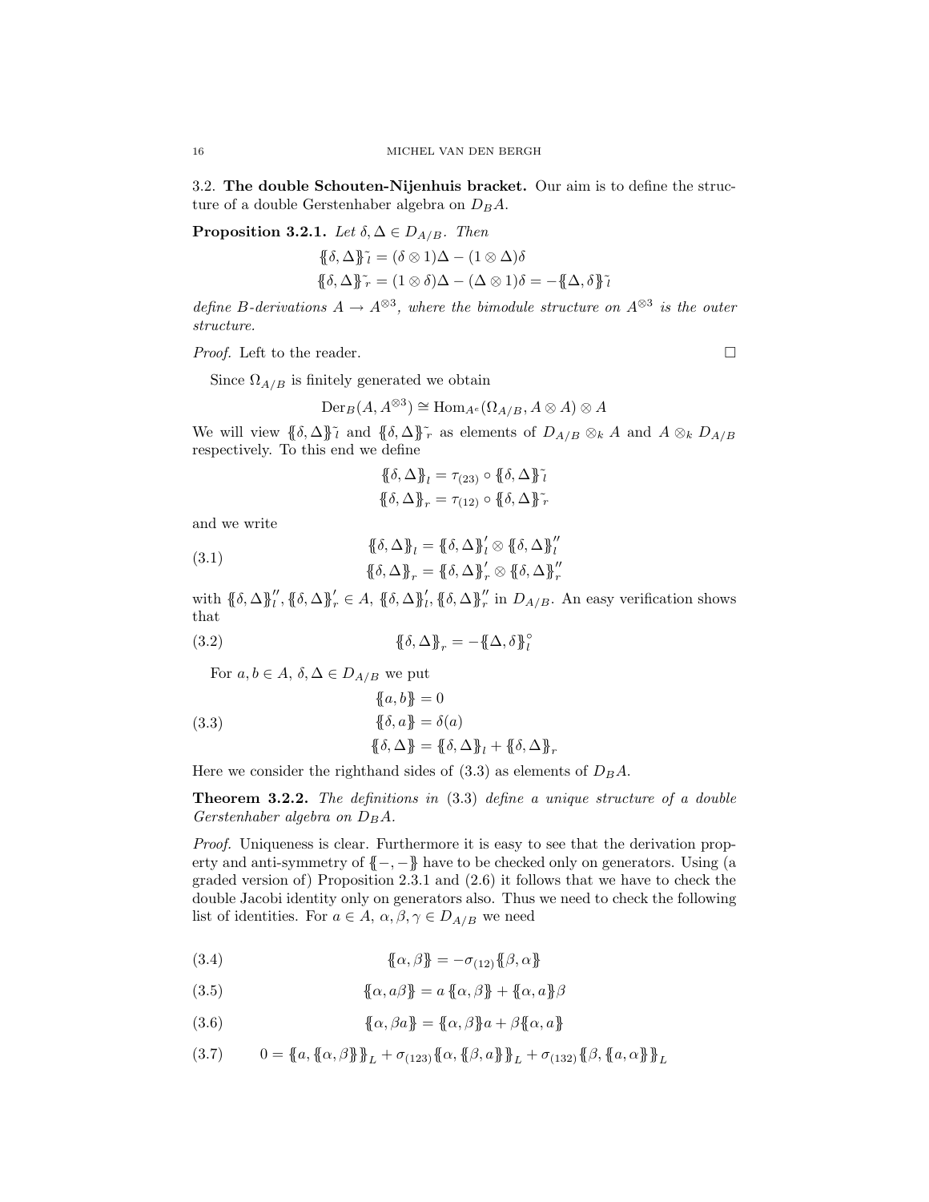3.2. **The double Schouten-Nijenhuis bracket.** Our aim is to define the structure of a double Gerstenhaber algebra on $D_B A$.

**Proposition 3.2.1.** *Let $\delta, \Delta \in D_{A/B}$. Then*

$$\{\!\{\delta, \Delta\}\!\}^{\sim}_l = (\delta \otimes 1)\Delta - (1 \otimes \Delta)\delta$$
$$\{\!\{\delta, \Delta\}\!\}^{\sim}_r = (1 \otimes \delta)\Delta - (\Delta \otimes 1)\delta = -\{\!\{\Delta, \delta\}\!\}^{\sim}_l$$

*define $B$-derivations $A \to A^{\otimes 3}$, where the bimodule structure on $A^{\otimes 3}$ is the outer structure.*

*Proof.* Left to the reader. $\square$

Since $\Omega_{A/B}$ is finitely generated we obtain

$$\mathrm{Der}_B(A, A^{\otimes 3}) \cong \mathrm{Hom}_{A^e}(\Omega_{A/B}, A \otimes A) \otimes A$$

We will view $\{\!\{\delta, \Delta\}\!\}^{\sim}_l$ and $\{\!\{\delta, \Delta\}\!\}^{\sim}_r$ as elements of $D_{A/B} \otimes_k A$ and $A \otimes_k D_{A/B}$ respectively. To this end we define

$$\{\!\{\delta, \Delta\}\!\}_l = \tau_{(23)} \circ \{\!\{\delta, \Delta\}\!\}^{\sim}_l$$
$$\{\!\{\delta, \Delta\}\!\}_r = \tau_{(12)} \circ \{\!\{\delta, \Delta\}\!\}^{\sim}_r$$

and we write

$$\begin{aligned} \{\!\{\delta, \Delta\}\!\}_l &= \{\!\{\delta, \Delta\}\!\}_l' \otimes \{\!\{\delta, \Delta\}\!\}_l'' \\ \{\!\{\delta, \Delta\}\!\}_r &= \{\!\{\delta, \Delta\}\!\}_r' \otimes \{\!\{\delta, \Delta\}\!\}_r'' \end{aligned} \tag{3.1}$$

with $\{\!\{\delta, \Delta\}\!\}_l'', \{\!\{\delta, \Delta\}\!\}_r' \in A$, $\{\!\{\delta, \Delta\}\!\}_l', \{\!\{\delta, \Delta\}\!\}_r''$ in $D_{A/B}$. An easy verification shows that

$$\{\!\{\delta, \Delta\}\!\}_r = -\{\!\{\Delta, \delta\}\!\}_l^{\circ} \tag{3.2}$$

For $a, b \in A$, $\delta, \Delta \in D_{A/B}$ we put

$$\begin{aligned} \{\!\{a, b\}\!\} &= 0 \\ \{\!\{\delta, a\}\!\} &= \delta(a) \\ \{\!\{\delta, \Delta\}\!\} &= \{\!\{\delta, \Delta\}\!\}_l + \{\!\{\delta, \Delta\}\!\}_r \end{aligned} \tag{3.3}$$

Here we consider the righthand sides of (3.3) as elements of $D_B A$.

**Theorem 3.2.2.** *The definitions in* (3.3) *define a unique structure of a double Gerstenhaber algebra on $D_B A$.*

*Proof.* Uniqueness is clear. Furthermore it is easy to see that the derivation property and anti-symmetry of $\{\!\{-,-\}\!\}$ have to be checked only on generators. Using (a graded version of) Proposition 2.3.1 and (2.6) it follows that we have to check the double Jacobi identity only on generators also. Thus we need to check the following list of identities. For $a \in A$, $\alpha, \beta, \gamma \in D_{A/B}$ we need

$$\{\!\{\alpha, \beta\}\!\} = -\sigma_{(12)}\{\!\{\beta, \alpha\}\!\} \tag{3.4}$$

$$\{\!\{\alpha, a\beta\}\!\} = a\,\{\!\{\alpha, \beta\}\!\} + \{\!\{\alpha, a\}\!\}\beta \tag{3.5}$$

$$\{\!\{\alpha, \beta a\}\!\} = \{\!\{\alpha, \beta\}\!\}a + \beta\{\!\{\alpha, a\}\!\} \tag{3.6}$$

$$0 = \{\!\{a, \{\!\{\alpha, \beta\}\!\}\}\!\}_L + \sigma_{(123)}\{\!\{\alpha, \{\!\{\beta, a\}\!\}\}\!\}_L + \sigma_{(132)}\{\!\{\beta, \{\!\{a, \alpha\}\!\}\}\!\}_L \tag{3.7}$$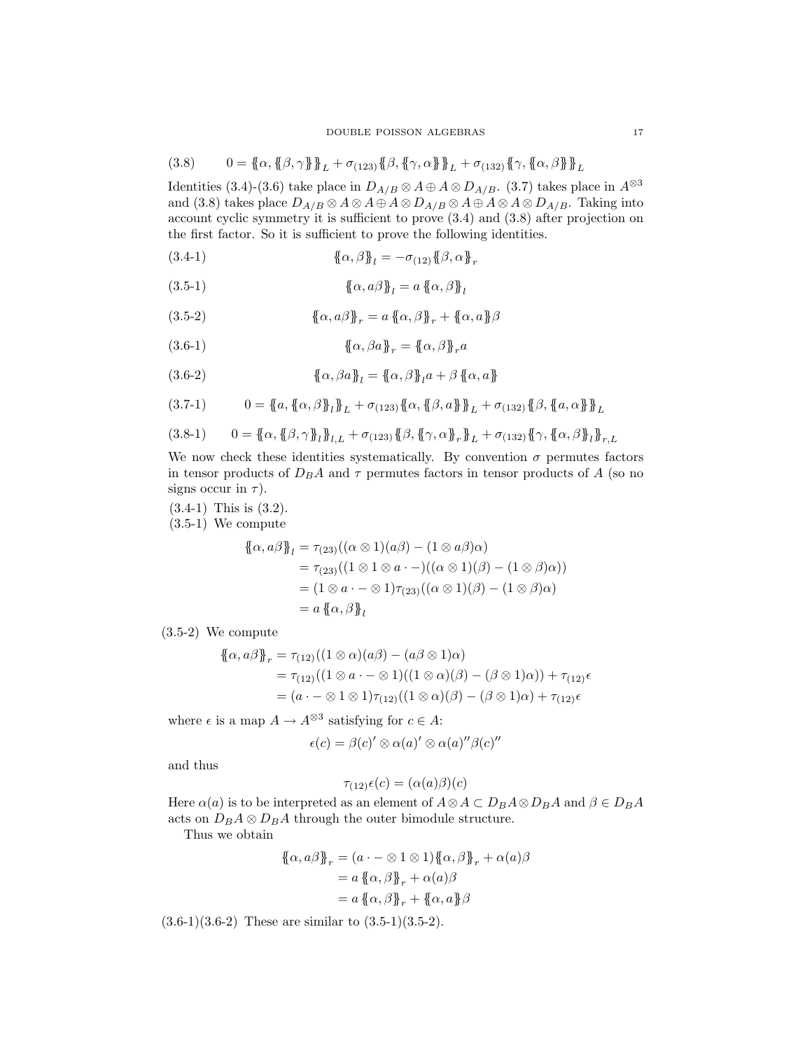$$0 = \{\!\{\alpha, \{\!\{\beta, \gamma\}\!\}\}\!\}_L + \sigma_{(123)}\{\!\{\beta, \{\!\{\gamma, \alpha\}\!\}\}\!\}_L + \sigma_{(132)}\{\!\{\gamma, \{\!\{\alpha, \beta\}\!\}\}\!\}_L \tag{3.8}$$

Identities (3.4)-(3.6) take place in $D_{A/B} \otimes A \oplus A \otimes D_{A/B}$. (3.7) takes place in $A^{\otimes 3}$ and (3.8) takes place $D_{A/B} \otimes A \otimes A \oplus A \otimes D_{A/B} \otimes A \oplus A \otimes A \otimes D_{A/B}$. Taking into account cyclic symmetry it is sufficient to prove (3.4) and (3.8) after projection on the first factor. So it is sufficient to prove the following identities.

$$\{\!\{\alpha, \beta\}\!\}_l = -\sigma_{(12)}\{\!\{\beta, \alpha\}\!\}_r \tag{3.4-1}$$

$$\{\!\{\alpha, a\beta\}\!\}_l = a\,\{\!\{\alpha, \beta\}\!\}_l \tag{3.5-1}$$

$$\{\!\{\alpha, a\beta\}\!\}_r = a\,\{\!\{\alpha, \beta\}\!\}_r + \{\!\{\alpha, a\}\!\}\beta \tag{3.5-2}$$

$$\{\!\{\alpha, \beta a\}\!\}_r = \{\!\{\alpha, \beta\}\!\}_r a \tag{3.6-1}$$

$$\{\!\{\alpha, \beta a\}\!\}_l = \{\!\{\alpha, \beta\}\!\}_l a + \beta\,\{\!\{\alpha, a\}\!\} \tag{3.6-2}$$

$$0 = \{\!\{a, \{\!\{\alpha, \beta\}\!\}_l\}\!\}_L + \sigma_{(123)}\{\!\{\alpha, \{\!\{\beta, a\}\!\}\}\!\}_L + \sigma_{(132)}\{\!\{\beta, \{\!\{a, \alpha\}\!\}\}\!\}_L \tag{3.7-1}$$

$$0 = \{\!\{\alpha, \{\!\{\beta, \gamma\}\!\}_l\}\!\}_{l,L} + \sigma_{(123)}\{\!\{\beta, \{\!\{\gamma, \alpha\}\!\}_r\}\!\}_L + \sigma_{(132)}\{\!\{\gamma, \{\!\{\alpha, \beta\}\!\}_l\}\!\}_{r,L} \tag{3.8-1}$$

We now check these identities systematically. By convention $\sigma$ permutes factors in tensor products of $D_B A$ and $\tau$ permutes factors in tensor products of $A$ (so no signs occur in $\tau$).

(3.4-1) This is (3.2).

(3.5-1) We compute

$$\begin{aligned}
\{\!\{\alpha, a\beta\}\!\}_l &= \tau_{(23)}((\alpha \otimes 1)(a\beta) - (1 \otimes a\beta)\alpha) \\
&= \tau_{(23)}((1 \otimes 1 \otimes a \cdot -)((\alpha \otimes 1)(\beta) - (1 \otimes \beta)\alpha)) \\
&= (1 \otimes a \cdot - \otimes 1)\tau_{(23)}((\alpha \otimes 1)(\beta) - (1 \otimes \beta)\alpha) \\
&= a\,\{\!\{\alpha, \beta\}\!\}_l
\end{aligned}$$

(3.5-2) We compute

$$\begin{aligned}
\{\!\{\alpha, a\beta\}\!\}_r &= \tau_{(12)}((1 \otimes \alpha)(a\beta) - (a\beta \otimes 1)\alpha) \\
&= \tau_{(12)}((1 \otimes a \cdot - \otimes 1)((1 \otimes \alpha)(\beta) - (\beta \otimes 1)\alpha)) + \tau_{(12)}\epsilon \\
&= (a \cdot - \otimes 1 \otimes 1)\tau_{(12)}((1 \otimes \alpha)(\beta) - (\beta \otimes 1)\alpha) + \tau_{(12)}\epsilon
\end{aligned}$$

where $\epsilon$ is a map $A \to A^{\otimes 3}$ satisfying for $c \in A$:

$$\epsilon(c) = \beta(c)' \otimes \alpha(a)' \otimes \alpha(a)''\beta(c)''$$

and thus

$$\tau_{(12)}\epsilon(c) = (\alpha(a)\beta)(c)$$

Here $\alpha(a)$ is to be interpreted as an element of $A \otimes A \subset D_B A \otimes D_B A$ and $\beta \in D_B A$ acts on $D_B A \otimes D_B A$ through the outer bimodule structure.

Thus we obtain

$$\begin{aligned}
\{\!\{\alpha, a\beta\}\!\}_r &= (a \cdot - \otimes 1 \otimes 1)\{\!\{\alpha, \beta\}\!\}_r + \alpha(a)\beta \\
&= a\,\{\!\{\alpha, \beta\}\!\}_r + \alpha(a)\beta \\
&= a\,\{\!\{\alpha, \beta\}\!\}_r + \{\!\{\alpha, a\}\!\}\beta
\end{aligned}$$

(3.6-1)(3.6-2) These are similar to (3.5-1)(3.5-2).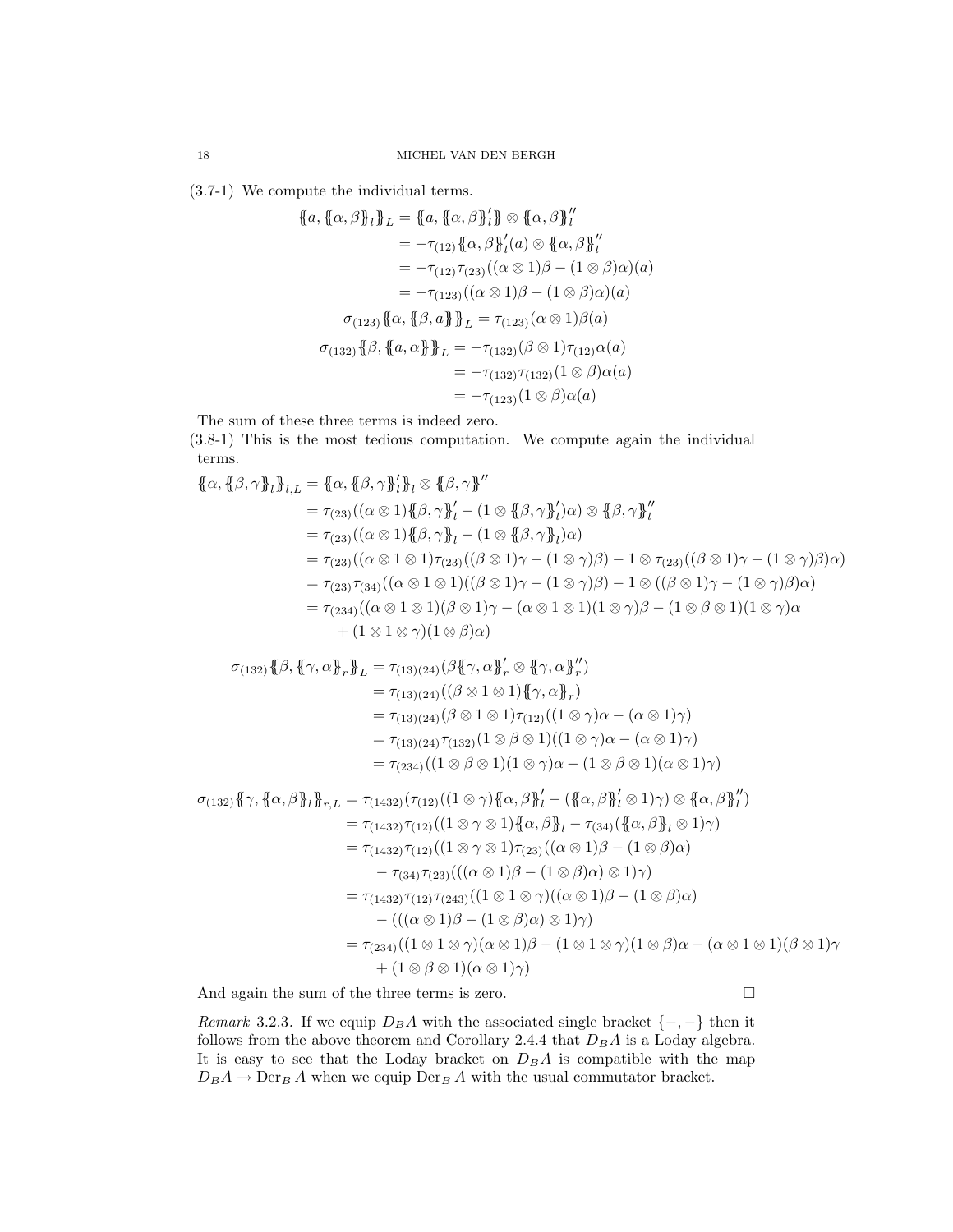(3.7-1) We compute the individual terms.

$$
\begin{aligned}
\{\!\{a, \{\!\{\alpha,\beta\}\!\}_l\}\!\}_L &= \{\!\{a, \{\!\{\alpha,\beta\}\!\}_l'\}\!\} \otimes \{\!\{\alpha,\beta\}\!\}_l'' \\
&= -\tau_{(12)} \{\!\{\alpha,\beta\}\!\}_l'(a) \otimes \{\!\{\alpha,\beta\}\!\}_l'' \\
&= -\tau_{(12)}\tau_{(23)}((\alpha\otimes 1)\beta - (1\otimes\beta)\alpha)(a) \\
&= -\tau_{(123)}((\alpha\otimes 1)\beta - (1\otimes\beta)\alpha)(a) \\
\sigma_{(123)}\{\!\{\alpha, \{\!\{\beta, a\}\!\}\}\!\}_L &= \tau_{(123)}(\alpha\otimes 1)\beta(a) \\
\sigma_{(132)}\{\!\{\beta, \{\!\{a, \alpha\}\!\}\}\!\}_L &= -\tau_{(132)}(\beta\otimes 1)\tau_{(12)}\alpha(a) \\
&= -\tau_{(132)}\tau_{(132)}(1\otimes\beta)\alpha(a) \\
&= -\tau_{(123)}(1\otimes\beta)\alpha(a)
\end{aligned}
$$

The sum of these three terms is indeed zero.

(3.8-1) This is the most tedious computation. We compute again the individual terms.

$$
\begin{aligned}
\{\!\{\alpha, \{\!\{\beta,\gamma\}\!\}_l\}\!\}_{l,L} &= \{\!\{\alpha, \{\!\{\beta,\gamma\}\!\}_l'\}\!\}_l \otimes \{\!\{\beta,\gamma\}\!\}'' \\
&= \tau_{(23)}((\alpha\otimes 1)\{\!\{\beta,\gamma\}\!\}_l' - (1\otimes \{\!\{\beta,\gamma\}\!\}_l')\alpha) \otimes \{\!\{\beta,\gamma\}\!\}_l'' \\
&= \tau_{(23)}((\alpha\otimes 1)\{\!\{\beta,\gamma\}\!\}_l - (1\otimes \{\!\{\beta,\gamma\}\!\}_l)\alpha) \\
&= \tau_{(23)}((\alpha\otimes 1\otimes 1)\tau_{(23)}((\beta\otimes 1)\gamma - (1\otimes\gamma)\beta) - 1\otimes \tau_{(23)}((\beta\otimes 1)\gamma - (1\otimes\gamma)\beta)\alpha) \\
&= \tau_{(23)}\tau_{(34)}((\alpha\otimes 1\otimes 1)((\beta\otimes 1)\gamma - (1\otimes\gamma)\beta) - 1\otimes((\beta\otimes 1)\gamma - (1\otimes\gamma)\beta)\alpha) \\
&= \tau_{(234)}((\alpha\otimes 1\otimes 1)(\beta\otimes 1)\gamma - (\alpha\otimes 1\otimes 1)(1\otimes\gamma)\beta - (1\otimes\beta\otimes 1)(1\otimes\gamma)\alpha \\
&\qquad + (1\otimes 1\otimes\gamma)(1\otimes\beta)\alpha)
\end{aligned}
$$

$$
\begin{aligned}
\sigma_{(132)}\{\!\{\beta, \{\!\{\gamma,\alpha\}\!\}_r\}\!\}_L &= \tau_{(13)(24)}(\beta\{\!\{\gamma,\alpha\}\!\}_r' \otimes \{\!\{\gamma,\alpha\}\!\}_r'') \\
&= \tau_{(13)(24)}((\beta\otimes 1\otimes 1)\{\!\{\gamma,\alpha\}\!\}_r) \\
&= \tau_{(13)(24)}(\beta\otimes 1\otimes 1)\tau_{(12)}((1\otimes\gamma)\alpha - (\alpha\otimes 1)\gamma) \\
&= \tau_{(13)(24)}\tau_{(132)}(1\otimes\beta\otimes 1)((1\otimes\gamma)\alpha - (\alpha\otimes 1)\gamma) \\
&= \tau_{(234)}((1\otimes\beta\otimes 1)(1\otimes\gamma)\alpha - (1\otimes\beta\otimes 1)(\alpha\otimes 1)\gamma)
\end{aligned}
$$

$$
\begin{aligned}
\sigma_{(132)}\{\!\{\gamma, \{\!\{\alpha,\beta\}\!\}_l\}\!\}_{r,L} &= \tau_{(1432)}(\tau_{(12)}((1\otimes\gamma)\{\!\{\alpha,\beta\}\!\}_l' - (\{\!\{\alpha,\beta\}\!\}_l'\otimes 1)\gamma) \otimes \{\!\{\alpha,\beta\}\!\}_l'') \\
&= \tau_{(1432)}\tau_{(12)}((1\otimes\gamma\otimes 1)\{\!\{\alpha,\beta\}\!\}_l - \tau_{(34)}(\{\!\{\alpha,\beta\}\!\}_l\otimes 1)\gamma) \\
&= \tau_{(1432)}\tau_{(12)}((1\otimes\gamma\otimes 1)\tau_{(23)}((\alpha\otimes 1)\beta - (1\otimes\beta)\alpha) \\
&\qquad - \tau_{(34)}\tau_{(23)}(((\alpha\otimes 1)\beta - (1\otimes\beta)\alpha)\otimes 1)\gamma) \\
&= \tau_{(1432)}\tau_{(12)}\tau_{(243)}((1\otimes 1\otimes\gamma)((\alpha\otimes 1)\beta - (1\otimes\beta)\alpha) \\
&\qquad - (((\alpha\otimes 1)\beta - (1\otimes\beta)\alpha)\otimes 1)\gamma) \\
&= \tau_{(234)}((1\otimes 1\otimes\gamma)(\alpha\otimes 1)\beta - (1\otimes 1\otimes\gamma)(1\otimes\beta)\alpha - (\alpha\otimes 1\otimes 1)(\beta\otimes 1)\gamma \\
&\qquad + (1\otimes\beta\otimes 1)(\alpha\otimes 1)\gamma)
\end{aligned}
$$

And again the sum of the three terms is zero. $\square$

*Remark* 3.2.3. If we equip $D_BA$ with the associated single bracket $\{-,-\}$ then it follows from the above theorem and Corollary 2.4.4 that $D_BA$ is a Loday algebra. It is easy to see that the Loday bracket on $D_BA$ is compatible with the map $D_BA \to \operatorname{Der}_B A$ when we equip $\operatorname{Der}_B A$ with the usual commutator bracket.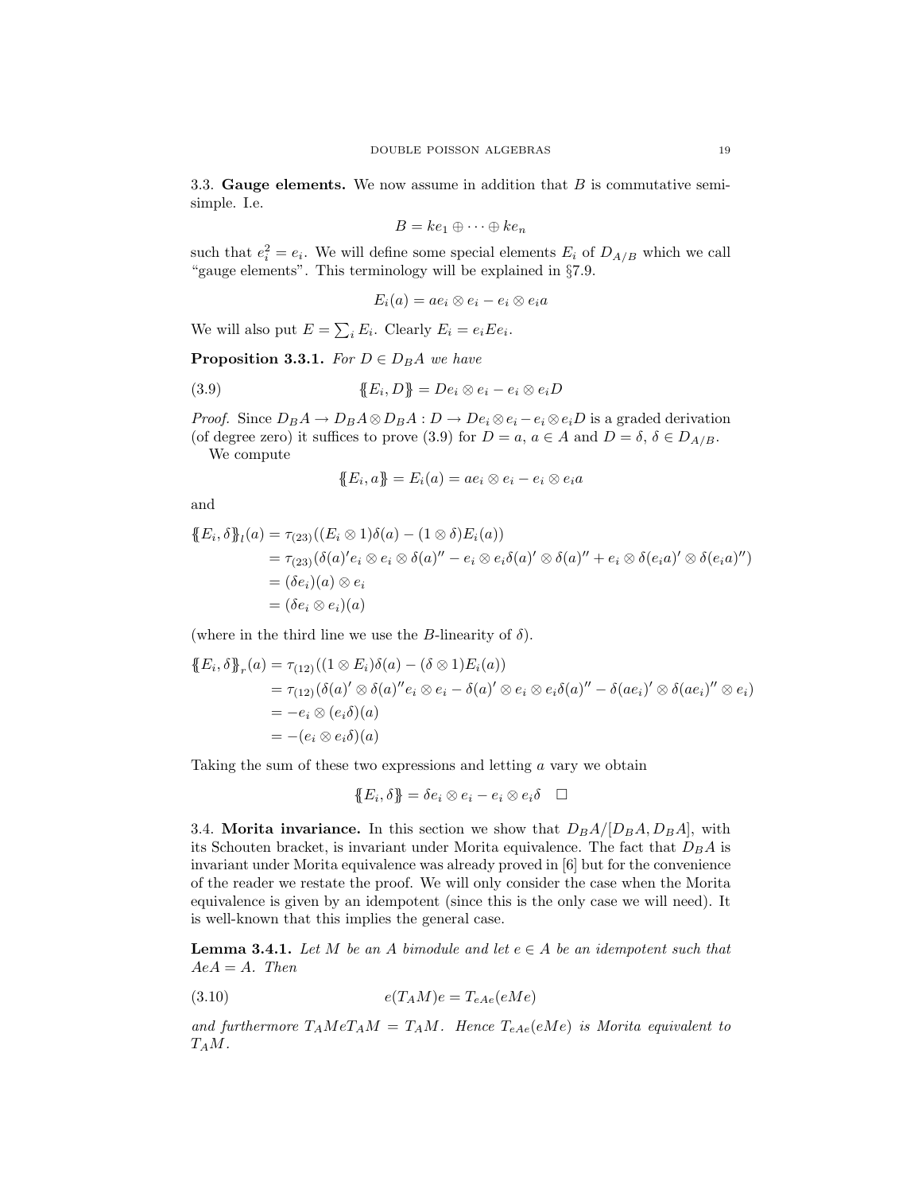3.3. **Gauge elements.** We now assume in addition that $B$ is commutative semi-simple. I.e.

$$B = ke_1 \oplus \cdots \oplus ke_n$$

such that $e_i^2 = e_i$. We will define some special elements $E_i$ of $D_{A/B}$ which we call "gauge elements". This terminology will be explained in §7.9.

$$E_i(a) = ae_i \otimes e_i - e_i \otimes e_i a$$

We will also put $E = \sum_i E_i$. Clearly $E_i = e_i E e_i$.

**Proposition 3.3.1.** *For $D \in D_B A$ we have*

$$\{\!\{E_i, D\}\!\} = De_i \otimes e_i - e_i \otimes e_i D \tag{3.9}$$

*Proof.* Since $D_B A \to D_B A \otimes D_B A : D \to De_i \otimes e_i - e_i \otimes e_i D$ is a graded derivation (of degree zero) it suffices to prove (3.9) for $D = a$, $a \in A$ and $D = \delta$, $\delta \in D_{A/B}$.

We compute

$$\{\!\{E_i, a\}\!\} = E_i(a) = ae_i \otimes e_i - e_i \otimes e_i a$$

and

$$\begin{aligned}
\{\!\{E_i, \delta\}\!\}_l(a) &= \tau_{(23)}((E_i \otimes 1)\delta(a) - (1 \otimes \delta)E_i(a)) \\
&= \tau_{(23)}(\delta(a)' e_i \otimes e_i \otimes \delta(a)'' - e_i \otimes e_i \delta(a)' \otimes \delta(a)'' + e_i \otimes \delta(e_i a)' \otimes \delta(e_i a)'') \\
&= (\delta e_i)(a) \otimes e_i \\
&= (\delta e_i \otimes e_i)(a)
\end{aligned}$$

(where in the third line we use the $B$-linearity of $\delta$).

$$\begin{aligned}
\{\!\{E_i, \delta\}\!\}_r(a) &= \tau_{(12)}((1 \otimes E_i)\delta(a) - (\delta \otimes 1)E_i(a)) \\
&= \tau_{(12)}(\delta(a)' \otimes \delta(a)'' e_i \otimes e_i - \delta(a)' \otimes e_i \otimes e_i \delta(a)'' - \delta(ae_i)' \otimes \delta(ae_i)'' \otimes e_i) \\
&= -e_i \otimes (e_i \delta)(a) \\
&= -(e_i \otimes e_i \delta)(a)
\end{aligned}$$

Taking the sum of these two expressions and letting $a$ vary we obtain

$$\{\!\{E_i, \delta\}\!\} = \delta e_i \otimes e_i - e_i \otimes e_i \delta \quad \square$$

3.4. **Morita invariance.** In this section we show that $D_B A/[D_B A, D_B A]$, with its Schouten bracket, is invariant under Morita equivalence. The fact that $D_B A$ is invariant under Morita equivalence was already proved in [6] but for the convenience of the reader we restate the proof. We will only consider the case when the Morita equivalence is given by an idempotent (since this is the only case we will need). It is well-known that this implies the general case.

**Lemma 3.4.1.** *Let $M$ be an $A$ bimodule and let $e \in A$ be an idempotent such that $AeA = A$. Then*

$$e(T_A M)e = T_{eAe}(eMe) \tag{3.10}$$

*and furthermore $T_A M e T_A M = T_A M$. Hence $T_{eAe}(eMe)$ is Morita equivalent to $T_A M$.*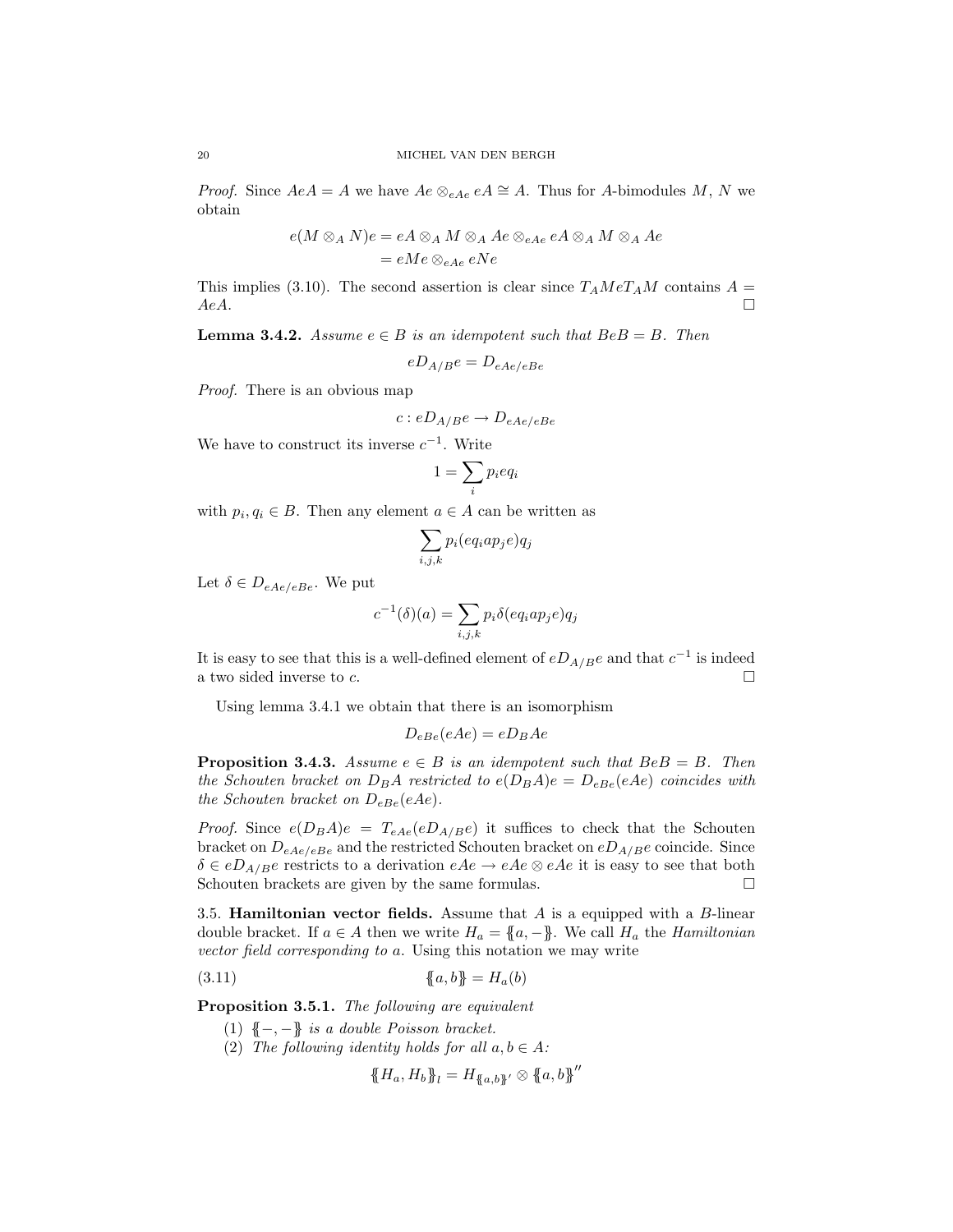*Proof.* Since $AeA = A$ we have $Ae \otimes_{eAe} eA \cong A$. Thus for $A$-bimodules $M$, $N$ we obtain

$$\begin{aligned} e(M \otimes_A N)e &= eA \otimes_A M \otimes_A Ae \otimes_{eAe} eA \otimes_A M \otimes_A Ae \\ &= eMe \otimes_{eAe} eNe \end{aligned}$$

This implies (3.10). The second assertion is clear since $T_A MeT_A M$ contains $A = AeA$. □

**Lemma 3.4.2.** *Assume $e \in B$ is an idempotent such that $BeB = B$. Then*

$$eD_{A/B}e = D_{eAe/eBe}$$

*Proof.* There is an obvious map

$$c : eD_{A/B}e \to D_{eAe/eBe}$$

We have to construct its inverse $c^{-1}$. Write

$$1 = \sum_i p_i e q_i$$

with $p_i, q_i \in B$. Then any element $a \in A$ can be written as

$$\sum_{i,j,k} p_i (eq_i a p_j e) q_j$$

Let $\delta \in D_{eAe/eBe}$. We put

$$c^{-1}(\delta)(a) = \sum_{i,j,k} p_i \delta(eq_i a p_j e) q_j$$

It is easy to see that this is a well-defined element of $eD_{A/B}e$ and that $c^{-1}$ is indeed a two sided inverse to $c$. □

Using lemma 3.4.1 we obtain that there is an isomorphism

$$D_{eBe}(eAe) = eD_B Ae$$

**Proposition 3.4.3.** *Assume $e \in B$ is an idempotent such that $BeB = B$. Then the Schouten bracket on $D_B A$ restricted to $e(D_B A)e = D_{eBe}(eAe)$ coincides with the Schouten bracket on $D_{eBe}(eAe)$.*

*Proof.* Since $e(D_B A)e = T_{eAe}(eD_{A/B}e)$ it suffices to check that the Schouten bracket on $D_{eAe/eBe}$ and the restricted Schouten bracket on $eD_{A/B}e$ coincide. Since $\delta \in eD_{A/B}e$ restricts to a derivation $eAe \to eAe \otimes eAe$ it is easy to see that both Schouten brackets are given by the same formulas. □

3.5. **Hamiltonian vector fields.** Assume that $A$ is a equipped with a $B$-linear double bracket. If $a \in A$ then we write $H_a = \{\!\{a, -\}\!\}$. We call $H_a$ the *Hamiltonian vector field corresponding to* $a$. Using this notation we may write

$$\{\!\{a, b\}\!\} = H_a(b) \tag{3.11}$$

**Proposition 3.5.1.** *The following are equivalent*

1. *$\{\!\{-, -\}\!\}$ is a double Poisson bracket.*
2. *The following identity holds for all $a, b \in A$:*

$$\{\!\{H_a, H_b\}\!\}_l = H_{\{\!\{a,b\}\!\}'} \otimes \{\!\{a, b\}\!\}''$$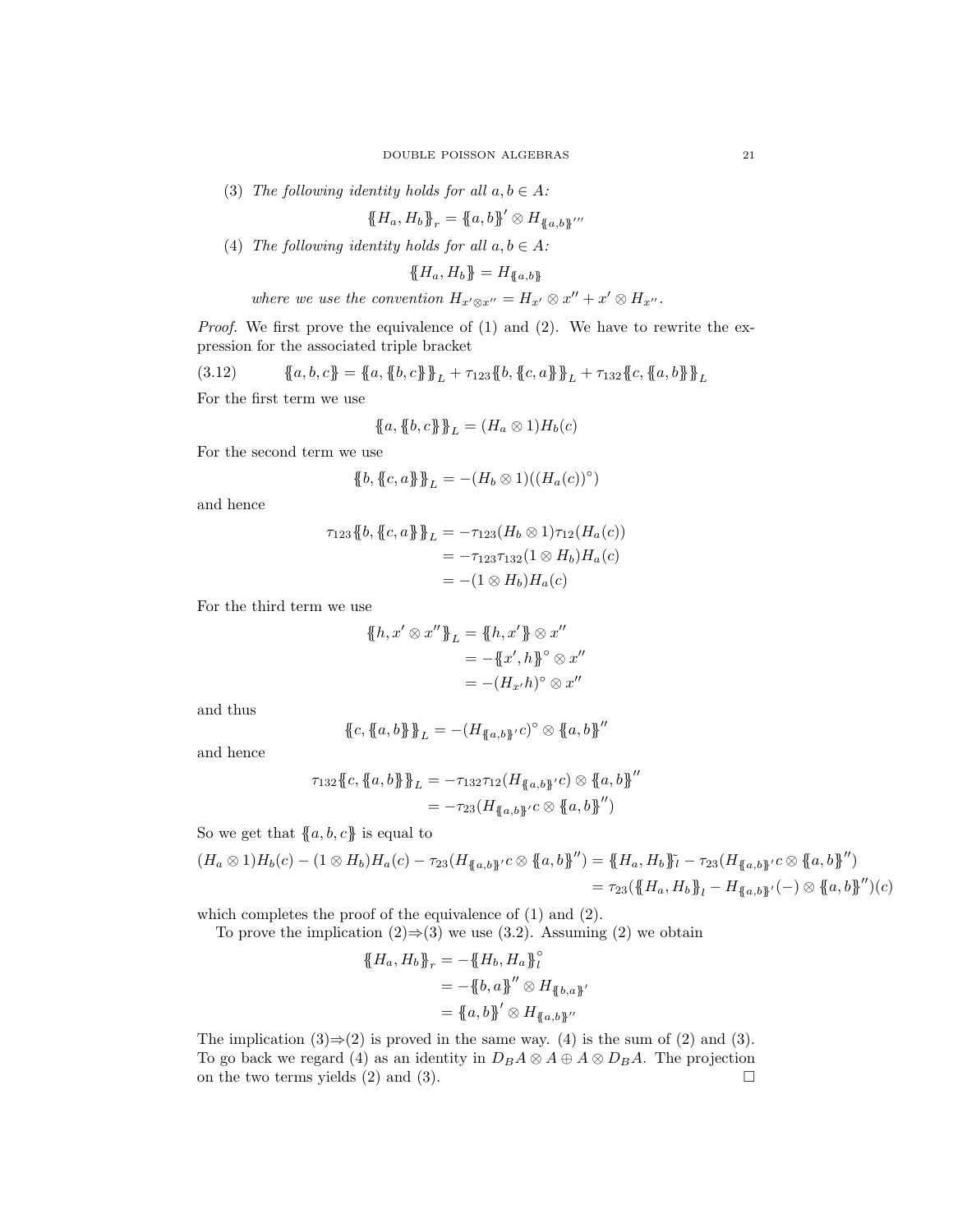(3) *The following identity holds for all $a, b \in A$:*

$$\{\!\{H_a, H_b\}\!\}_r = \{\!\{a,b\}\!\}' \otimes H_{\{\!\{a,b\}\!\}'''}$$

(4) *The following identity holds for all $a, b \in A$:*

$$\{\!\{H_a, H_b\}\!\} = H_{\{\!\{a,b\}\!\}}$$

*where we use the convention $H_{x' \otimes x''} = H_{x'} \otimes x'' + x' \otimes H_{x''}$.*

*Proof.* We first prove the equivalence of (1) and (2). We have to rewrite the expression for the associated triple bracket

$$\{\!\{a,b,c\}\!\} = \{\!\{a, \{\!\{b,c\}\!\}\}\!\}_L + \tau_{123}\{\!\{b, \{\!\{c,a\}\!\}\}\!\}_L + \tau_{132}\{\!\{c, \{\!\{a,b\}\!\}\}\!\}_L \tag{3.12}$$

For the first term we use

$$\{\!\{a, \{\!\{b,c\}\!\}\}\!\}_L = (H_a \otimes 1)H_b(c)$$

For the second term we use

$$\{\!\{b, \{\!\{c,a\}\!\}\}\!\}_L = -(H_b \otimes 1)((H_a(c))^\circ)$$

and hence

$$\begin{aligned}
\tau_{123}\{\!\{b, \{\!\{c,a\}\!\}\}\!\}_L &= -\tau_{123}(H_b \otimes 1)\tau_{12}(H_a(c)) \\
&= -\tau_{123}\tau_{132}(1 \otimes H_b)H_a(c) \\
&= -(1 \otimes H_b)H_a(c)
\end{aligned}$$

For the third term we use

$$\begin{aligned}
\{\!\{h, x' \otimes x''\}\!\}_L &= \{\!\{h, x'\}\!\} \otimes x'' \\
&= -\{\!\{x', h\}\!\}^\circ \otimes x'' \\
&= -(H_{x'}h)^\circ \otimes x''
\end{aligned}$$

and thus

$$\{\!\{c, \{\!\{a,b\}\!\}\}\!\}_L = -(H_{\{\!\{a,b\}\!\}'}c)^\circ \otimes \{\!\{a,b\}\!\}''$$

and hence

$$\begin{aligned}
\tau_{132}\{\!\{c, \{\!\{a,b\}\!\}\}\!\}_L &= -\tau_{132}\tau_{12}(H_{\{\!\{a,b\}\!\}'}c) \otimes \{\!\{a,b\}\!\}'' \\
&= -\tau_{23}(H_{\{\!\{a,b\}\!\}'}c \otimes \{\!\{a,b\}\!\}'')
\end{aligned}$$

So we get that $\{\!\{a,b,c\}\!\}$ is equal to

$$\begin{aligned}
(H_a \otimes 1)H_b(c) - (1 \otimes H_b)H_a(c) - \tau_{23}(H_{\{\!\{a,b\}\!\}'}c \otimes \{\!\{a,b\}\!\}'') &= \{\!\{H_a, H_b\}\!\}_l - \tau_{23}(H_{\{\!\{a,b\}\!\}'}c \otimes \{\!\{a,b\}\!\}'') \\
&= \tau_{23}(\{\!\{H_a, H_b\}\!\}_l - H_{\{\!\{a,b\}\!\}'}(-) \otimes \{\!\{a,b\}\!\}'')(c)
\end{aligned}$$

which completes the proof of the equivalence of (1) and (2).

To prove the implication (2)⇒(3) we use (3.2). Assuming (2) we obtain

$$\begin{aligned}
\{\!\{H_a, H_b\}\!\}_r &= -\{\!\{H_b, H_a\}\!\}_l^\circ \\
&= -\{\!\{b,a\}\!\}'' \otimes H_{\{\!\{b,a\}\!\}'} \\
&= \{\!\{a,b\}\!\}' \otimes H_{\{\!\{a,b\}\!\}''}
\end{aligned}$$

The implication (3)⇒(2) is proved in the same way. (4) is the sum of (2) and (3). To go back we regard (4) as an identity in $D_BA \otimes A \oplus A \otimes D_BA$. The projection on the two terms yields (2) and (3). □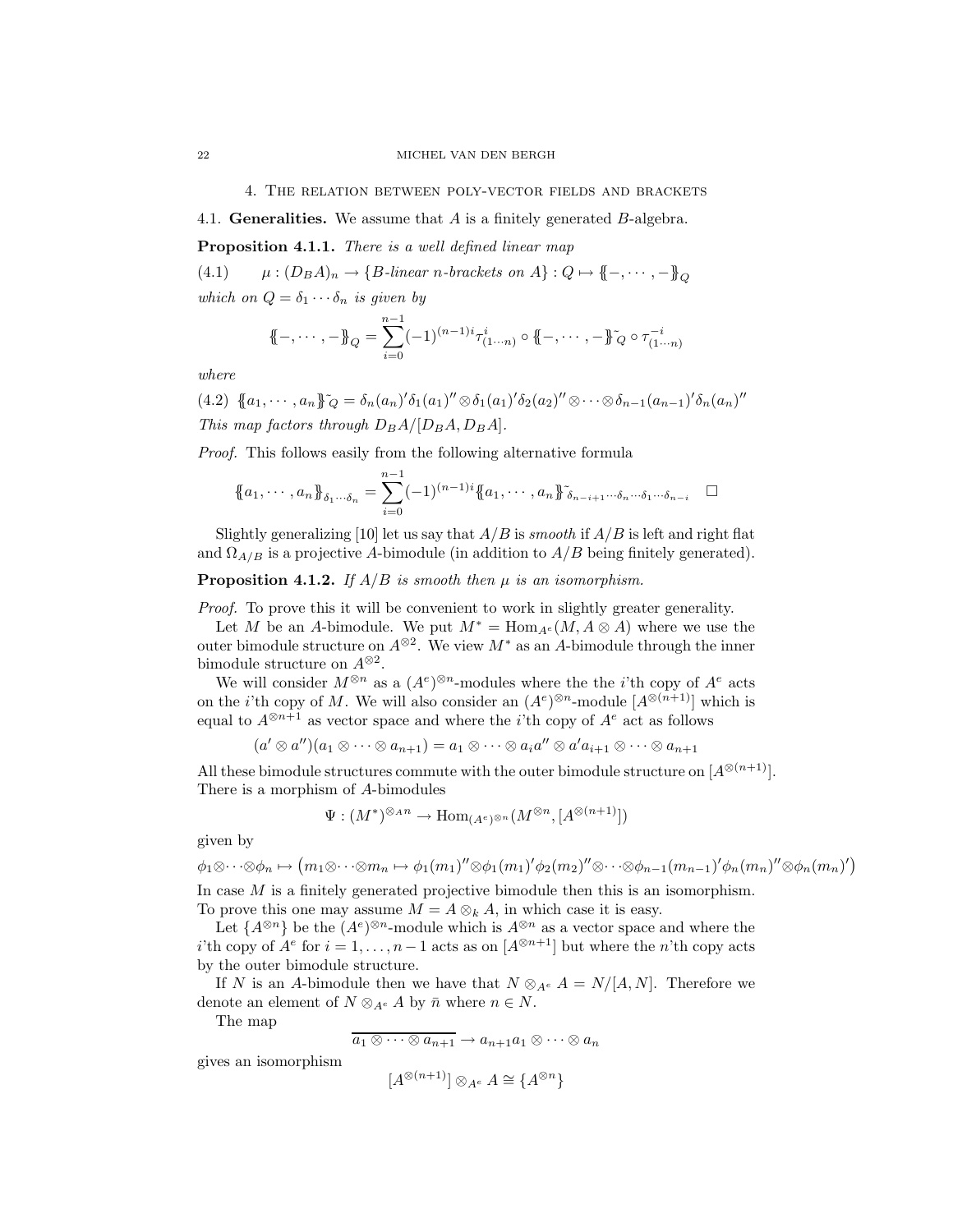## 4. The relation between poly-vector fields and brackets

### 4.1. Generalities.

We assume that $A$ is a finitely generated $B$-algebra.

**Proposition 4.1.1.** *There is a well defined linear map*

$$\mu : (D_B A)_n \to \{B\text{-linear } n\text{-brackets on } A\} : Q \mapsto \{\!\!\{-, \cdots, -\}\!\!\}_Q \tag{4.1}$$

*which on $Q = \delta_1 \cdots \delta_n$ is given by*

$$\{\!\!\{-, \cdots, -\}\!\!\}_Q = \sum_{i=0}^{n-1} (-1)^{(n-1)i} \tau^i_{(1\cdots n)} \circ \{\!\!\{-, \cdots, -\}\!\!\}^{\tilde{}}_Q \circ \tau^{-i}_{(1\cdots n)}$$

*where*

$$\{\!\!\{a_1, \cdots, a_n\}\!\!\}^{\tilde{}}_Q = \delta_n(a_n)'\delta_1(a_1)'' \otimes \delta_1(a_1)'\delta_2(a_2)'' \otimes \cdots \otimes \delta_{n-1}(a_{n-1})'\delta_n(a_n)'' \tag{4.2}$$

*This map factors through $D_B A/[D_B A, D_B A]$.*

*Proof.* This follows easily from the following alternative formula

$$\{\!\!\{a_1, \cdots, a_n\}\!\!\}_{\delta_1\cdots\delta_n} = \sum_{i=0}^{n-1} (-1)^{(n-1)i} \{\!\!\{a_1, \cdots, a_n\}\!\!\}^{\tilde{}}_{\delta_{n-i+1}\cdots\delta_n\cdots\delta_1\cdots\delta_{n-i}} \quad \square$$

Slightly generalizing [10] let us say that $A/B$ is *smooth* if $A/B$ is left and right flat and $\Omega_{A/B}$ is a projective $A$-bimodule (in addition to $A/B$ being finitely generated).

**Proposition 4.1.2.** *If $A/B$ is smooth then $\mu$ is an isomorphism.*

*Proof.* To prove this it will be convenient to work in slightly greater generality.

Let $M$ be an $A$-bimodule. We put $M^* = \operatorname{Hom}_{A^e}(M, A \otimes A)$ where we use the outer bimodule structure on $A^{\otimes 2}$. We view $M^*$ as an $A$-bimodule through the inner bimodule structure on $A^{\otimes 2}$.

We will consider $M^{\otimes n}$ as a $(A^e)^{\otimes n}$-modules where the the $i$'th copy of $A^e$ acts on the $i$'th copy of $M$. We will also consider an $(A^e)^{\otimes n}$-module $[A^{\otimes (n+1)}]$ which is equal to $A^{\otimes n+1}$ as vector space and where the $i$'th copy of $A^e$ act as follows

$$(a' \otimes a'')(a_1 \otimes \cdots \otimes a_{n+1}) = a_1 \otimes \cdots \otimes a_i a'' \otimes a' a_{i+1} \otimes \cdots \otimes a_{n+1}$$

All these bimodule structures commute with the outer bimodule structure on $[A^{\otimes (n+1)}]$. There is a morphism of $A$-bimodules

$$\Psi : (M^*)^{\otimes_A n} \to \operatorname{Hom}_{(A^e)^{\otimes n}}(M^{\otimes n}, [A^{\otimes (n+1)}])$$

given by

$$\phi_1 \otimes \cdots \otimes \phi_n \mapsto \left(m_1 \otimes \cdots \otimes m_n \mapsto \phi_1(m_1)'' \otimes \phi_1(m_1)'\phi_2(m_2)'' \otimes \cdots \otimes \phi_{n-1}(m_{n-1})'\phi_n(m_n)'' \otimes \phi_n(m_n)'\right)$$

In case $M$ is a finitely generated projective bimodule then this is an isomorphism. To prove this one may assume $M = A \otimes_k A$, in which case it is easy.

Let $\{A^{\otimes n}\}$ be the $(A^e)^{\otimes n}$-module which is $A^{\otimes n}$ as a vector space and where the $i$'th copy of $A^e$ for $i = 1, \ldots, n-1$ acts as on $[A^{\otimes n+1}]$ but where the $n$'th copy acts by the outer bimodule structure.

If $N$ is an $A$-bimodule then we have that $N \otimes_{A^e} A = N/[A, N]$. Therefore we denote an element of $N \otimes_{A^e} A$ by $\bar{n}$ where $n \in N$.

The map

$$\overline{a_1 \otimes \cdots \otimes a_{n+1}} \to a_{n+1} a_1 \otimes \cdots \otimes a_n$$

gives an isomorphism

$$[A^{\otimes (n+1)}] \otimes_{A^e} A \cong \{A^{\otimes n}\}$$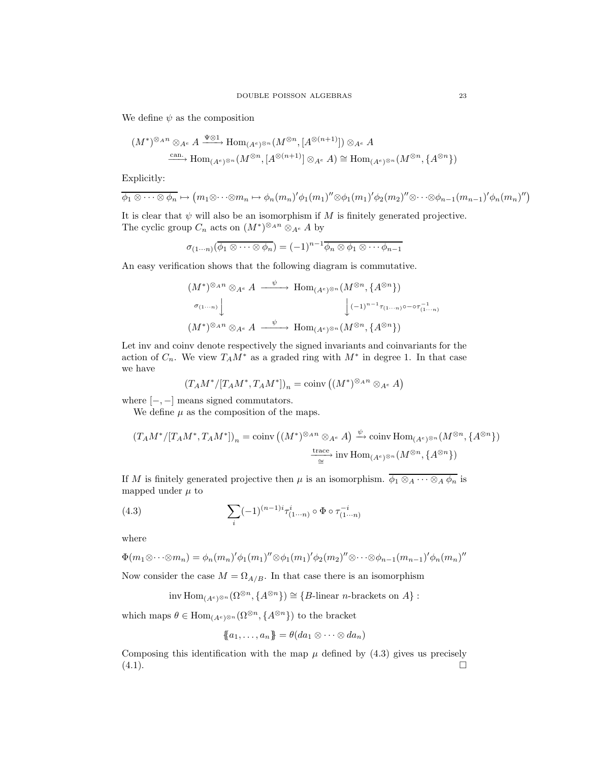We define $\psi$ as the composition

$$
\begin{aligned}
(M^*)^{\otimes_A n} \otimes_{A^e} A &\xrightarrow{\Psi \otimes 1} \operatorname{Hom}_{(A^e)^{\otimes n}}(M^{\otimes n}, [A^{\otimes(n+1)}]) \otimes_{A^e} A \\
&\xrightarrow{\text{can.}} \operatorname{Hom}_{(A^e)^{\otimes n}}(M^{\otimes n}, [A^{\otimes(n+1)}] \otimes_{A^e} A) \cong \operatorname{Hom}_{(A^e)^{\otimes n}}(M^{\otimes n}, \{A^{\otimes n}\})
\end{aligned}
$$

Explicitly:

$$
\overline{\phi_1 \otimes \cdots \otimes \phi_n} \mapsto \left(m_1 \otimes \cdots \otimes m_n \mapsto \phi_n(m_n)' \phi_1(m_1)'' \otimes \phi_1(m_1)' \phi_2(m_2)'' \otimes \cdots \otimes \phi_{n-1}(m_{n-1})' \phi_n(m_n)''\right)
$$

It is clear that $\psi$ will also be an isomorphism if $M$ is finitely generated projective. The cyclic group $C_n$ acts on $(M^*)^{\otimes_A n} \otimes_{A^e} A$ by

$$
\sigma_{(1\cdots n)}(\overline{\phi_1 \otimes \cdots \otimes \phi_n}) = (-1)^{n-1} \overline{\phi_n \otimes \phi_1 \otimes \cdots \phi_{n-1}}
$$

An easy verification shows that the following diagram is commutative.

$$
\begin{array}{ccc}
(M^*)^{\otimes_A n} \otimes_{A^e} A & \xrightarrow{\psi} & \operatorname{Hom}_{(A^e)^{\otimes n}}(M^{\otimes n}, \{A^{\otimes n}\}) \\
\sigma_{(1\cdots n)} \downarrow & & \downarrow (-1)^{n-1} \tau_{(1\cdots n)} \circ - \circ \tau_{(1\cdots n)}^{-1} \\
(M^*)^{\otimes_A n} \otimes_{A^e} A & \xrightarrow{\psi} & \operatorname{Hom}_{(A^e)^{\otimes n}}(M^{\otimes n}, \{A^{\otimes n}\})
\end{array}
$$

Let inv and coinv denote respectively the signed invariants and coinvariants for the action of $C_n$. We view $T_A M^*$ as a graded ring with $M^*$ in degree 1. In that case we have

$$
(T_A M^* / [T_A M^*, T_A M^*])_n = \operatorname{coinv}\left((M^*)^{\otimes_A n} \otimes_{A^e} A\right)
$$

where $[-,-]$ means signed commutators.

We define $\mu$ as the composition of the maps.

$$
\begin{aligned}
(T_A M^* / [T_A M^*, T_A M^*])_n = \operatorname{coinv}\left((M^*)^{\otimes_A n} \otimes_{A^e} A\right) &\xrightarrow{\psi} \operatorname{coinv} \operatorname{Hom}_{(A^e)^{\otimes n}}(M^{\otimes n}, \{A^{\otimes n}\}) \\
&\xrightarrow[\cong]{\text{trace}} \operatorname{inv} \operatorname{Hom}_{(A^e)^{\otimes n}}(M^{\otimes n}, \{A^{\otimes n}\})
\end{aligned}
$$

If $M$ is finitely generated projective then $\mu$ is an isomorphism. $\overline{\phi_1 \otimes_A \cdots \otimes_A \phi_n}$ is mapped under $\mu$ to

$$
\sum_i (-1)^{(n-1)i} \tau_{(1\cdots n)}^i \circ \Phi \circ \tau_{(1\cdots n)}^{-i} \tag{4.3}
$$

where

$$
\Phi(m_1 \otimes \cdots \otimes m_n) = \phi_n(m_n)' \phi_1(m_1)'' \otimes \phi_1(m_1)' \phi_2(m_2)'' \otimes \cdots \otimes \phi_{n-1}(m_{n-1})' \phi_n(m_n)''
$$

Now consider the case $M = \Omega_{A/B}$. In that case there is an isomorphism

$$
\operatorname{inv} \operatorname{Hom}_{(A^e)^{\otimes n}}(\Omega^{\otimes n}, \{A^{\otimes n}\}) \cong \{B\text{-linear } n\text{-brackets on } A\} :
$$

which maps $\theta \in \operatorname{Hom}_{(A^e)^{\otimes n}}(\Omega^{\otimes n}, \{A^{\otimes n}\})$ to the bracket

$$
\{\!\{a_1, \ldots, a_n\}\!\} = \theta(da_1 \otimes \cdots \otimes da_n)
$$

Composing this identification with the map $\mu$ defined by (4.3) gives us precisely (4.1). $\square$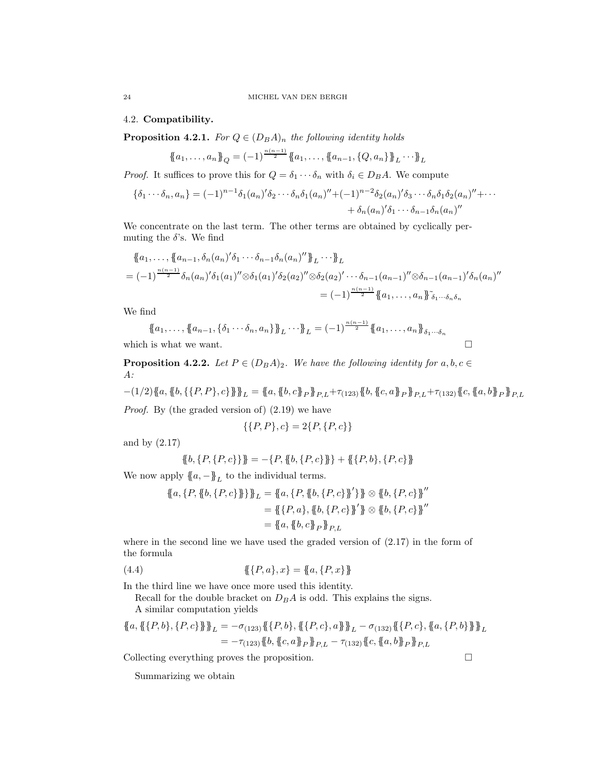### 4.2. **Compatibility.**

**Proposition 4.2.1.** *For $Q \in (D_BA)_n$ the following identity holds*

$$\{\!\{a_1, \ldots, a_n\}\!\}_Q = (-1)^{\frac{n(n-1)}{2}} \{\!\{a_1, \ldots, \{\!\{a_{n-1}, \{Q, a_n\}\}\!\}_L \cdots\}\!\}_L$$

*Proof.* It suffices to prove this for $Q = \delta_1 \cdots \delta_n$ with $\delta_i \in D_BA$. We compute

$$\{\delta_1 \cdots \delta_n, a_n\} = (-1)^{n-1}\delta_1(a_n)'\delta_2 \cdots \delta_n \delta_1(a_n)'' + (-1)^{n-2}\delta_2(a_n)'\delta_3 \cdots \delta_n\delta_1\delta_2(a_n)'' + \cdots + \delta_n(a_n)'\delta_1 \cdots \delta_{n-1}\delta_n(a_n)''$$

We concentrate on the last term. The other terms are obtained by cyclically permuting the $\delta$'s. We find

$$\begin{aligned}
&\{\!\{a_1, \ldots, \{\!\{a_{n-1}, \delta_n(a_n)'\delta_1 \cdots \delta_{n-1}\delta_n(a_n)''\}\!\}_L \cdots\}\!\}_L \\
&= (-1)^{\frac{n(n-1)}{2}} \delta_n(a_n)'\delta_1(a_1)'' \otimes \delta_1(a_1)'\delta_2(a_2)'' \otimes \delta_2(a_2)' \cdots \delta_{n-1}(a_{n-1})'' \otimes \delta_{n-1}(a_{n-1})'\delta_n(a_n)'' \\
&= (-1)^{\frac{n(n-1)}{2}} \{\!\{a_1, \ldots, a_n\}\!\}^{\sim}_{\delta_1 \cdots \delta_n \delta_n}
\end{aligned}$$

We find

$$\{\!\{a_1, \ldots, \{\!\{a_{n-1}, \{\delta_1 \cdots \delta_n, a_n\}\}\!\}_L \cdots\}\!\}_L = (-1)^{\frac{n(n-1)}{2}} \{\!\{a_1, \ldots, a_n\}\!\}_{\delta_1 \cdots \delta_n}$$

which is what we want. $\square$

**Proposition 4.2.2.** *Let $P \in (D_BA)_2$. We have the following identity for $a, b, c \in A$:*

$$-(1/2)\{\!\{a, \{\!\{b, \{\{P, P\}, c\}\}\!\}\}\!\}_L = \{\!\{a, \{\!\{b, c\}\!\}_P\}\!\}_{P,L} + \tau_{(123)}\{\!\{b, \{\!\{c, a\}\!\}_P\}\!\}_{P,L} + \tau_{(132)}\{\!\{c, \{\!\{a, b\}\!\}_P\}\!\}_{P,L}$$

*Proof.* By (the graded version of) (2.19) we have

$$\{\{P, P\}, c\} = 2\{P, \{P, c\}\}$$

and by (2.17)

$$\{\!\{b, \{P, \{P, c\}\}\}\!\} = -\{P, \{\!\{b, \{P, c\}\}\!\}\} + \{\!\{\{P, b\}, \{P, c\}\}\!\}$$

We now apply $\{\!\{a, -\}\!\}_L$ to the individual terms.

$$\begin{aligned}
\{\!\{a, \{P, \{\!\{b, \{P, c\}\}\!\}\}\}\!\}_L &= \{\!\{a, \{P, \{\!\{b, \{P, c\}\}\!\}'\}\}\!\} \otimes \{\!\{b, \{P, c\}\}\!\}'' \\
&= \{\!\{\{P, a\}, \{\!\{b, \{P, c\}\}\!\}'\}\!\} \otimes \{\!\{b, \{P, c\}\}\!\}'' \\
&= \{\!\{a, \{\!\{b, c\}\!\}_P\}\!\}_{P,L}
\end{aligned}$$

where in the second line we have used the graded version of (2.17) in the form of the formula

$$\{\!\{\{P, a\}, x\}\!\} = \{\!\{a, \{P, x\}\}\!\} \tag{4.4}$$

In the third line we have once more used this identity.

Recall for the double bracket on $D_BA$ is odd. This explains the signs.

A similar computation yields

$$\begin{aligned}
\{\!\{a, \{\!\{\{P, b\}, \{P, c\}\}\!\}\}\!\}_L &= -\sigma_{(123)}\{\!\{\{P, b\}, \{\!\{\{P, c\}, a\}\!\}\}\!\}_L - \sigma_{(132)}\{\!\{\{P, c\}, \{\!\{a, \{P, b\}\}\!\}\}\!\}_L \\
&= -\tau_{(123)}\{\!\{b, \{\!\{c, a\}\!\}_P\}\!\}_{P,L} - \tau_{(132)}\{\!\{c, \{\!\{a, b\}\!\}_P\}\!\}_{P,L}
\end{aligned}$$

Collecting everything proves the proposition. $\square$

Summarizing we obtain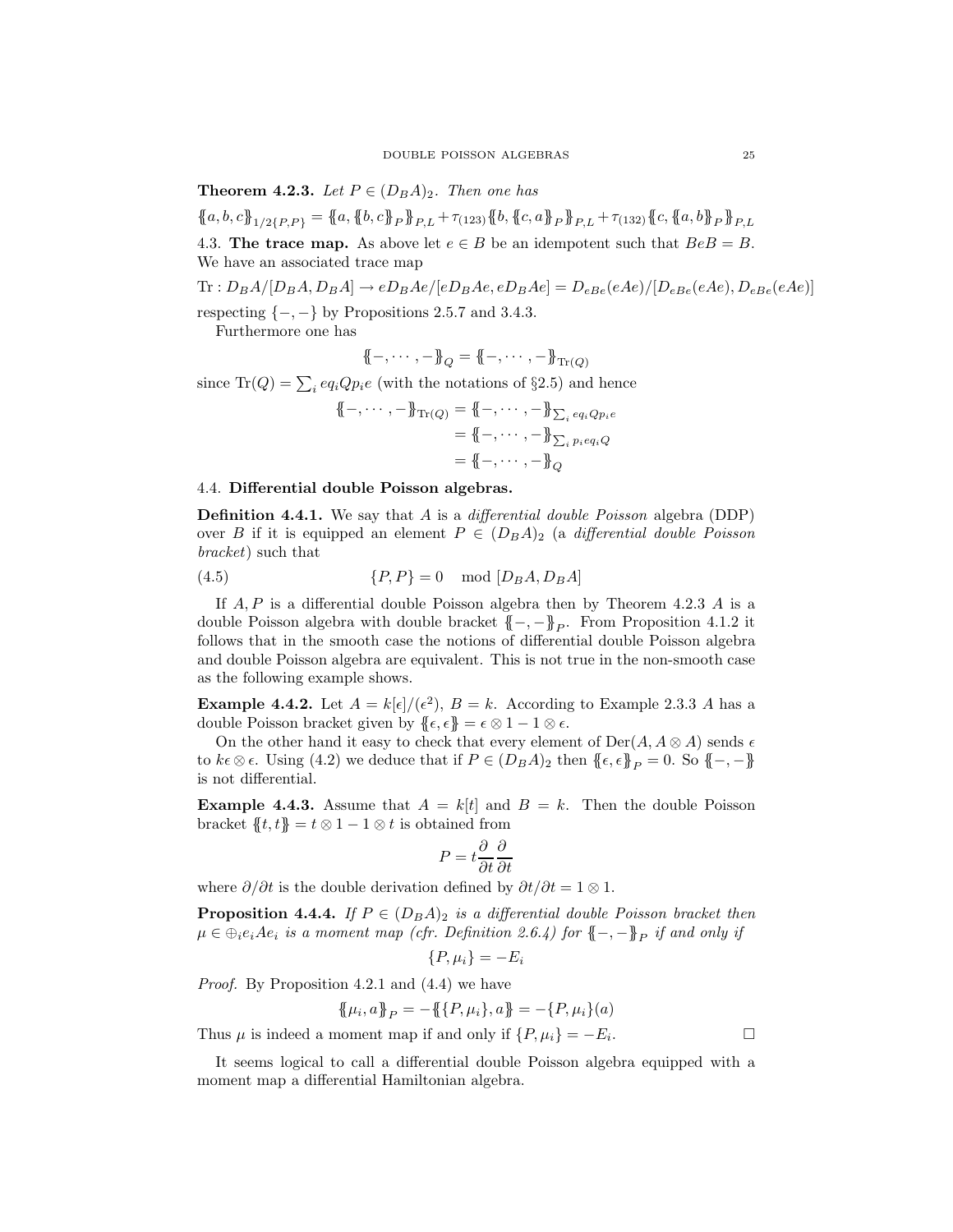**Theorem 4.2.3.** *Let $P \in (D_B A)_2$. Then one has*

$$\{\!\{a, b, c\}\!\}_{1/2\{P,P\}} = \{\!\{a, \{\!\{b, c\}\!\}_P\}\!\}_{P,L} + \tau_{(123)} \{\!\{b, \{\!\{c, a\}\!\}_P\}\!\}_{P,L} + \tau_{(132)} \{\!\{c, \{\!\{a, b\}\!\}_P\}\!\}_{P,L}$$

### 4.3. The trace map.

As above let $e \in B$ be an idempotent such that $BeB = B$. We have an associated trace map

$$\mathrm{Tr} : D_B A/[D_B A, D_B A] \to eD_B Ae/[eD_B Ae, eD_B Ae] = D_{eBe}(eAe)/[D_{eBe}(eAe), D_{eBe}(eAe)]$$

respecting $\{-,-\}$ by Propositions 2.5.7 and 3.4.3.

Furthermore one has

$$\{\!\{-, \cdots, -\}\!\}_Q = \{\!\{-, \cdots, -\}\!\}_{\mathrm{Tr}(Q)}$$

since $\mathrm{Tr}(Q) = \sum_i eq_i Q p_i e$ (with the notations of §2.5) and hence

$$\begin{aligned}
\{\!\{-, \cdots, -\}\!\}_{\mathrm{Tr}(Q)} &= \{\!\{-, \cdots, -\}\!\}_{\sum_i eq_i Q p_i e} \\
&= \{\!\{-, \cdots, -\}\!\}_{\sum_i p_i e q_i Q} \\
&= \{\!\{-, \cdots, -\}\!\}_Q
\end{aligned}$$

### 4.4. Differential double Poisson algebras.

**Definition 4.4.1.** We say that $A$ is a *differential double Poisson* algebra (DDP) over $B$ if it is equipped an element $P \in (D_B A)_2$ (a *differential double Poisson bracket*) such that

$$\{P, P\} = 0 \mod [D_B A, D_B A] \tag{4.5}$$

If $A, P$ is a differential double Poisson algebra then by Theorem 4.2.3 $A$ is a double Poisson algebra with double bracket $\{\!\{-,-\}\!\}_P$. From Proposition 4.1.2 it follows that in the smooth case the notions of differential double Poisson algebra and double Poisson algebra are equivalent. This is not true in the non-smooth case as the following example shows.

**Example 4.4.2.** Let $A = k[\epsilon]/(\epsilon^2)$, $B = k$. According to Example 2.3.3 $A$ has a double Poisson bracket given by $\{\!\{\epsilon, \epsilon\}\!\} = \epsilon \otimes 1 - 1 \otimes \epsilon$.

On the other hand it easy to check that every element of $\mathrm{Der}(A, A \otimes A)$ sends $\epsilon$ to $k\epsilon \otimes \epsilon$. Using (4.2) we deduce that if $P \in (D_B A)_2$ then $\{\!\{\epsilon, \epsilon\}\!\}_P = 0$. So $\{\!\{-,-\}\!\}$ is not differential.

**Example 4.4.3.** Assume that $A = k[t]$ and $B = k$. Then the double Poisson bracket $\{\!\{t, t\}\!\} = t \otimes 1 - 1 \otimes t$ is obtained from

$$P = t \frac{\partial}{\partial t} \frac{\partial}{\partial t}$$

where $\partial/\partial t$ is the double derivation defined by $\partial t/\partial t = 1 \otimes 1$.

**Proposition 4.4.4.** *If $P \in (D_B A)_2$ is a differential double Poisson bracket then $\mu \in \oplus_i e_i A e_i$ is a moment map (cfr. Definition 2.6.4) for $\{\!\{-,-\}\!\}_P$ if and only if*

$$\{P, \mu_i\} = -E_i$$

*Proof.* By Proposition 4.2.1 and (4.4) we have

$$\{\!\{\mu_i, a\}\!\}_P = -\{\!\{\{P, \mu_i\}, a\}\!\} = -\{P, \mu_i\}(a)$$

Thus $\mu$ is indeed a moment map if and only if $\{P, \mu_i\} = -E_i$. $\square$

It seems logical to call a differential double Poisson algebra equipped with a moment map a differential Hamiltonian algebra.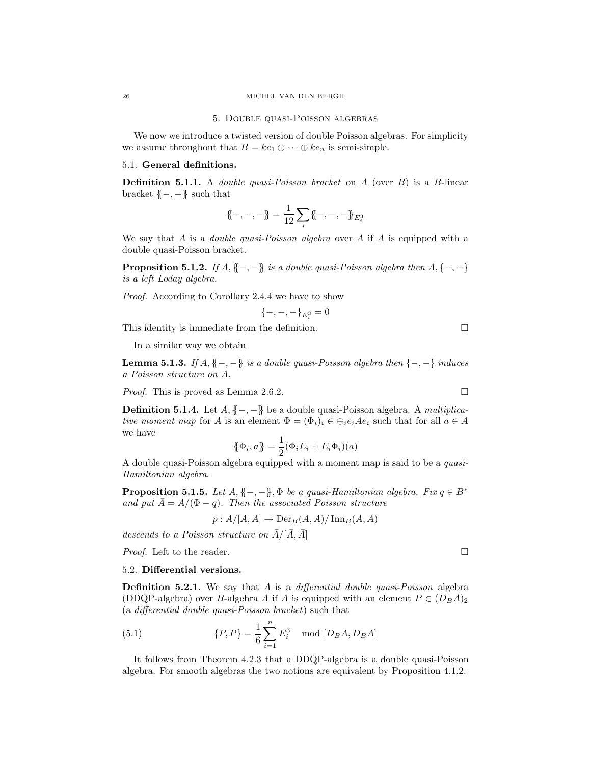## 5. Double quasi-Poisson algebras

We now we introduce a twisted version of double Poisson algebras. For simplicity we assume throughout that $B = ke_1 \oplus \cdots \oplus ke_n$ is semi-simple.

### 5.1. General definitions.

**Definition 5.1.1.** A *double quasi-Poisson bracket* on $A$ (over $B$) is a $B$-linear bracket $\{\!\{-,-\}\!\}$ such that

$$\{\!\{-,-,-\}\!\} = \frac{1}{12}\sum_i \{\!\{-,-,-\}\!\}_{E_i^3}$$

We say that $A$ is a *double quasi-Poisson algebra* over $A$ if $A$ is equipped with a double quasi-Poisson bracket.

**Proposition 5.1.2.** *If $A, \{\!\{-,-\}\!\}$ is a double quasi-Poisson algebra then $A, \{-,-\}$ is a left Loday algebra.*

*Proof.* According to Corollary 2.4.4 we have to show

$$\{-,-,-\}_{E_i^3} = 0$$

This identity is immediate from the definition. $\square$

In a similar way we obtain

**Lemma 5.1.3.** *If $A, \{\!\{-,-\}\!\}$ is a double quasi-Poisson algebra then $\{-,-\}$ induces a Poisson structure on $A$.*

*Proof.* This is proved as Lemma 2.6.2. $\square$

**Definition 5.1.4.** Let $A, \{\!\{-,-\}\!\}$ be a double quasi-Poisson algebra. A *multiplicative moment map* for $A$ is an element $\Phi = (\Phi_i)_i \in \oplus_i e_i A e_i$ such that for all $a \in A$ we have

$$\{\!\{\Phi_i, a\}\!\} = \frac{1}{2}(\Phi_i E_i + E_i \Phi_i)(a)$$

A double quasi-Poisson algebra equipped with a moment map is said to be a *quasi-Hamiltonian algebra*.

**Proposition 5.1.5.** *Let $A, \{\!\{-,-\}\!\}, \Phi$ be a quasi-Hamiltonian algebra. Fix $q \in B^*$ and put $\bar{A} = A/(\Phi - q)$. Then the associated Poisson structure*

$$p : A/[A,A] \to \operatorname{Der}_B(A,A)/\operatorname{Inn}_B(A,A)$$

*descends to a Poisson structure on $\bar{A}/[\bar{A},\bar{A}]$*

*Proof.* Left to the reader. $\square$

### 5.2. Differential versions.

**Definition 5.2.1.** We say that $A$ is a *differential double quasi-Poisson* algebra (DDQP-algebra) over $B$-algebra $A$ if $A$ is equipped with an element $P \in (D_B A)_2$ (a *differential double quasi-Poisson bracket*) such that

$$\{P, P\} = \frac{1}{6}\sum_{i=1}^{n} E_i^3 \mod [D_B A, D_B A] \tag{5.1}$$

It follows from Theorem 4.2.3 that a DDQP-algebra is a double quasi-Poisson algebra. For smooth algebras the two notions are equivalent by Proposition 4.1.2.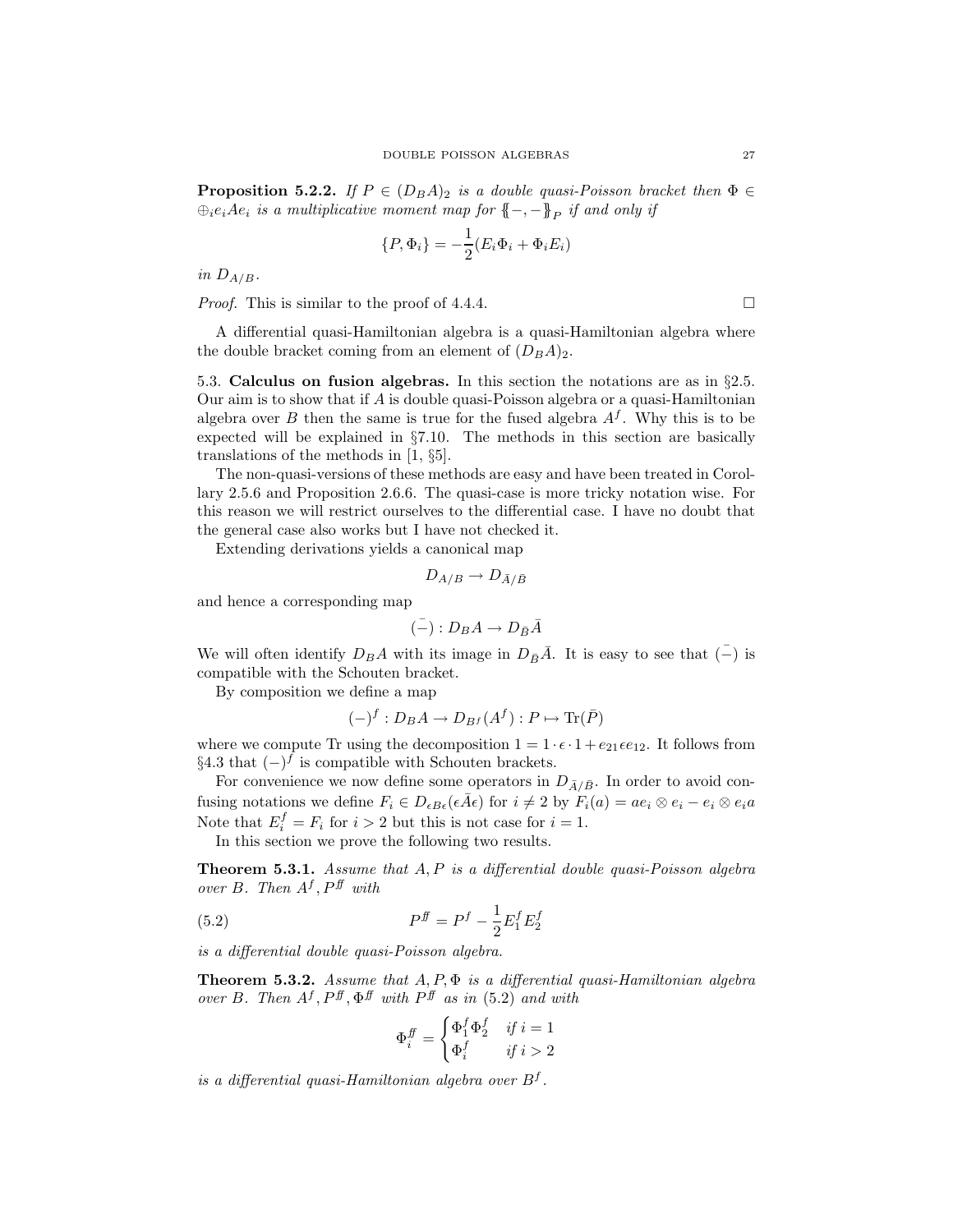**Proposition 5.2.2.** *If $P \in (D_B A)_2$ is a double quasi-Poisson bracket then $\Phi \in \oplus_i e_i A e_i$ is a multiplicative moment map for $\{\!\{-,-\}\!\}_P$ if and only if*

$$\{P, \Phi_i\} = -\frac{1}{2}(E_i \Phi_i + \Phi_i E_i)$$

*in $D_{A/B}$.*

*Proof.* This is similar to the proof of 4.4.4. □

A differential quasi-Hamiltonian algebra is a quasi-Hamiltonian algebra where the double bracket coming from an element of $(D_B A)_2$.

5.3. **Calculus on fusion algebras.** In this section the notations are as in §2.5. Our aim is to show that if $A$ is double quasi-Poisson algebra or a quasi-Hamiltonian algebra over $B$ then the same is true for the fused algebra $A^f$. Why this is to be expected will be explained in §7.10. The methods in this section are basically translations of the methods in [1, §5].

The non-quasi-versions of these methods are easy and have been treated in Corollary 2.5.6 and Proposition 2.6.6. The quasi-case is more tricky notation wise. For this reason we will restrict ourselves to the differential case. I have no doubt that the general case also works but I have not checked it.

Extending derivations yields a canonical map

$$D_{A/B} \to D_{\bar{A}/\bar{B}}$$

and hence a corresponding map

$$(\bar{-}) : D_B A \to D_{\bar{B}} \bar{A}$$

We will often identify $D_B A$ with its image in $D_{\bar{B}} \bar{A}$. It is easy to see that $(\bar{-})$ is compatible with the Schouten bracket.

By composition we define a map

$$(-)^f : D_B A \to D_{B^f}(A^f) : P \mapsto \mathrm{Tr}(\bar{P})$$

where we compute Tr using the decomposition $1 = 1 \cdot \epsilon \cdot 1 + e_{21} \epsilon e_{12}$. It follows from §4.3 that $(-)^f$ is compatible with Schouten brackets.

For convenience we now define some operators in $D_{\bar{A}/\bar{B}}$. In order to avoid confusing notations we define $F_i \in D_{\epsilon B \epsilon}(\epsilon \bar{A} \epsilon)$ for $i \neq 2$ by $F_i(a) = a e_i \otimes e_i - e_i \otimes e_i a$ Note that $E_i^f = F_i$ for $i > 2$ but this is not case for $i = 1$.

In this section we prove the following two results.

**Theorem 5.3.1.** *Assume that $A, P$ is a differential double quasi-Poisson algebra over $B$. Then $A^f, P^{ff}$ with*

$$P^{ff} = P^f - \frac{1}{2} E_1^f E_2^f \tag{5.2}$$

*is a differential double quasi-Poisson algebra.*

**Theorem 5.3.2.** *Assume that $A, P, \Phi$ is a differential quasi-Hamiltonian algebra over $B$. Then $A^f, P^{ff}, \Phi^{ff}$ with $P^{ff}$ as in (5.2) and with*

$$\Phi_i^{ff} = \begin{cases} \Phi_1^f \Phi_2^f & \text{if } i = 1 \\ \Phi_i^f & \text{if } i > 2 \end{cases}$$

*is a differential quasi-Hamiltonian algebra over $B^f$.*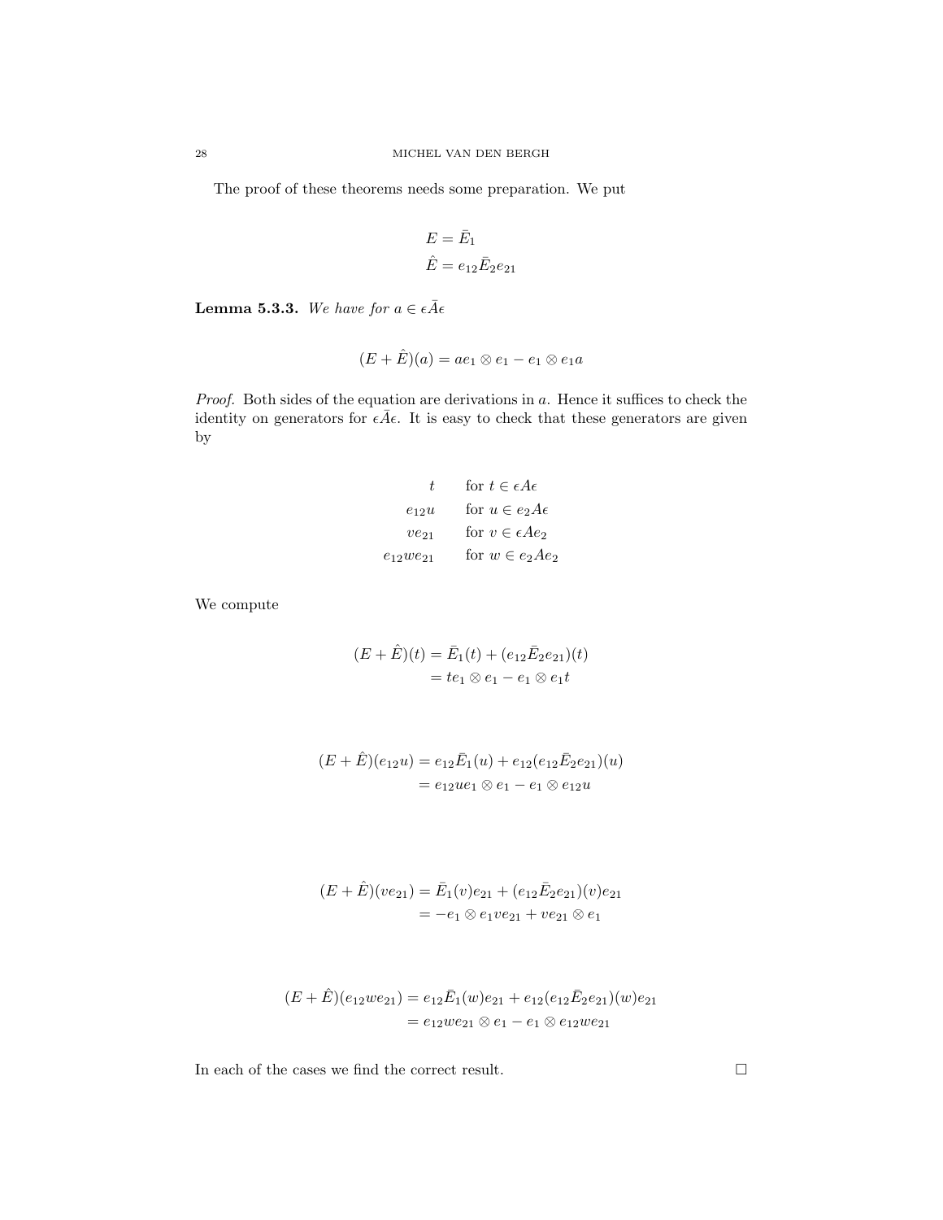The proof of these theorems needs some preparation. We put

$$
\begin{aligned}
E &= \bar{E}_1 \\
\hat{E} &= e_{12}\bar{E}_2 e_{21}
\end{aligned}
$$

**Lemma 5.3.3.** *We have for $a \in \epsilon\bar{A}\epsilon$*

$$
(E + \hat{E})(a) = ae_1 \otimes e_1 - e_1 \otimes e_1 a
$$

*Proof.* Both sides of the equation are derivations in $a$. Hence it suffices to check the identity on generators for $\epsilon\bar{A}\epsilon$. It is easy to check that these generators are given by

$$
\begin{aligned}
t &\qquad \text{for } t \in \epsilon A \epsilon \\
e_{12}u &\qquad \text{for } u \in e_2 A \epsilon \\
ve_{21} &\qquad \text{for } v \in \epsilon A e_2 \\
e_{12}we_{21} &\qquad \text{for } w \in e_2 A e_2
\end{aligned}
$$

We compute

$$
\begin{aligned}
(E + \hat{E})(t) &= \bar{E}_1(t) + (e_{12}\bar{E}_2 e_{21})(t) \\
&= te_1 \otimes e_1 - e_1 \otimes e_1 t
\end{aligned}
$$

$$
\begin{aligned}
(E + \hat{E})(e_{12}u) &= e_{12}\bar{E}_1(u) + e_{12}(e_{12}\bar{E}_2 e_{21})(u) \\
&= e_{12}ue_1 \otimes e_1 - e_1 \otimes e_{12}u
\end{aligned}
$$

$$
\begin{aligned}
(E + \hat{E})(ve_{21}) &= \bar{E}_1(v)e_{21} + (e_{12}\bar{E}_2 e_{21})(v)e_{21} \\
&= -e_1 \otimes e_1 v e_{21} + ve_{21} \otimes e_1
\end{aligned}
$$

$$
\begin{aligned}
(E + \hat{E})(e_{12}we_{21}) &= e_{12}\bar{E}_1(w)e_{21} + e_{12}(e_{12}\bar{E}_2 e_{21})(w)e_{21} \\
&= e_{12}we_{21} \otimes e_1 - e_1 \otimes e_{12}we_{21}
\end{aligned}
$$

In each of the cases we find the correct result. □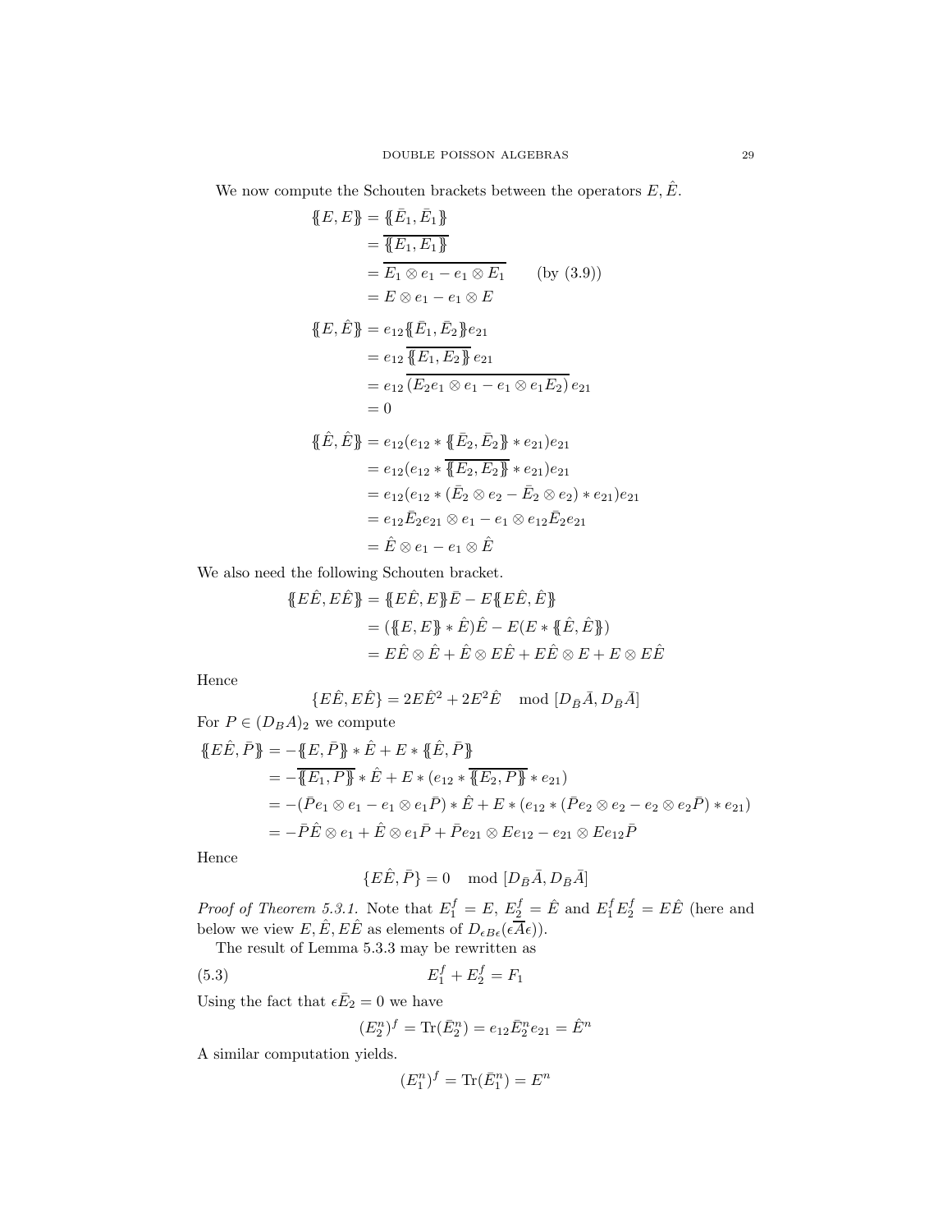We now compute the Schouten brackets between the operators $E, \hat{E}$.

$$
\begin{aligned}
\{\!\{E, E\}\!\} &= \{\!\{\bar{E}_1, \bar{E}_1\}\!\} \\
&= \overline{\{\!\{E_1, E_1\}\!\}} \\
&= \overline{E_1 \otimes e_1 - e_1 \otimes E_1} \qquad \text{(by (3.9))} \\
&= E \otimes e_1 - e_1 \otimes E
\end{aligned}
$$

$$
\begin{aligned}
\{\!\{E, \hat{E}\}\!\} &= e_{12}\{\!\{\bar{E}_1, \bar{E}_2\}\!\}e_{21} \\
&= e_{12}\,\overline{\{\!\{E_1, E_2\}\!\}}\,e_{21} \\
&= e_{12}\,\overline{(E_2 e_1 \otimes e_1 - e_1 \otimes e_1 E_2)}\,e_{21} \\
&= 0
\end{aligned}
$$

$$
\begin{aligned}
\{\!\{\hat{E}, \hat{E}\}\!\} &= e_{12}(e_{12} * \{\!\{\bar{E}_2, \bar{E}_2\}\!\} * e_{21})e_{21} \\
&= e_{12}(e_{12} * \overline{\{\!\{E_2, E_2\}\!\}} * e_{21})e_{21} \\
&= e_{12}(e_{12} * (\bar{E}_2 \otimes e_2 - \bar{E}_2 \otimes e_2) * e_{21})e_{21} \\
&= e_{12}\bar{E}_2 e_{21} \otimes e_1 - e_1 \otimes e_{12}\bar{E}_2 e_{21} \\
&= \hat{E} \otimes e_1 - e_1 \otimes \hat{E}
\end{aligned}
$$

We also need the following Schouten bracket.

$$
\begin{aligned}
\{\!\{E\hat{E}, E\hat{E}\}\!\} &= \{\!\{E\hat{E}, E\}\!\}\bar{E} - E\{\!\{E\hat{E}, \hat{E}\}\!\} \\
&= (\{\!\{E, E\}\!\} * \hat{E})\hat{E} - E(E * \{\!\{\hat{E}, \hat{E}\}\!\}) \\
&= E\hat{E} \otimes \hat{E} + \hat{E} \otimes E\hat{E} + E\hat{E} \otimes E + E \otimes E\hat{E}
\end{aligned}
$$

Hence

$$
\{E\hat{E}, E\hat{E}\} = 2E\hat{E}^2 + 2E^2\hat{E} \mod [D_{\bar{B}}\bar{A}, D_{\bar{B}}\bar{A}]
$$

For $P \in (D_B A)_2$ we compute

$$
\begin{aligned}
\{\!\{E\hat{E}, \bar{P}\}\!\} &= -\{\!\{E, \bar{P}\}\!\} * \hat{E} + E * \{\!\{\hat{E}, \bar{P}\}\!\} \\
&= -\overline{\{\!\{E_1, P\}\!\}} * \hat{E} + E * (e_{12} * \overline{\{\!\{E_2, P\}\!\}} * e_{21}) \\
&= -(\bar{P}e_1 \otimes e_1 - e_1 \otimes e_1\bar{P}) * \hat{E} + E * (e_{12} * (\bar{P}e_2 \otimes e_2 - e_2 \otimes e_2\bar{P}) * e_{21}) \\
&= -\bar{P}\hat{E} \otimes e_1 + \hat{E} \otimes e_1\bar{P} + \bar{P}e_{21} \otimes Ee_{12} - e_{21} \otimes Ee_{12}\bar{P}
\end{aligned}
$$

Hence

$$
\{E\hat{E}, \bar{P}\} = 0 \mod [D_{\bar{B}}\bar{A}, D_{\bar{B}}\bar{A}]
$$

*Proof of Theorem 5.3.1.* Note that $E_1^f = E$, $E_2^f = \hat{E}$ and $E_1^f E_2^f = E\hat{E}$ (here and below we view $E, \hat{E}, E\hat{E}$ as elements of $D_{\epsilon B\epsilon}(\epsilon\overline{A}\epsilon)$).

The result of Lemma 5.3.3 may be rewritten as

$$
E_1^f + E_2^f = F_1 \tag{5.3}
$$

Using the fact that $\epsilon\bar{E}_2 = 0$ we have

$$
(E_2^n)^f = \operatorname{Tr}(\bar{E}_2^n) = e_{12}\bar{E}_2^n e_{21} = \hat{E}^n
$$

A similar computation yields.

$$
(E_1^n)^f = \operatorname{Tr}(\bar{E}_1^n) = E^n
$$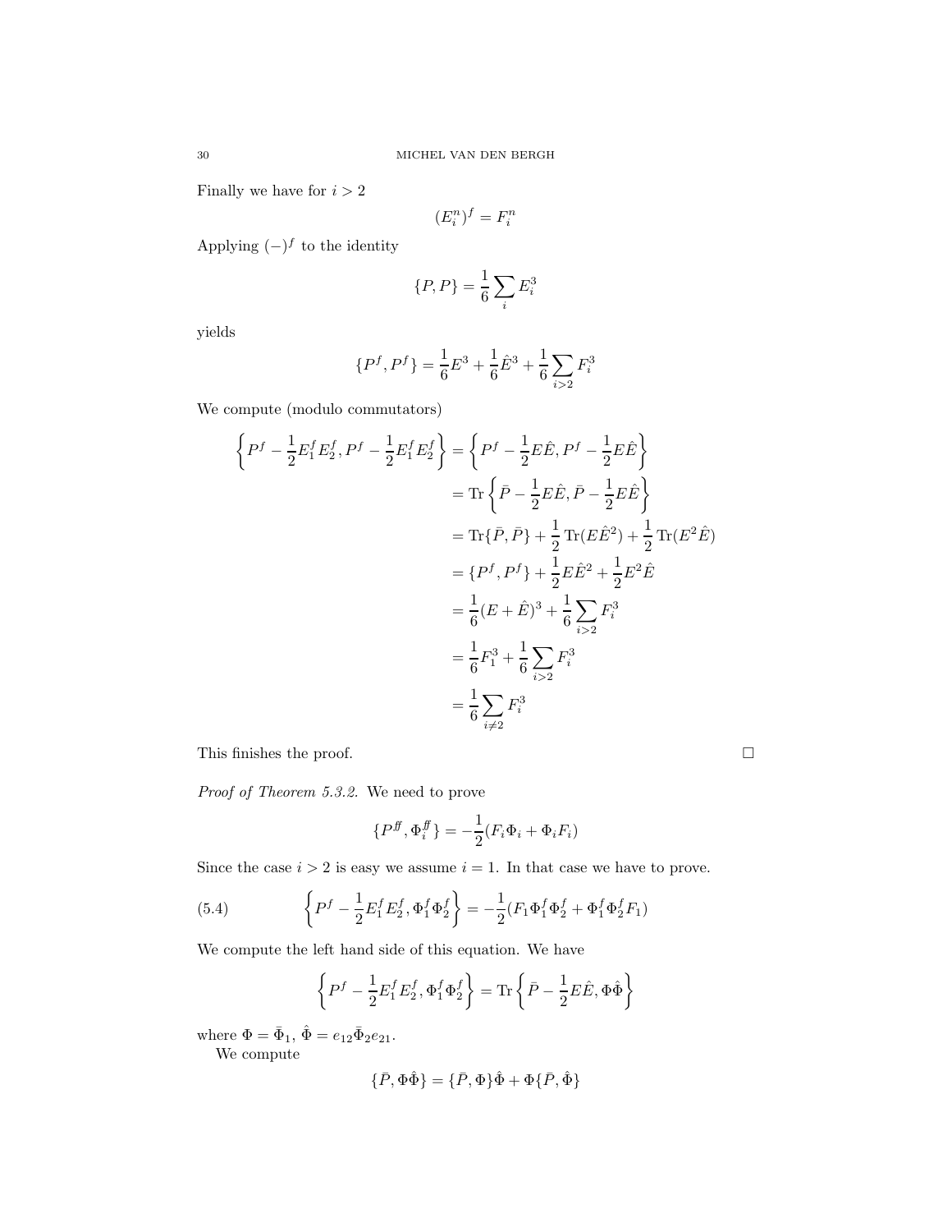Finally we have for $i > 2$

$$(E_i^n)^f = F_i^n$$

Applying $(-)^f$ to the identity

$$\{P, P\} = \frac{1}{6} \sum_i E_i^3$$

yields

$$\{P^f, P^f\} = \frac{1}{6} E^3 + \frac{1}{6} \hat{E}^3 + \frac{1}{6} \sum_{i>2} F_i^3$$

We compute (modulo commutators)

$$\begin{aligned}
\left\{ P^f - \frac{1}{2} E_1^f E_2^f, P^f - \frac{1}{2} E_1^f E_2^f \right\} &= \left\{ P^f - \frac{1}{2} E\hat{E}, P^f - \frac{1}{2} E\hat{E} \right\} \\
&= \operatorname{Tr} \left\{ \bar{P} - \frac{1}{2} E\hat{E}, \bar{P} - \frac{1}{2} E\hat{E} \right\} \\
&= \operatorname{Tr}\{\bar{P}, \bar{P}\} + \frac{1}{2} \operatorname{Tr}(E\hat{E}^2) + \frac{1}{2} \operatorname{Tr}(E^2 \hat{E}) \\
&= \{P^f, P^f\} + \frac{1}{2} E\hat{E}^2 + \frac{1}{2} E^2 \hat{E} \\
&= \frac{1}{6} (E + \hat{E})^3 + \frac{1}{6} \sum_{i>2} F_i^3 \\
&= \frac{1}{6} F_1^3 + \frac{1}{6} \sum_{i>2} F_i^3 \\
&= \frac{1}{6} \sum_{i \neq 2} F_i^3
\end{aligned}$$

This finishes the proof. □

*Proof of Theorem 5.3.2.* We need to prove

$$\{P^{ff}, \Phi_i^{ff}\} = -\frac{1}{2} (F_i \Phi_i + \Phi_i F_i)$$

Since the case $i > 2$ is easy we assume $i = 1$. In that case we have to prove.

$$\left\{ P^f - \frac{1}{2} E_1^f E_2^f, \Phi_1^f \Phi_2^f \right\} = -\frac{1}{2} (F_1 \Phi_1^f \Phi_2^f + \Phi_1^f \Phi_2^f F_1) \tag{5.4}$$

We compute the left hand side of this equation. We have

$$\left\{ P^f - \frac{1}{2} E_1^f E_2^f, \Phi_1^f \Phi_2^f \right\} = \operatorname{Tr} \left\{ \bar{P} - \frac{1}{2} E\hat{E}, \Phi\hat{\Phi} \right\}$$

where $\Phi = \bar{\Phi}_1$, $\hat{\Phi} = e_{12} \bar{\Phi}_2 e_{21}$.

We compute

$$\{\bar{P}, \Phi\hat{\Phi}\} = \{\bar{P}, \Phi\}\hat{\Phi} + \Phi\{\bar{P}, \hat{\Phi}\}$$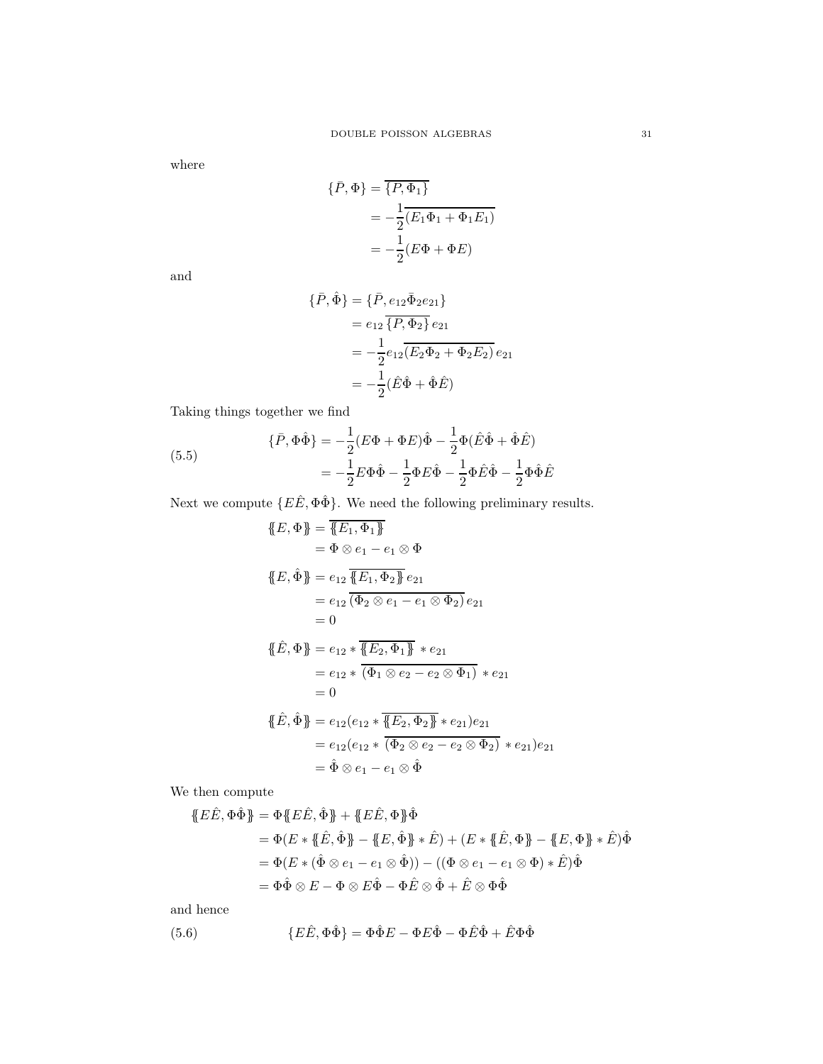where

$$
\begin{aligned}
\{\bar{P}, \Phi\} &= \overline{\{P, \Phi_1\}} \\
&= -\frac{1}{2}\overline{(E_1\Phi_1 + \Phi_1 E_1)} \\
&= -\frac{1}{2}(E\Phi + \Phi E)
\end{aligned}
$$

and

$$
\begin{aligned}
\{\bar{P}, \hat{\Phi}\} &= \{\bar{P}, e_{12}\bar{\Phi}_2 e_{21}\} \\
&= e_{12}\,\overline{\{P, \Phi_2\}}\,e_{21} \\
&= -\frac{1}{2}e_{12}\overline{(E_2\Phi_2 + \Phi_2 E_2)}\,e_{21} \\
&= -\frac{1}{2}(\hat{E}\hat{\Phi} + \hat{\Phi}\hat{E})
\end{aligned}
$$

Taking things together we find

$$
\begin{aligned}
\{\bar{P}, \Phi\hat{\Phi}\} &= -\frac{1}{2}(E\Phi + \Phi E)\hat{\Phi} - \frac{1}{2}\Phi(\hat{E}\hat{\Phi} + \hat{\Phi}\hat{E}) \\
&= -\frac{1}{2}E\Phi\hat{\Phi} - \frac{1}{2}\Phi E\hat{\Phi} - \frac{1}{2}\Phi\hat{E}\hat{\Phi} - \frac{1}{2}\Phi\hat{\Phi}\hat{E}
\end{aligned}
\tag{5.5}
$$

Next we compute $\{E\hat{E}, \Phi\hat{\Phi}\}$. We need the following preliminary results.

$$
\begin{aligned}
\{\!\{E, \Phi\}\!\} &= \overline{\{\!\{E_1, \Phi_1\}\!\}} \\
&= \Phi \otimes e_1 - e_1 \otimes \Phi \\
\{\!\{E, \hat{\Phi}\}\!\} &= e_{12}\,\overline{\{\!\{E_1, \Phi_2\}\!\}}\,e_{21} \\
&= e_{12}\,\overline{(\Phi_2 \otimes e_1 - e_1 \otimes \Phi_2)}\,e_{21} \\
&= 0 \\
\{\!\{\hat{E}, \Phi\}\!\} &= e_{12} * \overline{\{\!\{E_2, \Phi_1\}\!\}} * e_{21} \\
&= e_{12} * \overline{(\Phi_1 \otimes e_2 - e_2 \otimes \Phi_1)} * e_{21} \\
&= 0 \\
\{\!\{\hat{E}, \hat{\Phi}\}\!\} &= e_{12}(e_{12} * \overline{\{\!\{E_2, \Phi_2\}\!\}} * e_{21})e_{21} \\
&= e_{12}(e_{12} * \overline{(\Phi_2 \otimes e_2 - e_2 \otimes \Phi_2)} * e_{21})e_{21} \\
&= \hat{\Phi} \otimes e_1 - e_1 \otimes \hat{\Phi}
\end{aligned}
$$

We then compute

$$
\begin{aligned}
\{\!\{E\hat{E}, \Phi\hat{\Phi}\}\!\} &= \Phi\{\!\{E\hat{E}, \hat{\Phi}\}\!\} + \{\!\{E\hat{E}, \Phi\}\!\}\hat{\Phi} \\
&= \Phi(E * \{\!\{\hat{E}, \hat{\Phi}\}\!\} - \{\!\{E, \hat{\Phi}\}\!\} * \hat{E}) + (E * \{\!\{\hat{E}, \Phi\}\!\} - \{\!\{E, \Phi\}\!\} * \hat{E})\hat{\Phi} \\
&= \Phi(E * (\hat{\Phi} \otimes e_1 - e_1 \otimes \hat{\Phi})) - ((\Phi \otimes e_1 - e_1 \otimes \Phi) * \hat{E})\hat{\Phi} \\
&= \Phi\hat{\Phi} \otimes E - \Phi \otimes E\hat{\Phi} - \Phi\hat{E} \otimes \hat{\Phi} + \hat{E} \otimes \Phi\hat{\Phi}
\end{aligned}
$$

and hence

$$
\{E\hat{E}, \Phi\hat{\Phi}\} = \Phi\hat{\Phi}E - \Phi E\hat{\Phi} - \Phi\hat{E}\hat{\Phi} + \hat{E}\Phi\hat{\Phi}
\tag{5.6}
$$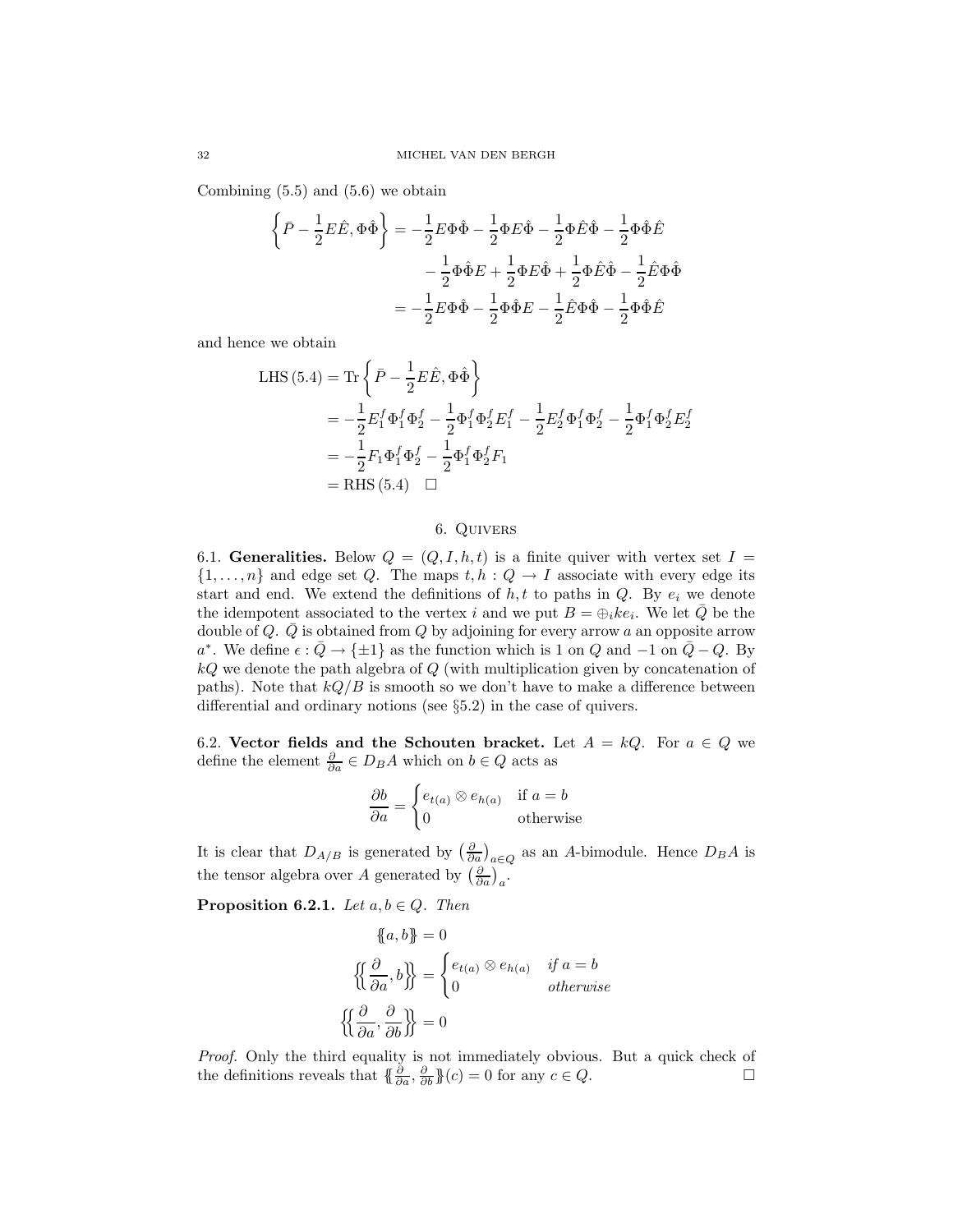Combining (5.5) and (5.6) we obtain

$$
\begin{aligned}
\left\{\bar{P} - \frac{1}{2}E\hat{E}, \Phi\hat{\Phi}\right\} &= -\frac{1}{2}E\Phi\hat{\Phi} - \frac{1}{2}\Phi E\hat{\Phi} - \frac{1}{2}\Phi\hat{E}\hat{\Phi} - \frac{1}{2}\Phi\hat{\Phi}\hat{E} \\
&\quad - \frac{1}{2}\Phi\hat{\Phi}E + \frac{1}{2}\Phi E\hat{\Phi} + \frac{1}{2}\Phi\hat{E}\hat{\Phi} - \frac{1}{2}\hat{E}\Phi\hat{\Phi} \\
&= -\frac{1}{2}E\Phi\hat{\Phi} - \frac{1}{2}\Phi\hat{\Phi}E - \frac{1}{2}\hat{E}\Phi\hat{\Phi} - \frac{1}{2}\Phi\hat{\Phi}\hat{E}
\end{aligned}
$$

and hence we obtain

$$
\begin{aligned}
\text{LHS (5.4)} &= \operatorname{Tr}\left\{\bar{P} - \frac{1}{2}E\hat{E}, \Phi\hat{\Phi}\right\} \\
&= -\frac{1}{2}E_1^f\Phi_1^f\Phi_2^f - \frac{1}{2}\Phi_1^f\Phi_2^fE_1^f - \frac{1}{2}E_2^f\Phi_1^f\Phi_2^f - \frac{1}{2}\Phi_1^f\Phi_2^fE_2^f \\
&= -\frac{1}{2}F_1\Phi_1^f\Phi_2^f - \frac{1}{2}\Phi_1^f\Phi_2^fF_1 \\
&= \text{RHS (5.4)} \quad \square
\end{aligned}
$$

## 6. Quivers

**6.1. Generalities.** Below $Q = (Q, I, h, t)$ is a finite quiver with vertex set $I = \{1, \ldots, n\}$ and edge set $Q$. The maps $t, h : Q \to I$ associate with every edge its start and end. We extend the definitions of $h, t$ to paths in $Q$. By $e_i$ we denote the idempotent associated to the vertex $i$ and we put $B = \oplus_i ke_i$. We let $\bar{Q}$ be the double of $Q$. $\bar{Q}$ is obtained from $Q$ by adjoining for every arrow $a$ an opposite arrow $a^*$. We define $\epsilon : \bar{Q} \to \{\pm 1\}$ as the function which is 1 on $Q$ and $-1$ on $\bar{Q} - Q$. By $kQ$ we denote the path algebra of $Q$ (with multiplication given by concatenation of paths). Note that $kQ/B$ is smooth so we don't have to make a difference between differential and ordinary notions (see §5.2) in the case of quivers.

**6.2. Vector fields and the Schouten bracket.** Let $A = kQ$. For $a \in Q$ we define the element $\frac{\partial}{\partial a} \in D_B A$ which on $b \in Q$ acts as

$$
\frac{\partial b}{\partial a} = \begin{cases} e_{t(a)} \otimes e_{h(a)} & \text{if } a = b \\ 0 & \text{otherwise} \end{cases}
$$

It is clear that $D_{A/B}$ is generated by $\left(\frac{\partial}{\partial a}\right)_{a \in Q}$ as an $A$-bimodule. Hence $D_B A$ is the tensor algebra over $A$ generated by $\left(\frac{\partial}{\partial a}\right)_a$.

**Proposition 6.2.1.** *Let $a, b \in Q$. Then*

$$
\begin{aligned}
&\{\!\{a, b\}\!\} = 0 \\
&\left\{\!\!\left\{\frac{\partial}{\partial a}, b\right\}\!\!\right\} = \begin{cases} e_{t(a)} \otimes e_{h(a)} & \textit{if } a = b \\ 0 & \textit{otherwise} \end{cases} \\
&\left\{\!\!\left\{\frac{\partial}{\partial a}, \frac{\partial}{\partial b}\right\}\!\!\right\} = 0
\end{aligned}
$$

*Proof.* Only the third equality is not immediately obvious. But a quick check of the definitions reveals that $\{\!\{\frac{\partial}{\partial a}, \frac{\partial}{\partial b}\}\!\}(c) = 0$ for any $c \in Q$. $\square$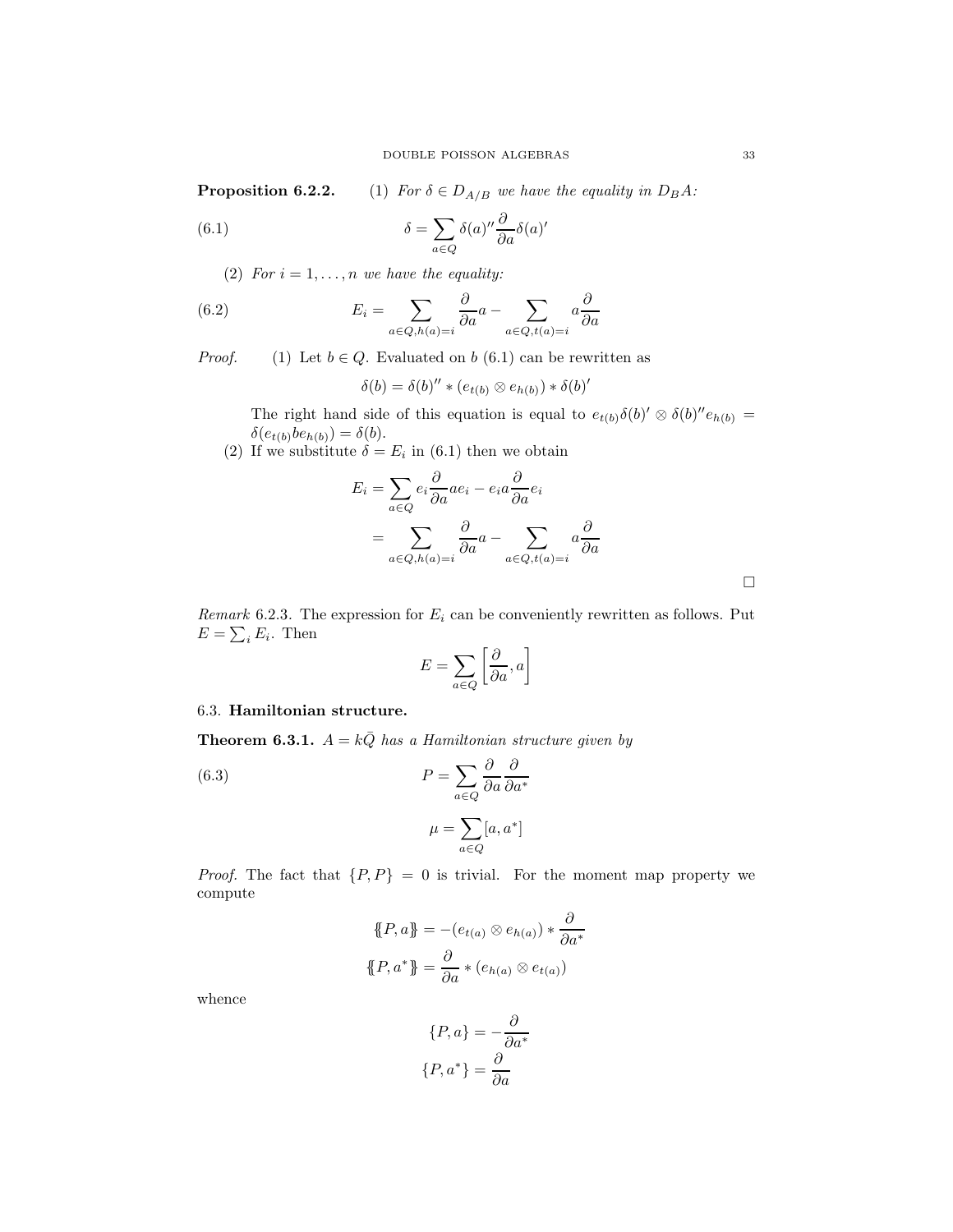**Proposition 6.2.2.** (1) *For $\delta \in D_{A/B}$ we have the equality in $D_B A$:*

$$\delta = \sum_{a \in Q} \delta(a)'' \frac{\partial}{\partial a} \delta(a)' \tag{6.1}$$

(2) *For $i = 1, \ldots, n$ we have the equality:*

$$E_i = \sum_{a \in Q, h(a)=i} \frac{\partial}{\partial a} a - \sum_{a \in Q, t(a)=i} a \frac{\partial}{\partial a} \tag{6.2}$$

*Proof.* (1) Let $b \in Q$. Evaluated on $b$ (6.1) can be rewritten as

$$\delta(b) = \delta(b)'' * (e_{t(b)} \otimes e_{h(b)}) * \delta(b)'$$

The right hand side of this equation is equal to $e_{t(b)}\delta(b)' \otimes \delta(b)'' e_{h(b)} = \delta(e_{t(b)} b e_{h(b)}) = \delta(b)$.

(2) If we substitute $\delta = E_i$ in (6.1) then we obtain

$$\begin{aligned} E_i &= \sum_{a \in Q} e_i \frac{\partial}{\partial a} a e_i - e_i a \frac{\partial}{\partial a} e_i \\ &= \sum_{a \in Q, h(a)=i} \frac{\partial}{\partial a} a - \sum_{a \in Q, t(a)=i} a \frac{\partial}{\partial a} \end{aligned}$$

□

*Remark* 6.2.3. The expression for $E_i$ can be conveniently rewritten as follows. Put $E = \sum_i E_i$. Then

$$E = \sum_{a \in Q} \left[ \frac{\partial}{\partial a}, a \right]$$

### 6.3. Hamiltonian structure.

**Theorem 6.3.1.** *$A = k\bar{Q}$ has a Hamiltonian structure given by*

$$P = \sum_{a \in Q} \frac{\partial}{\partial a} \frac{\partial}{\partial a^*} \tag{6.3}$$

$$\mu = \sum_{a \in Q} [a, a^*]$$

*Proof.* The fact that $\{P, P\} = 0$ is trivial. For the moment map property we compute

$$\{\!\{P, a\}\!\} = -(e_{t(a)} \otimes e_{h(a)}) * \frac{\partial}{\partial a^*}$$

$$\{\!\{P, a^*\}\!\} = \frac{\partial}{\partial a} * (e_{h(a)} \otimes e_{t(a)})$$

whence

$$\{P, a\} = -\frac{\partial}{\partial a^*}$$

$$\{P, a^*\} = \frac{\partial}{\partial a}$$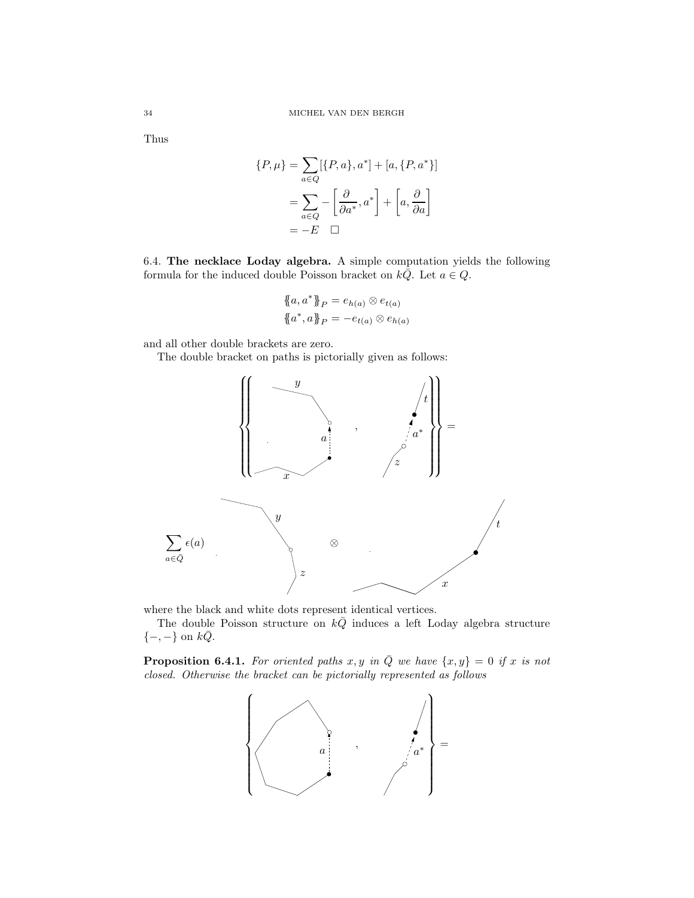Thus

$$
\begin{aligned}
\{P, \mu\} &= \sum_{a \in Q} [\{P, a\}, a^*] + [a, \{P, a^*\}] \\
&= \sum_{a \in Q} -\left[\frac{\partial}{\partial a^*}, a^*\right] + \left[a, \frac{\partial}{\partial a}\right] \\
&= -E \quad \square
\end{aligned}
$$

6.4. **The necklace Loday algebra.** A simple computation yields the following formula for the induced double Poisson bracket on $k\bar{Q}$. Let $a \in Q$.

$$
\begin{aligned}
\{\!\{a, a^*\}\!\}_P &= e_{h(a)} \otimes e_{t(a)} \\
\{\!\{a^*, a\}\!\}_P &= -e_{t(a)} \otimes e_{h(a)}
\end{aligned}
$$

and all other double brackets are zero.

The double bracket on paths is pictorially given as follows:

$$
\left\{\!\!\left\{ \quad x \xrightarrow{a} y \quad , \quad z \xrightarrow{a^*} t \quad \right\}\!\!\right\} = \sum_{a \in \bar{Q}} \epsilon(a) \quad z\,y \quad \otimes \quad x\,t
$$

where the black and white dots represent identical vertices.

The double Poisson structure on $k\bar{Q}$ induces a left Loday algebra structure $\{-,-\}$ on $k\bar{Q}$.

**Proposition 6.4.1.** *For oriented paths $x, y$ in $\bar{Q}$ we have $\{x, y\} = 0$ if $x$ is not closed. Otherwise the bracket can be pictorially represented as follows*

$$
\left\{ \quad \text{(closed path through } a) \quad , \quad \xrightarrow{a^*} \quad \right\} =
$$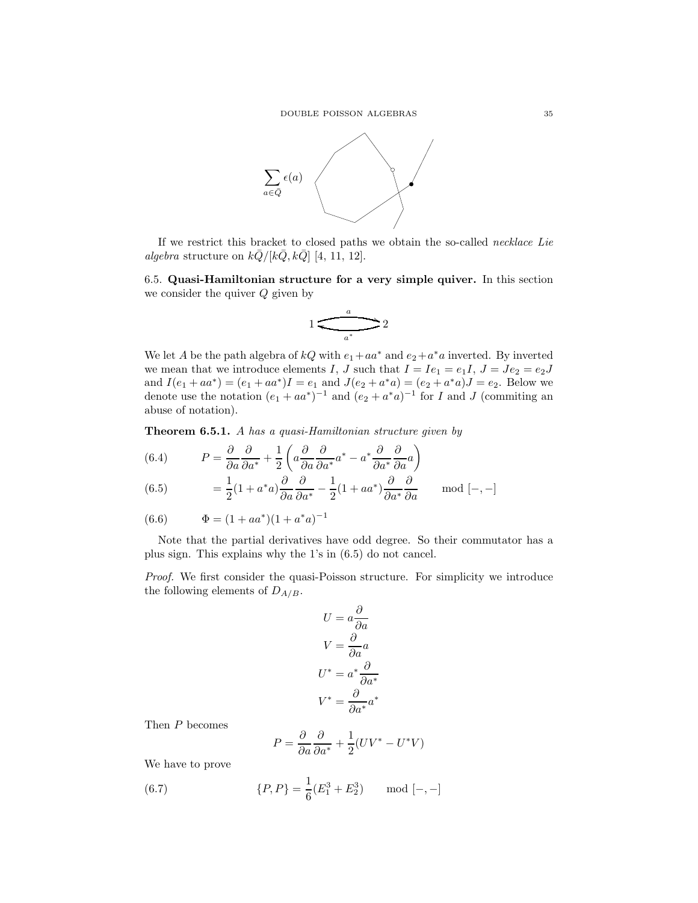$$\sum_{a \in \bar{Q}} \epsilon(a)$$

If we restrict this bracket to closed paths we obtain the so-called *necklace Lie algebra* structure on $k\bar{Q}/[k\bar{Q}, k\bar{Q}]$ [4, 11, 12].

6.5. **Quasi-Hamiltonian structure for a very simple quiver.** In this section we consider the quiver $Q$ given by

$$1 \underset{a^*}{\overset{a}{\rightleftarrows}} 2$$

We let $A$ be the path algebra of $kQ$ with $e_1 + aa^*$ and $e_2 + a^*a$ inverted. By inverted we mean that we introduce elements $I$, $J$ such that $I = Ie_1 = e_1 I$, $J = Je_2 = e_2 J$ and $I(e_1 + aa^*) = (e_1 + aa^*)I = e_1$ and $J(e_2 + a^*a) = (e_2 + a^*a)J = e_2$. Below we denote use the notation $(e_1 + aa^*)^{-1}$ and $(e_2 + a^*a)^{-1}$ for $I$ and $J$ (commiting an abuse of notation).

**Theorem 6.5.1.** *$A$ has a quasi-Hamiltonian structure given by*

$$P = \frac{\partial}{\partial a}\frac{\partial}{\partial a^*} + \frac{1}{2}\left(a\frac{\partial}{\partial a}\frac{\partial}{\partial a^*}a^* - a^*\frac{\partial}{\partial a^*}\frac{\partial}{\partial a}a\right) \tag{6.4}$$

$$= \frac{1}{2}(1 + a^*a)\frac{\partial}{\partial a}\frac{\partial}{\partial a^*} - \frac{1}{2}(1 + aa^*)\frac{\partial}{\partial a^*}\frac{\partial}{\partial a} \qquad \mathrm{mod}\ [-,-] \tag{6.5}$$

$$\Phi = (1 + aa^*)(1 + a^*a)^{-1} \tag{6.6}$$

Note that the partial derivatives have odd degree. So their commutator has a plus sign. This explains why the 1's in (6.5) do not cancel.

*Proof.* We first consider the quasi-Poisson structure. For simplicity we introduce the following elements of $D_{A/B}$.

$$U = a\frac{\partial}{\partial a}$$

$$V = \frac{\partial}{\partial a}a$$

$$U^* = a^*\frac{\partial}{\partial a^*}$$

$$V^* = \frac{\partial}{\partial a^*}a^*$$

Then $P$ becomes

$$P = \frac{\partial}{\partial a}\frac{\partial}{\partial a^*} + \frac{1}{2}(UV^* - U^*V)$$

We have to prove

$$\{P, P\} = \frac{1}{6}(E_1^3 + E_2^3) \qquad \mathrm{mod}\ [-,-] \tag{6.7}$$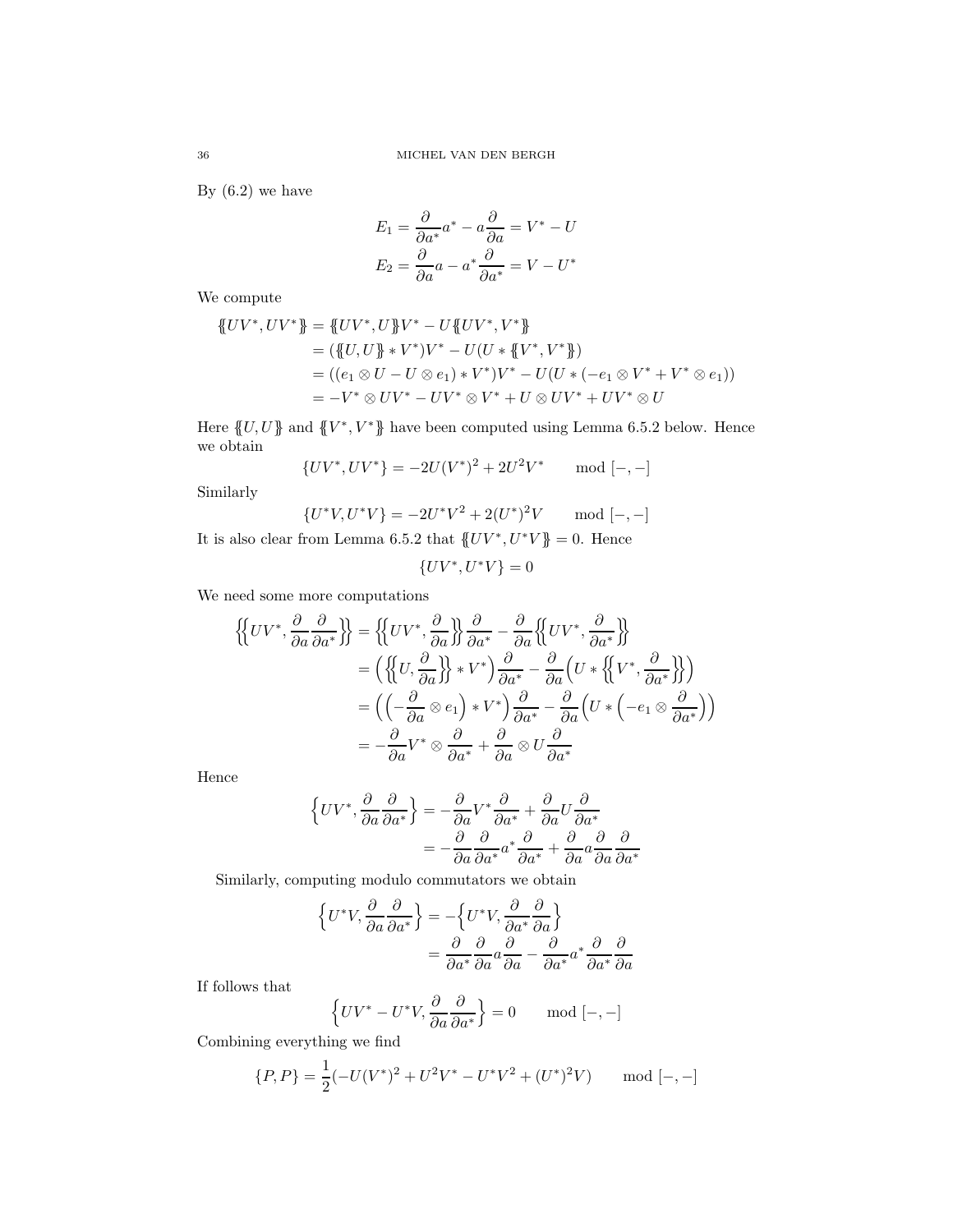By (6.2) we have

$$E_1 = \frac{\partial}{\partial a^*} a^* - a\frac{\partial}{\partial a} = V^* - U$$
$$E_2 = \frac{\partial}{\partial a} a - a^*\frac{\partial}{\partial a^*} = V - U^*$$

We compute

$$\begin{aligned}
\{\!\{UV^*, UV^*\}\!\} &= \{\!\{UV^*, U\}\!\} V^* - U\{\!\{UV^*, V^*\}\!\} \\
&= (\{\!\{U, U\}\!\} * V^*)V^* - U(U * \{\!\{V^*, V^*\}\!\}) \\
&= ((e_1 \otimes U - U \otimes e_1) * V^*)V^* - U(U * (-e_1 \otimes V^* + V^* \otimes e_1)) \\
&= -V^* \otimes UV^* - UV^* \otimes V^* + U \otimes UV^* + UV^* \otimes U
\end{aligned}$$

Here $\{\!\{U, U\}\!\}$ and $\{\!\{V^*, V^*\}\!\}$ have been computed using Lemma 6.5.2 below. Hence we obtain

$$\{UV^*, UV^*\} = -2U(V^*)^2 + 2U^2V^* \qquad \mathrm{mod}\ [-,-]$$

Similarly

$$\{U^*V, U^*V\} = -2U^*V^2 + 2(U^*)^2V \qquad \mathrm{mod}\ [-,-]$$

It is also clear from Lemma 6.5.2 that $\{\!\{UV^*, U^*V\}\!\} = 0$. Hence

$$\{UV^*, U^*V\} = 0$$

We need some more computations

$$\begin{aligned}
\left\{\!\!\left\{UV^*, \frac{\partial}{\partial a}\frac{\partial}{\partial a^*}\right\}\!\!\right\} &= \left\{\!\!\left\{UV^*, \frac{\partial}{\partial a}\right\}\!\!\right\}\frac{\partial}{\partial a^*} - \frac{\partial}{\partial a}\left\{\!\!\left\{UV^*, \frac{\partial}{\partial a^*}\right\}\!\!\right\} \\
&= \left(\left\{\!\!\left\{U, \frac{\partial}{\partial a}\right\}\!\!\right\} * V^*\right)\frac{\partial}{\partial a^*} - \frac{\partial}{\partial a}\left(U * \left\{\!\!\left\{V^*, \frac{\partial}{\partial a^*}\right\}\!\!\right\}\right) \\
&= \left(\left(-\frac{\partial}{\partial a} \otimes e_1\right) * V^*\right)\frac{\partial}{\partial a^*} - \frac{\partial}{\partial a}\left(U * \left(-e_1 \otimes \frac{\partial}{\partial a^*}\right)\right) \\
&= -\frac{\partial}{\partial a}V^* \otimes \frac{\partial}{\partial a^*} + \frac{\partial}{\partial a} \otimes U\frac{\partial}{\partial a^*}
\end{aligned}$$

Hence

$$\begin{aligned}
\left\{UV^*, \frac{\partial}{\partial a}\frac{\partial}{\partial a^*}\right\} &= -\frac{\partial}{\partial a}V^*\frac{\partial}{\partial a^*} + \frac{\partial}{\partial a}U\frac{\partial}{\partial a^*} \\
&= -\frac{\partial}{\partial a}\frac{\partial}{\partial a^*}a^*\frac{\partial}{\partial a^*} + \frac{\partial}{\partial a}a\frac{\partial}{\partial a}\frac{\partial}{\partial a^*}
\end{aligned}$$

Similarly, computing modulo commutators we obtain

$$\begin{aligned}
\left\{U^*V, \frac{\partial}{\partial a}\frac{\partial}{\partial a^*}\right\} &= -\left\{U^*V, \frac{\partial}{\partial a^*}\frac{\partial}{\partial a}\right\} \\
&= \frac{\partial}{\partial a^*}\frac{\partial}{\partial a}a\frac{\partial}{\partial a} - \frac{\partial}{\partial a^*}a^*\frac{\partial}{\partial a^*}\frac{\partial}{\partial a}
\end{aligned}$$

If follows that

$$\left\{UV^* - U^*V, \frac{\partial}{\partial a}\frac{\partial}{\partial a^*}\right\} = 0 \qquad \mathrm{mod}\ [-,-]$$

Combining everything we find

$$\{P, P\} = \frac{1}{2}(-U(V^*)^2 + U^2V^* - U^*V^2 + (U^*)^2V) \qquad \mathrm{mod}\ [-,-]$$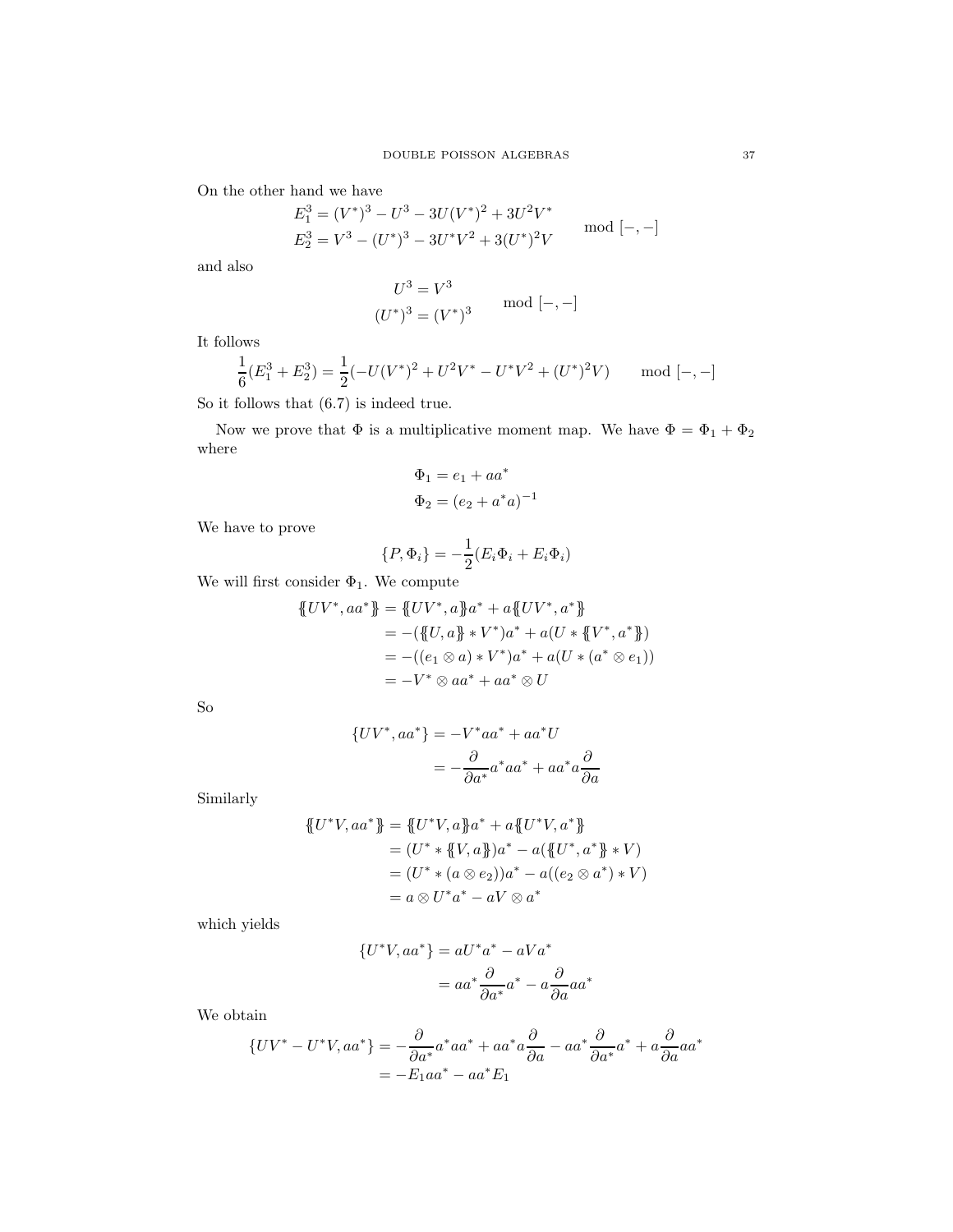On the other hand we have

$$
\begin{aligned}
E_1^3 &= (V^*)^3 - U^3 - 3U(V^*)^2 + 3U^2V^* \\
E_2^3 &= V^3 - (U^*)^3 - 3U^*V^2 + 3(U^*)^2V
\end{aligned}
\qquad \bmod [-,-]
$$

and also

$$
\begin{aligned}
U^3 &= V^3 \\
(U^*)^3 &= (V^*)^3
\end{aligned}
\qquad \bmod [-,-]
$$

It follows

$$
\frac{1}{6}(E_1^3 + E_2^3) = \frac{1}{2}(-U(V^*)^2 + U^2V^* - U^*V^2 + (U^*)^2V) \qquad \bmod [-,-]
$$

So it follows that (6.7) is indeed true.

Now we prove that $\Phi$ is a multiplicative moment map. We have $\Phi = \Phi_1 + \Phi_2$ where

$$
\begin{aligned}
\Phi_1 &= e_1 + aa^* \\
\Phi_2 &= (e_2 + a^*a)^{-1}
\end{aligned}
$$

We have to prove

$$
\{P, \Phi_i\} = -\frac{1}{2}(E_i\Phi_i + E_i\Phi_i)
$$

We will first consider $\Phi_1$. We compute

$$
\begin{aligned}
\{\!\{UV^*, aa^*\}\!\} &= \{\!\{UV^*, a\}\!\}a^* + a\{\!\{UV^*, a^*\}\!\} \\
&= -(\{\!\{U, a\}\!\} * V^*)a^* + a(U * \{\!\{V^*, a^*\}\!\}) \\
&= -((e_1 \otimes a) * V^*)a^* + a(U * (a^* \otimes e_1)) \\
&= -V^* \otimes aa^* + aa^* \otimes U
\end{aligned}
$$

So

$$
\begin{aligned}
\{UV^*, aa^*\} &= -V^*aa^* + aa^*U \\
&= -\frac{\partial}{\partial a^*}a^*aa^* + aa^*a\frac{\partial}{\partial a}
\end{aligned}
$$

Similarly

$$
\begin{aligned}
\{\!\{U^*V, aa^*\}\!\} &= \{\!\{U^*V, a\}\!\}a^* + a\{\!\{U^*V, a^*\}\!\} \\
&= (U^* * \{\!\{V, a\}\!\})a^* - a(\{\!\{U^*, a^*\}\!\} * V) \\
&= (U^* * (a \otimes e_2))a^* - a((e_2 \otimes a^*) * V) \\
&= a \otimes U^*a^* - aV \otimes a^*
\end{aligned}
$$

which yields

$$
\begin{aligned}
\{U^*V, aa^*\} &= aU^*a^* - aVa^* \\
&= aa^*\frac{\partial}{\partial a^*}a^* - a\frac{\partial}{\partial a}aa^*
\end{aligned}
$$

We obtain

$$
\begin{aligned}
\{UV^* - U^*V, aa^*\} &= -\frac{\partial}{\partial a^*}a^*aa^* + aa^*a\frac{\partial}{\partial a} - aa^*\frac{\partial}{\partial a^*}a^* + a\frac{\partial}{\partial a}aa^* \\
&= -E_1aa^* - aa^*E_1
\end{aligned}
$$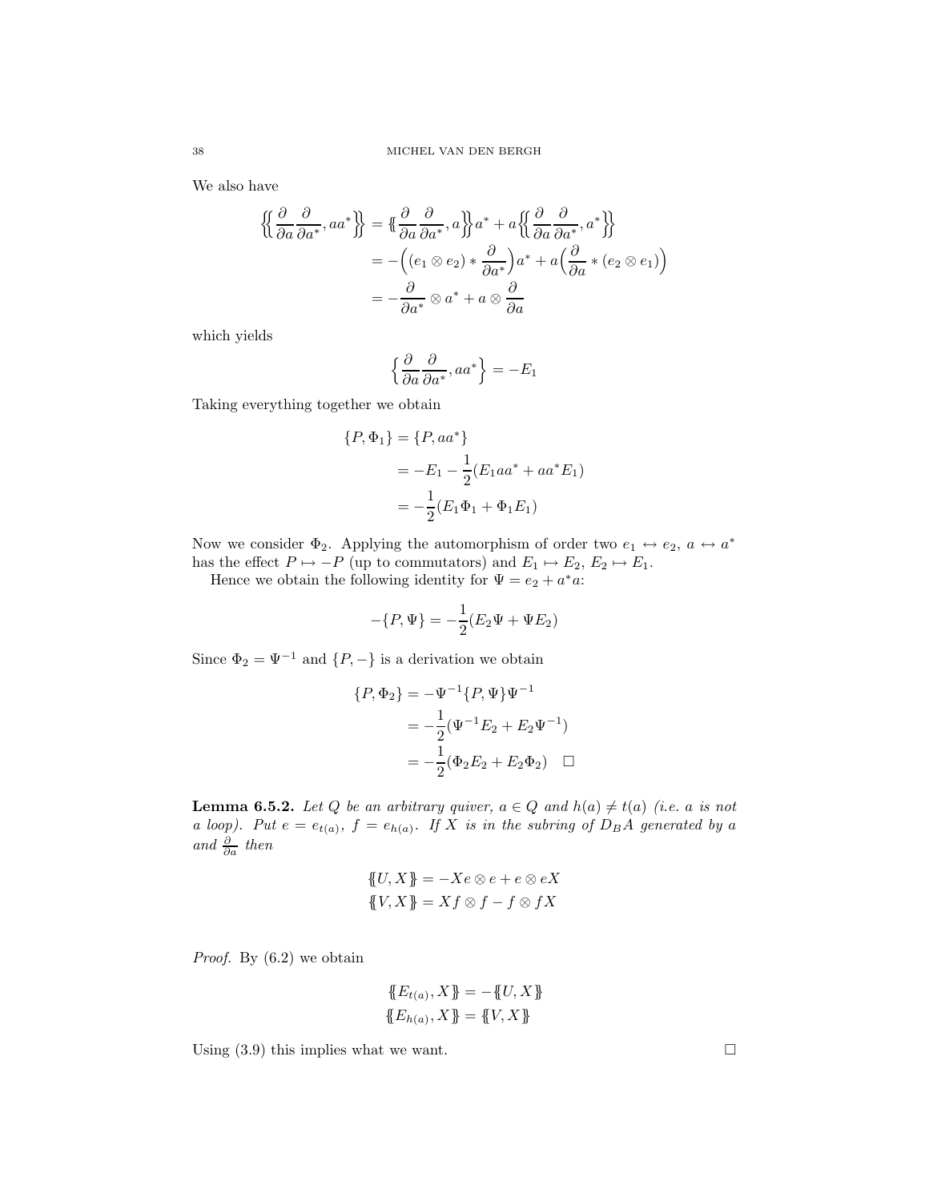We also have

$$
\begin{aligned}
\left\{\!\!\left\{ \frac{\partial}{\partial a}\frac{\partial}{\partial a^*}, aa^* \right\}\!\!\right\} &= \left\{\!\!\left\{ \frac{\partial}{\partial a}\frac{\partial}{\partial a^*}, a \right\}\!\!\right\} a^* + a \left\{\!\!\left\{ \frac{\partial}{\partial a}\frac{\partial}{\partial a^*}, a^* \right\}\!\!\right\} \\
&= -\Big( (e_1 \otimes e_2) * \frac{\partial}{\partial a^*} \Big) a^* + a \Big( \frac{\partial}{\partial a} * (e_2 \otimes e_1) \Big) \\
&= -\frac{\partial}{\partial a^*} \otimes a^* + a \otimes \frac{\partial}{\partial a}
\end{aligned}
$$

which yields

$$
\Big\{ \frac{\partial}{\partial a}\frac{\partial}{\partial a^*}, aa^* \Big\} = -E_1
$$

Taking everything together we obtain

$$
\begin{aligned}
\{P, \Phi_1\} &= \{P, aa^*\} \\
&= -E_1 - \frac{1}{2}(E_1 aa^* + aa^* E_1) \\
&= -\frac{1}{2}(E_1 \Phi_1 + \Phi_1 E_1)
\end{aligned}
$$

Now we consider $\Phi_2$. Applying the automorphism of order two $e_1 \leftrightarrow e_2$, $a \leftrightarrow a^*$ has the effect $P \mapsto -P$ (up to commutators) and $E_1 \mapsto E_2$, $E_2 \mapsto E_1$.

Hence we obtain the following identity for $\Psi = e_2 + a^* a$:

$$
-\{P, \Psi\} = -\frac{1}{2}(E_2 \Psi + \Psi E_2)
$$

Since $\Phi_2 = \Psi^{-1}$ and $\{P, -\}$ is a derivation we obtain

$$
\begin{aligned}
\{P, \Phi_2\} &= -\Psi^{-1}\{P, \Psi\}\Psi^{-1} \\
&= -\frac{1}{2}(\Psi^{-1} E_2 + E_2 \Psi^{-1}) \\
&= -\frac{1}{2}(\Phi_2 E_2 + E_2 \Phi_2) \quad \square
\end{aligned}
$$

**Lemma 6.5.2.** *Let $Q$ be an arbitrary quiver, $a \in Q$ and $h(a) \neq t(a)$ (i.e. $a$ is not a loop). Put $e = e_{t(a)}$, $f = e_{h(a)}$. If $X$ is in the subring of $D_B A$ generated by $a$ and $\frac{\partial}{\partial a}$ then*

$$
\begin{aligned}
\{\!\!\{ U, X \}\!\!\} &= -Xe \otimes e + e \otimes eX \\
\{\!\!\{ V, X \}\!\!\} &= Xf \otimes f - f \otimes fX
\end{aligned}
$$

*Proof.* By (6.2) we obtain

$$
\begin{aligned}
\{\!\!\{ E_{t(a)}, X \}\!\!\} &= -\{\!\!\{ U, X \}\!\!\} \\
\{\!\!\{ E_{h(a)}, X \}\!\!\} &= \{\!\!\{ V, X \}\!\!\}
\end{aligned}
$$

Using (3.9) this implies what we want. $\square$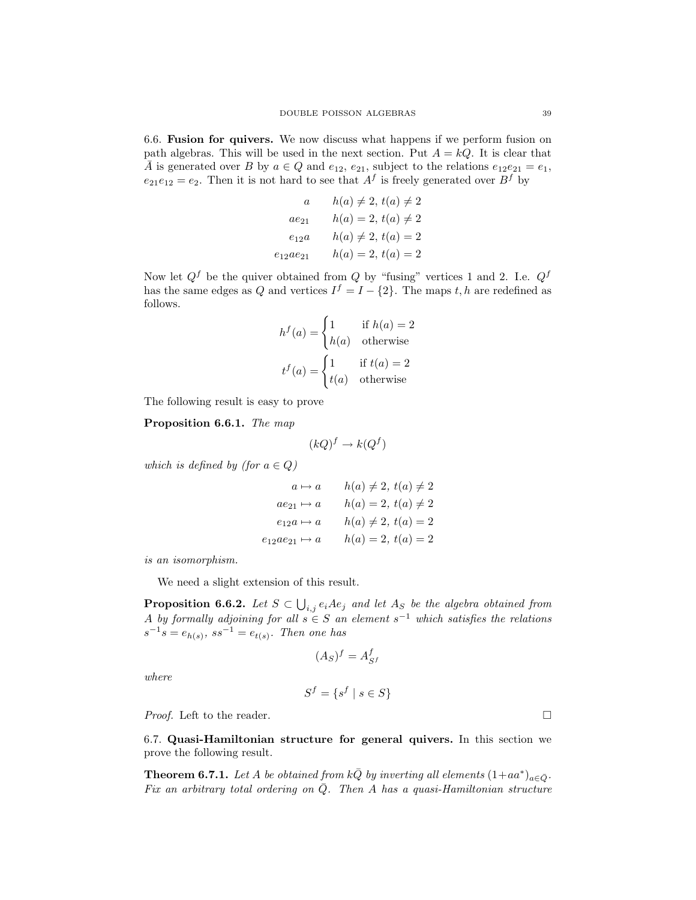**6.6. Fusion for quivers.** We now discuss what happens if we perform fusion on path algebras. This will be used in the next section. Put $A = kQ$. It is clear that $\bar{A}$ is generated over $B$ by $a \in Q$ and $e_{12}$, $e_{21}$, subject to the relations $e_{12}e_{21} = e_1$, $e_{21}e_{12} = e_2$. Then it is not hard to see that $A^f$ is freely generated over $B^f$ by

$$\begin{array}{rl} a & h(a) \neq 2,\ t(a) \neq 2 \\ ae_{21} & h(a) = 2,\ t(a) \neq 2 \\ e_{12}a & h(a) \neq 2,\ t(a) = 2 \\ e_{12}ae_{21} & h(a) = 2,\ t(a) = 2 \end{array}$$

Now let $Q^f$ be the quiver obtained from $Q$ by "fusing" vertices 1 and 2. I.e. $Q^f$ has the same edges as $Q$ and vertices $I^f = I - \{2\}$. The maps $t, h$ are redefined as follows.

$$h^f(a) = \begin{cases} 1 & \text{if } h(a) = 2 \\ h(a) & \text{otherwise} \end{cases}$$

$$t^f(a) = \begin{cases} 1 & \text{if } t(a) = 2 \\ t(a) & \text{otherwise} \end{cases}$$

The following result is easy to prove

**Proposition 6.6.1.** *The map*

$$(kQ)^f \to k(Q^f)$$

*which is defined by (for $a \in Q$)*

$$\begin{array}{rl} a \mapsto a & h(a) \neq 2,\ t(a) \neq 2 \\ ae_{21} \mapsto a & h(a) = 2,\ t(a) \neq 2 \\ e_{12}a \mapsto a & h(a) \neq 2,\ t(a) = 2 \\ e_{12}ae_{21} \mapsto a & h(a) = 2,\ t(a) = 2 \end{array}$$

*is an isomorphism.*

We need a slight extension of this result.

**Proposition 6.6.2.** *Let $S \subset \bigcup_{i,j} e_i A e_j$ and let $A_S$ be the algebra obtained from $A$ by formally adjoining for all $s \in S$ an element $s^{-1}$ which satisfies the relations $s^{-1}s = e_{h(s)}$, $ss^{-1} = e_{t(s)}$. Then one has*

$$(A_S)^f = A^f_{S^f}$$

*where*

$$S^f = \{s^f \mid s \in S\}$$

*Proof.* Left to the reader. □

**6.7. Quasi-Hamiltonian structure for general quivers.** In this section we prove the following result.

**Theorem 6.7.1.** *Let $A$ be obtained from $k\bar{Q}$ by inverting all elements $(1+aa^*)_{a\in\bar{Q}}$. Fix an arbitrary total ordering on $\bar{Q}$. Then $A$ has a quasi-Hamiltonian structure*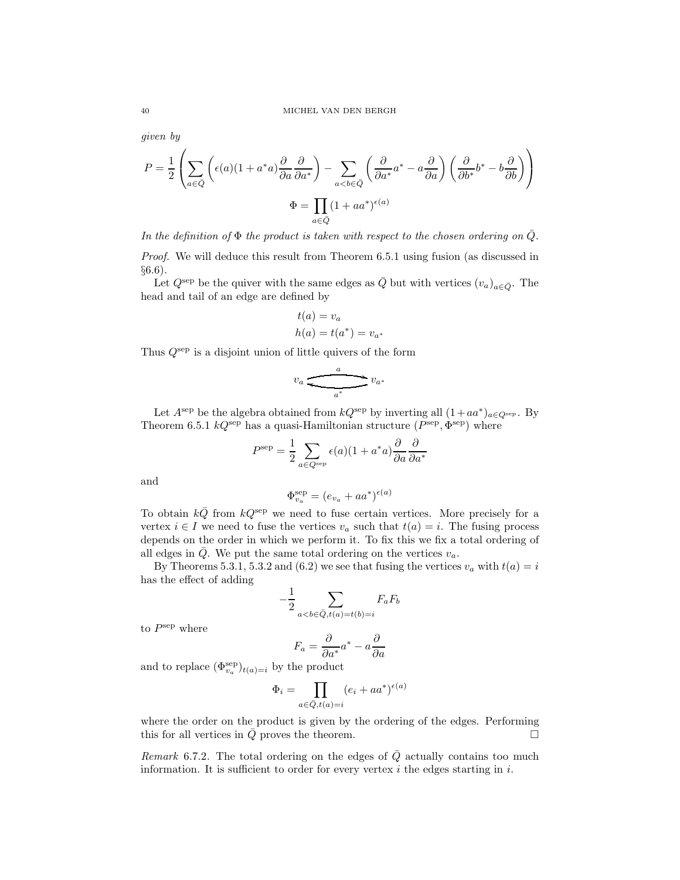*given by*

$$P = \frac{1}{2}\left(\sum_{a\in\bar{Q}}\left(\epsilon(a)(1+a^*a)\frac{\partial}{\partial a}\frac{\partial}{\partial a^*}\right) - \sum_{a<b\in\bar{Q}}\left(\frac{\partial}{\partial a^*}a^* - a\frac{\partial}{\partial a}\right)\left(\frac{\partial}{\partial b^*}b^* - b\frac{\partial}{\partial b}\right)\right)$$

$$\Phi = \prod_{a\in\bar{Q}}(1+aa^*)^{\epsilon(a)}$$

*In the definition of $\Phi$ the product is taken with respect to the chosen ordering on $\bar{Q}$.*

*Proof.* We will deduce this result from Theorem 6.5.1 using fusion (as discussed in §6.6).

Let $Q^{\rm sep}$ be the quiver with the same edges as $\bar{Q}$ but with vertices $(v_a)_{a\in\bar{Q}}$. The head and tail of an edge are defined by

$$t(a) = v_a$$
$$h(a) = t(a^*) = v_{a^*}$$

Thus $Q^{\rm sep}$ is a disjoint union of little quivers of the form

$$v_a \underset{a^*}{\overset{a}{\rightleftarrows}} v_{a^*}$$

Let $A^{\rm sep}$ be the algebra obtained from $kQ^{\rm sep}$ by inverting all $(1+aa^*)_{a\in Q^{\rm sep}}$. By Theorem 6.5.1 $kQ^{\rm sep}$ has a quasi-Hamiltonian structure $(P^{\rm sep}, \Phi^{\rm sep})$ where

$$P^{\rm sep} = \frac{1}{2}\sum_{a\in Q^{\rm sep}}\epsilon(a)(1+a^*a)\frac{\partial}{\partial a}\frac{\partial}{\partial a^*}$$

and

$$\Phi^{\rm sep}_{v_a} = (e_{v_a}+aa^*)^{\epsilon(a)}$$

To obtain $k\bar{Q}$ from $kQ^{\rm sep}$ we need to fuse certain vertices. More precisely for a vertex $i\in I$ we need to fuse the vertices $v_a$ such that $t(a)=i$. The fusing process depends on the order in which we perform it. To fix this we fix a total ordering of all edges in $\bar{Q}$. We put the same total ordering on the vertices $v_a$.

By Theorems 5.3.1, 5.3.2 and (6.2) we see that fusing the vertices $v_a$ with $t(a)=i$ has the effect of adding

$$-\frac{1}{2}\sum_{a<b\in\bar{Q},t(a)=t(b)=i}F_aF_b$$

to $P^{\rm sep}$ where

$$F_a = \frac{\partial}{\partial a^*}a^* - a\frac{\partial}{\partial a}$$

and to replace $(\Phi^{\rm sep}_{v_a})_{t(a)=i}$ by the product

$$\Phi_i = \prod_{a\in\bar{Q},t(a)=i}(e_i+aa^*)^{\epsilon(a)}$$

where the order on the product is given by the ordering of the edges. Performing this for all vertices in $\bar{Q}$ proves the theorem. $\square$

*Remark* 6.7.2. The total ordering on the edges of $\bar{Q}$ actually contains too much information. It is sufficient to order for every vertex $i$ the edges starting in $i$.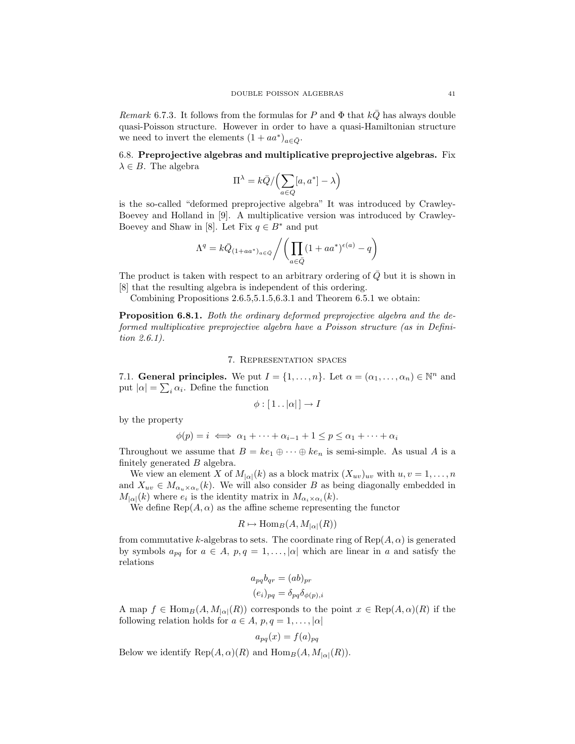*Remark* 6.7.3. It follows from the formulas for $P$ and $\Phi$ that $k\bar{Q}$ has always double quasi-Poisson structure. However in order to have a quasi-Hamiltonian structure we need to invert the elements $(1 + aa^*)_{a\in\bar{Q}}$.

**6.8. Preprojective algebras and multiplicative preprojective algebras.** Fix $\lambda \in B$. The algebra

$$\Pi^\lambda = k\bar{Q}/\Big(\sum_{a\in Q}[a, a^*] - \lambda\Big)$$

is the so-called "deformed preprojective algebra" It was introduced by Crawley-Boevey and Holland in [9]. A multiplicative version was introduced by Crawley-Boevey and Shaw in [8]. Let Fix $q \in B^*$ and put

$$\Lambda^q = k\bar{Q}_{(1+aa^*)_{a\in\bar{Q}}} \Bigg/ \Big(\prod_{a\in\bar{Q}}(1 + aa^*)^{\epsilon(a)} - q\Big)$$

The product is taken with respect to an arbitrary ordering of $\bar{Q}$ but it is shown in [8] that the resulting algebra is independent of this ordering.

Combining Propositions 2.6.5,5.1.5,6.3.1 and Theorem 6.5.1 we obtain:

**Proposition 6.8.1.** *Both the ordinary deformed preprojective algebra and the deformed multiplicative preprojective algebra have a Poisson structure (as in Definition 2.6.1).*

## 7. Representation spaces

**7.1. General principles.** We put $I = \{1, \dots, n\}$. Let $\alpha = (\alpha_1, \dots, \alpha_n) \in \mathbb{N}^n$ and put $|\alpha| = \sum_i \alpha_i$. Define the function

$$\phi : [\,1\,..\,|\alpha|\,] \to I$$

by the property

$$\phi(p) = i \iff \alpha_1 + \cdots + \alpha_{i-1} + 1 \le p \le \alpha_1 + \cdots + \alpha_i$$

Throughout we assume that $B = ke_1 \oplus \cdots \oplus ke_n$ is semi-simple. As usual $A$ is a finitely generated $B$ algebra.

We view an element $X$ of $M_{|\alpha|}(k)$ as a block matrix $(X_{uv})_{uv}$ with $u, v = 1, \dots, n$ and $X_{uv} \in M_{\alpha_u\times\alpha_v}(k)$. We will also consider $B$ as being diagonally embedded in $M_{|\alpha|}(k)$ where $e_i$ is the identity matrix in $M_{\alpha_i\times\alpha_i}(k)$.

We define $\operatorname{Rep}(A, \alpha)$ as the affine scheme representing the functor

$$R \mapsto \operatorname{Hom}_B(A, M_{|\alpha|}(R))$$

from commutative $k$-algebras to sets. The coordinate ring of $\operatorname{Rep}(A, \alpha)$ is generated by symbols $a_{pq}$ for $a \in A$, $p, q = 1, \dots, |\alpha|$ which are linear in $a$ and satisfy the relations

$$a_{pq}b_{qr} = (ab)_{pr}$$
$$(e_i)_{pq} = \delta_{pq}\delta_{\phi(p),i}$$

A map $f \in \operatorname{Hom}_B(A, M_{|\alpha|}(R))$ corresponds to the point $x \in \operatorname{Rep}(A, \alpha)(R)$ if the following relation holds for $a \in A$, $p, q = 1, \dots, |\alpha|$

$$a_{pq}(x) = f(a)_{pq}$$

Below we identify $\operatorname{Rep}(A, \alpha)(R)$ and $\operatorname{Hom}_B(A, M_{|\alpha|}(R))$.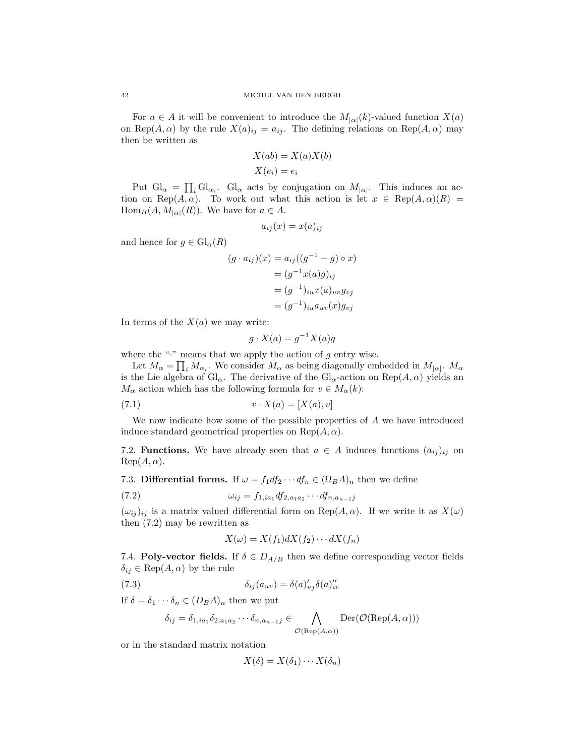For $a \in A$ it will be convenient to introduce the $M_{|\alpha|}(k)$-valued function $X(a)$ on $\operatorname{Rep}(A, \alpha)$ by the rule $X(a)_{ij} = a_{ij}$. The defining relations on $\operatorname{Rep}(A, \alpha)$ may then be written as

$$X(ab) = X(a)X(b)$$
$$X(e_i) = e_i$$

Put $\mathrm{Gl}_\alpha = \prod_i \mathrm{Gl}_{\alpha_i}$. $\mathrm{Gl}_\alpha$ acts by conjugation on $M_{|\alpha|}$. This induces an action on $\operatorname{Rep}(A, \alpha)$. To work out what this action is let $x \in \operatorname{Rep}(A, \alpha)(R) = \operatorname{Hom}_B(A, M_{|\alpha|}(R))$. We have for $a \in A$.

$$a_{ij}(x) = x(a)_{ij}$$

and hence for $g \in \mathrm{Gl}_\alpha(R)$

$$\begin{aligned}
(g \cdot a_{ij})(x) &= a_{ij}((g^{-1} - g) \circ x) \\
&= (g^{-1} x(a) g)_{ij} \\
&= (g^{-1})_{iu} x(a)_{uv} g_{vj} \\
&= (g^{-1})_{iu} a_{uv}(x) g_{vj}
\end{aligned}$$

In terms of the $X(a)$ we may write:

$$g \cdot X(a) = g^{-1} X(a) g$$

where the "$\cdot$" means that we apply the action of $g$ entry wise.

Let $M_\alpha = \prod_i M_{\alpha_i}$. We consider $M_\alpha$ as being diagonally embedded in $M_{|\alpha|}$. $M_\alpha$ is the Lie algebra of $\mathrm{Gl}_\alpha$. The derivative of the $\mathrm{Gl}_\alpha$-action on $\operatorname{Rep}(A, \alpha)$ yields an $M_\alpha$ action which has the following formula for $v \in M_\alpha(k)$:

$$v \cdot X(a) = [X(a), v] \tag{7.1}$$

We now indicate how some of the possible properties of $A$ we have introduced induce standard geometrical properties on $\operatorname{Rep}(A, \alpha)$.

7.2. **Functions.** We have already seen that $a \in A$ induces functions $(a_{ij})_{ij}$ on $\operatorname{Rep}(A, \alpha)$.

7.3. **Differential forms.** If $\omega = f_1 df_2 \cdots df_n \in (\Omega_B A)_n$ then we define

$$\omega_{ij} = f_{1,ia_1} df_{2,a_1 a_2} \cdots df_{n,a_{n-1}j} \tag{7.2}$$

$(\omega_{ij})_{ij}$ is a matrix valued differential form on $\operatorname{Rep}(A, \alpha)$. If we write it as $X(\omega)$ then (7.2) may be rewritten as

$$X(\omega) = X(f_1) dX(f_2) \cdots dX(f_n)$$

7.4. **Poly-vector fields.** If $\delta \in D_{A/B}$ then we define corresponding vector fields $\delta_{ij} \in \operatorname{Rep}(A, \alpha)$ by the rule

$$\delta_{ij}(a_{uv}) = \delta(a)'_{uj} \delta(a)''_{iv} \tag{7.3}$$

If $\delta = \delta_1 \cdots \delta_n \in (D_B A)_n$ then we put

$$\delta_{ij} = \delta_{1,ia_1} \delta_{2,a_1 a_2} \cdots \delta_{n,a_{n-1}j} \in \bigwedge_{\mathcal{O}(\operatorname{Rep}(A,\alpha))} \operatorname{Der}(\mathcal{O}(\operatorname{Rep}(A, \alpha)))$$

or in the standard matrix notation

$$X(\delta) = X(\delta_1) \cdots X(\delta_n)$$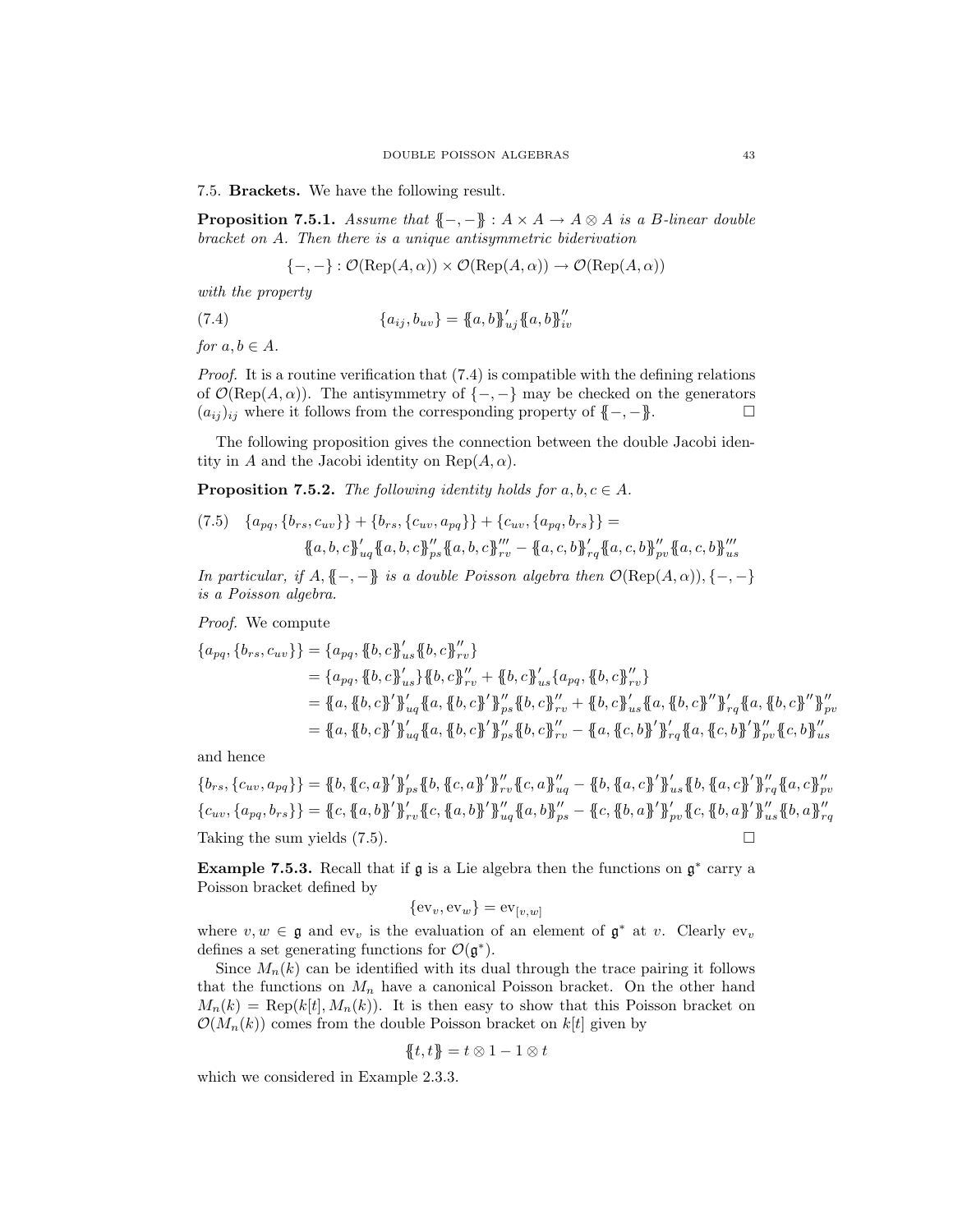7.5. **Brackets.** We have the following result.

**Proposition 7.5.1.** *Assume that $\{\!\{-,-\}\!\} : A \times A \to A \otimes A$ is a $B$-linear double bracket on $A$. Then there is a unique antisymmetric biderivation*

$$\{-,-\} : \mathcal{O}(\operatorname{Rep}(A,\alpha)) \times \mathcal{O}(\operatorname{Rep}(A,\alpha)) \to \mathcal{O}(\operatorname{Rep}(A,\alpha))$$

*with the property*

$$\{a_{ij}, b_{uv}\} = \{\!\{a,b\}\!\}'_{uj}\{\!\{a,b\}\!\}''_{iv} \tag{7.4}$$

*for $a, b \in A$.*

*Proof.* It is a routine verification that (7.4) is compatible with the defining relations of $\mathcal{O}(\operatorname{Rep}(A,\alpha))$. The antisymmetry of $\{-,-\}$ may be checked on the generators $(a_{ij})_{ij}$ where it follows from the corresponding property of $\{\!\{-,-\}\!\}$. $\square$

The following proposition gives the connection between the double Jacobi identity in $A$ and the Jacobi identity on $\operatorname{Rep}(A,\alpha)$.

**Proposition 7.5.2.** *The following identity holds for $a, b, c \in A$.*

$$\begin{aligned}
&\{a_{pq}, \{b_{rs}, c_{uv}\}\} + \{b_{rs}, \{c_{uv}, a_{pq}\}\} + \{c_{uv}, \{a_{pq}, b_{rs}\}\} = \\
&\qquad \{\!\{a,b,c\}\!\}'_{uq}\{\!\{a,b,c\}\!\}''_{ps}\{\!\{a,b,c\}\!\}'''_{rv} - \{\!\{a,c,b\}\!\}'_{rq}\{\!\{a,c,b\}\!\}''_{pv}\{\!\{a,c,b\}\!\}'''_{us}
\end{aligned} \tag{7.5}$$

*In particular, if $A, \{\!\{-,-\}\!\}$ is a double Poisson algebra then $\mathcal{O}(\operatorname{Rep}(A,\alpha)), \{-,-\}$ is a Poisson algebra.*

*Proof.* We compute

$$\begin{aligned}
\{a_{pq}, \{b_{rs}, c_{uv}\}\} &= \{a_{pq}, \{\!\{b,c\}\!\}'_{us}\{\!\{b,c\}\!\}''_{rv}\} \\
&= \{a_{pq}, \{\!\{b,c\}\!\}'_{us}\}\{\!\{b,c\}\!\}''_{rv} + \{\!\{b,c\}\!\}'_{us}\{a_{pq}, \{\!\{b,c\}\!\}''_{rv}\} \\
&= \{\!\{a, \{\!\{b,c\}\!\}'\}\!\}'_{uq}\{\!\{a, \{\!\{b,c\}\!\}'\}\!\}''_{ps}\{\!\{b,c\}\!\}''_{rv} + \{\!\{b,c\}\!\}'_{us}\{\!\{a, \{\!\{b,c\}\!\}''\}\!\}'_{rq}\{\!\{a, \{\!\{b,c\}\!\}''\}\!\}''_{pv} \\
&= \{\!\{a, \{\!\{b,c\}\!\}'\}\!\}'_{uq}\{\!\{a, \{\!\{b,c\}\!\}'\}\!\}''_{ps}\{\!\{b,c\}\!\}''_{rv} - \{\!\{a, \{\!\{c,b\}\!\}'\}\!\}'_{rq}\{\!\{a, \{\!\{c,b\}\!\}'\}\!\}''_{pv}\{\!\{c,b\}\!\}''_{us}
\end{aligned}$$

and hence

$$\begin{aligned}
\{b_{rs}, \{c_{uv}, a_{pq}\}\} &= \{\!\{b, \{\!\{c,a\}\!\}'\}\!\}'_{ps}\{\!\{b, \{\!\{c,a\}\!\}'\}\!\}''_{rv}\{\!\{c,a\}\!\}''_{uq} - \{\!\{b, \{\!\{a,c\}\!\}'\}\!\}'_{us}\{\!\{b, \{\!\{a,c\}\!\}'\}\!\}''_{rq}\{\!\{a,c\}\!\}''_{pv} \\
\{c_{uv}, \{a_{pq}, b_{rs}\}\} &= \{\!\{c, \{\!\{a,b\}\!\}'\}\!\}'_{rv}\{\!\{c, \{\!\{a,b\}\!\}'\}\!\}''_{uq}\{\!\{a,b\}\!\}''_{ps} - \{\!\{c, \{\!\{b,a\}\!\}'\}\!\}'_{pv}\{\!\{c, \{\!\{b,a\}\!\}'\}\!\}''_{us}\{\!\{b,a\}\!\}''_{rq}
\end{aligned}$$

Taking the sum yields (7.5). $\square$

**Example 7.5.3.** Recall that if $\mathfrak{g}$ is a Lie algebra then the functions on $\mathfrak{g}^*$ carry a Poisson bracket defined by

$$\{\mathrm{ev}_v, \mathrm{ev}_w\} = \mathrm{ev}_{[v,w]}$$

where $v, w \in \mathfrak{g}$ and $\mathrm{ev}_v$ is the evaluation of an element of $\mathfrak{g}^*$ at $v$. Clearly $\mathrm{ev}_v$ defines a set generating functions for $\mathcal{O}(\mathfrak{g}^*)$.

Since $M_n(k)$ can be identified with its dual through the trace pairing it follows that the functions on $M_n$ have a canonical Poisson bracket. On the other hand $M_n(k) = \operatorname{Rep}(k[t], M_n(k))$. It is then easy to show that this Poisson bracket on $\mathcal{O}(M_n(k))$ comes from the double Poisson bracket on $k[t]$ given by

$$\{\!\{t,t\}\!\} = t \otimes 1 - 1 \otimes t$$

which we considered in Example 2.3.3.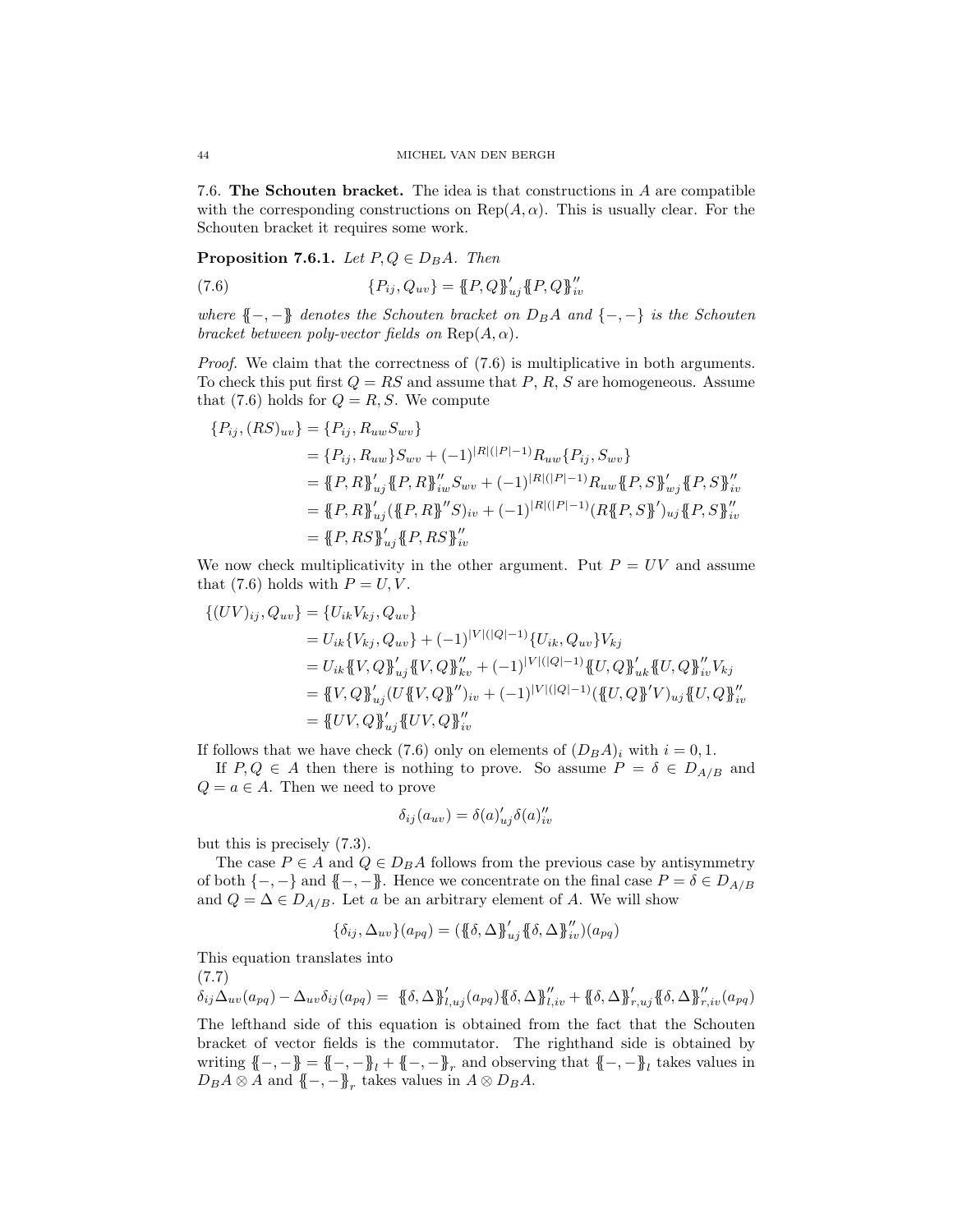7.6. **The Schouten bracket.** The idea is that constructions in $A$ are compatible with the corresponding constructions on $\operatorname{Rep}(A,\alpha)$. This is usually clear. For the Schouten bracket it requires some work.

**Proposition 7.6.1.** *Let $P,Q \in D_B A$. Then*

$$\{P_{ij}, Q_{uv}\} = \{\!\{P,Q\}\!\}'_{uj}\{\!\{P,Q\}\!\}''_{iv} \tag{7.6}$$

*where $\{\!\{-,-\}\!\}$ denotes the Schouten bracket on $D_B A$ and $\{-,-\}$ is the Schouten bracket between poly-vector fields on $\operatorname{Rep}(A,\alpha)$.*

*Proof.* We claim that the correctness of (7.6) is multiplicative in both arguments. To check this put first $Q = RS$ and assume that $P$, $R$, $S$ are homogeneous. Assume that (7.6) holds for $Q = R, S$. We compute

$$\begin{aligned}
\{P_{ij}, (RS)_{uv}\} &= \{P_{ij}, R_{uw}S_{wv}\} \\
&= \{P_{ij}, R_{uw}\}S_{wv} + (-1)^{|R|(|P|-1)}R_{uw}\{P_{ij}, S_{wv}\} \\
&= \{\!\{P,R\}\!\}'_{uj}\{\!\{P,R\}\!\}''_{iw}S_{wv} + (-1)^{|R|(|P|-1)}R_{uw}\{\!\{P,S\}\!\}'_{wj}\{\!\{P,S\}\!\}''_{iv} \\
&= \{\!\{P,R\}\!\}'_{uj}(\{\!\{P,R\}\!\}''S)_{iv} + (-1)^{|R|(|P|-1)}(R\{\!\{P,S\}\!\}')_{uj}\{\!\{P,S\}\!\}''_{iv} \\
&= \{\!\{P,RS\}\!\}'_{uj}\{\!\{P,RS\}\!\}''_{iv}
\end{aligned}$$

We now check multiplicativity in the other argument. Put $P = UV$ and assume that (7.6) holds with $P = U, V$.

$$\begin{aligned}
\{(UV)_{ij}, Q_{uv}\} &= \{U_{ik}V_{kj}, Q_{uv}\} \\
&= U_{ik}\{V_{kj}, Q_{uv}\} + (-1)^{|V|(|Q|-1)}\{U_{ik}, Q_{uv}\}V_{kj} \\
&= U_{ik}\{\!\{V,Q\}\!\}'_{uj}\{\!\{V,Q\}\!\}''_{kv} + (-1)^{|V|(|Q|-1)}\{\!\{U,Q\}\!\}'_{uk}\{\!\{U,Q\}\!\}''_{iv}V_{kj} \\
&= \{\!\{V,Q\}\!\}'_{uj}(U\{\!\{V,Q\}\!\}'')_{iv} + (-1)^{|V|(|Q|-1)}(\{\!\{U,Q\}\!\}'V)_{uj}\{\!\{U,Q\}\!\}''_{iv} \\
&= \{\!\{UV,Q\}\!\}'_{uj}\{\!\{UV,Q\}\!\}''_{iv}
\end{aligned}$$

If follows that we have check (7.6) only on elements of $(D_B A)_i$ with $i = 0, 1$.

If $P, Q \in A$ then there is nothing to prove. So assume $P = \delta \in D_{A/B}$ and $Q = a \in A$. Then we need to prove

$$\delta_{ij}(a_{uv}) = \delta(a)'_{uj}\delta(a)''_{iv}$$

but this is precisely (7.3).

The case $P \in A$ and $Q \in D_B A$ follows from the previous case by antisymmetry of both $\{-,-\}$ and $\{\!\{-,-\}\!\}$. Hence we concentrate on the final case $P = \delta \in D_{A/B}$ and $Q = \Delta \in D_{A/B}$. Let $a$ be an arbitrary element of $A$. We will show

$$\{\delta_{ij}, \Delta_{uv}\}(a_{pq}) = (\{\!\{\delta,\Delta\}\!\}'_{uj}\{\!\{\delta,\Delta\}\!\}''_{iv})(a_{pq})$$

This equation translates into

(7.7)
$$\delta_{ij}\Delta_{uv}(a_{pq}) - \Delta_{uv}\delta_{ij}(a_{pq}) = \{\!\{\delta,\Delta\}\!\}'_{l,uj}(a_{pq})\{\!\{\delta,\Delta\}\!\}''_{l,iv} + \{\!\{\delta,\Delta\}\!\}'_{r,uj}\{\!\{\delta,\Delta\}\!\}''_{r,iv}(a_{pq})$$

The lefthand side of this equation is obtained from the fact that the Schouten bracket of vector fields is the commutator. The righthand side is obtained by writing $\{\!\{-,-\}\!\} = \{\!\{-,-\}\!\}_l + \{\!\{-,-\}\!\}_r$ and observing that $\{\!\{-,-\}\!\}_l$ takes values in $D_B A \otimes A$ and $\{\!\{-,-\}\!\}_r$ takes values in $A \otimes D_B A$.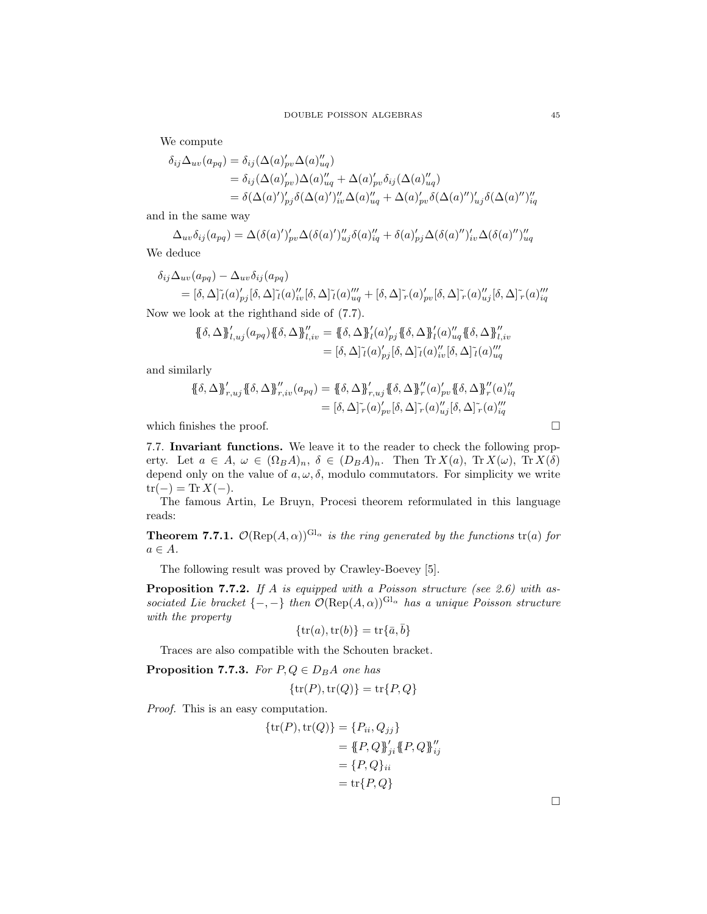We compute

$$
\begin{aligned}
\delta_{ij}\Delta_{uv}(a_{pq}) &= \delta_{ij}(\Delta(a)'_{pv}\Delta(a)''_{uq}) \\
&= \delta_{ij}(\Delta(a)'_{pv})\Delta(a)''_{uq} + \Delta(a)'_{pv}\delta_{ij}(\Delta(a)''_{uq}) \\
&= \delta(\Delta(a)')'_{pj}\delta(\Delta(a)')''_{iv}\Delta(a)''_{uq} + \Delta(a)'_{pv}\delta(\Delta(a)'')'_{uj}\delta(\Delta(a)'')''_{iq}
\end{aligned}
$$

and in the same way

$$
\Delta_{uv}\delta_{ij}(a_{pq}) = \Delta(\delta(a)')'_{pv}\Delta(\delta(a)')''_{uj}\delta(a)''_{iq} + \delta(a)'_{pj}\Delta(\delta(a)'')'_{iv}\Delta(\delta(a)'')''_{uq}
$$

We deduce

$$
\begin{aligned}
&\delta_{ij}\Delta_{uv}(a_{pq}) - \Delta_{uv}\delta_{ij}(a_{pq}) \\
&\quad = [\delta,\Delta]\tilde{}_l(a)'_{pj}[\delta,\Delta]\tilde{}_l(a)''_{iv}[\delta,\Delta]\tilde{}_l(a)'''_{uq} + [\delta,\Delta]\tilde{}_r(a)'_{pv}[\delta,\Delta]\tilde{}_r(a)''_{uj}[\delta,\Delta]\tilde{}_r(a)'''_{iq}
\end{aligned}
$$

Now we look at the righthand side of (7.7).

$$
\begin{aligned}
\{\!\{\delta,\Delta\}\!\}'_{l,uj}(a_{pq})\{\!\{\delta,\Delta\}\!\}''_{l,iv} &= \{\!\{\delta,\Delta\}\!\}'_l(a)'_{pj}\{\!\{\delta,\Delta\}\!\}'_l(a)''_{uq}\{\!\{\delta,\Delta\}\!\}''_{l,iv} \\
&= [\delta,\Delta]\tilde{}_l(a)'_{pj}[\delta,\Delta]\tilde{}_l(a)''_{iv}[\delta,\Delta]\tilde{}_l(a)'''_{uq}
\end{aligned}
$$

and similarly

$$
\begin{aligned}
\{\!\{\delta,\Delta\}\!\}'_{r,uj}\{\!\{\delta,\Delta\}\!\}''_{r,iv}(a_{pq}) &= \{\!\{\delta,\Delta\}\!\}'_{r,uj}\{\!\{\delta,\Delta\}\!\}''_r(a)'_{pv}\{\!\{\delta,\Delta\}\!\}''_r(a)''_{iq} \\
&= [\delta,\Delta]\tilde{}_r(a)'_{pv}[\delta,\Delta]\tilde{}_r(a)''_{uj}[\delta,\Delta]\tilde{}_r(a)'''_{iq}
\end{aligned}
$$

which finishes the proof. □

**7.7. Invariant functions.** We leave it to the reader to check the following property. Let $a \in A$, $\omega \in (\Omega_B A)_n$, $\delta \in (D_B A)_n$. Then $\operatorname{Tr} X(a)$, $\operatorname{Tr} X(\omega)$, $\operatorname{Tr} X(\delta)$ depend only on the value of $a, \omega, \delta$, modulo commutators. For simplicity we write $\operatorname{tr}(-) = \operatorname{Tr} X(-)$.

The famous Artin, Le Bruyn, Procesi theorem reformulated in this language reads:

**Theorem 7.7.1.** *$\mathcal{O}(\operatorname{Rep}(A,\alpha))^{\operatorname{Gl}_\alpha}$ is the ring generated by the functions $\operatorname{tr}(a)$ for $a \in A$.*

The following result was proved by Crawley-Boevey [5].

**Proposition 7.7.2.** *If $A$ is equipped with a Poisson structure (see 2.6) with associated Lie bracket $\{-,-\}$ then $\mathcal{O}(\operatorname{Rep}(A,\alpha))^{\operatorname{Gl}_\alpha}$ has a unique Poisson structure with the property*

$$
\{\operatorname{tr}(a), \operatorname{tr}(b)\} = \operatorname{tr}\{\bar{a}, \bar{b}\}
$$

Traces are also compatible with the Schouten bracket.

**Proposition 7.7.3.** *For $P, Q \in D_B A$ one has*

$$
\{\operatorname{tr}(P), \operatorname{tr}(Q)\} = \operatorname{tr}\{P, Q\}
$$

*Proof.* This is an easy computation.

$$
\begin{aligned}
\{\operatorname{tr}(P), \operatorname{tr}(Q)\} &= \{P_{ii}, Q_{jj}\} \\
&= \{\!\{P,Q\}\!\}'_{ji}\{\!\{P,Q\}\!\}''_{ij} \\
&= \{P,Q\}_{ii} \\
&= \operatorname{tr}\{P,Q\}
\end{aligned}
$$

□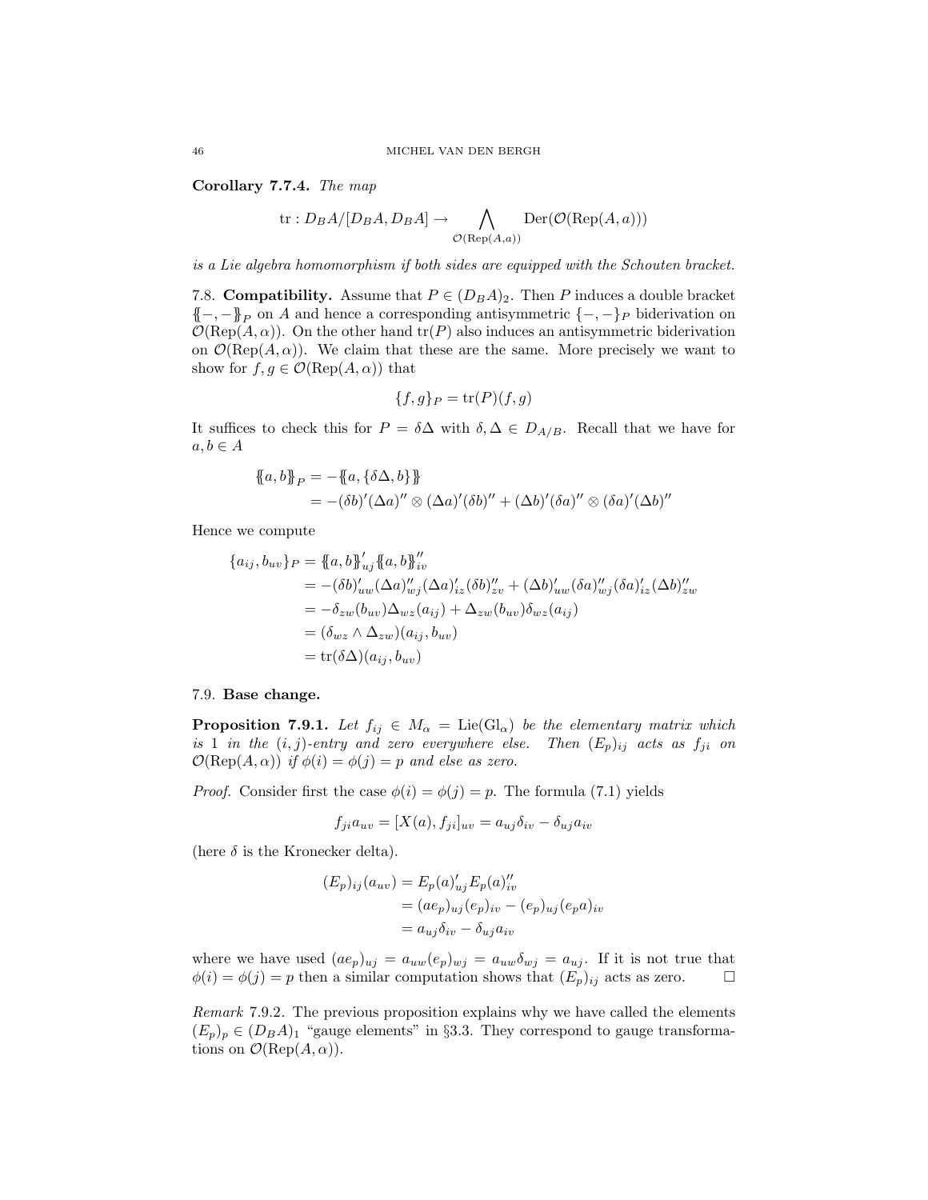**Corollary 7.7.4.** *The map*

$$\operatorname{tr} : D_B A/[D_B A, D_B A] \to \bigwedge_{\mathcal{O}(\operatorname{Rep}(A,a))} \operatorname{Der}(\mathcal{O}(\operatorname{Rep}(A,a)))$$

*is a Lie algebra homomorphism if both sides are equipped with the Schouten bracket.*

7.8. **Compatibility.** Assume that $P \in (D_B A)_2$. Then $P$ induces a double bracket $\{\!\{-,-\}\!\}_P$ on $A$ and hence a corresponding antisymmetric $\{-,-\}_P$ biderivation on $\mathcal{O}(\operatorname{Rep}(A,\alpha))$. On the other hand $\operatorname{tr}(P)$ also induces an antisymmetric biderivation on $\mathcal{O}(\operatorname{Rep}(A,\alpha))$. We claim that these are the same. More precisely we want to show for $f, g \in \mathcal{O}(\operatorname{Rep}(A,\alpha))$ that

$$\{f,g\}_P = \operatorname{tr}(P)(f,g)$$

It suffices to check this for $P = \delta\Delta$ with $\delta, \Delta \in D_{A/B}$. Recall that we have for $a, b \in A$

$$\begin{aligned}
\{\!\{a,b\}\!\}_P &= -\{\!\{a, \{\delta\Delta, b\}\}\!\} \\
&= -(\delta b)'(\Delta a)'' \otimes (\Delta a)'(\delta b)'' + (\Delta b)'(\delta a)'' \otimes (\delta a)'(\Delta b)''
\end{aligned}$$

Hence we compute

$$\begin{aligned}
\{a_{ij}, b_{uv}\}_P &= \{\!\{a,b\}\!\}'_{uj} \{\!\{a,b\}\!\}''_{iv} \\
&= -(\delta b)'_{uw}(\Delta a)''_{wj}(\Delta a)'_{iz}(\delta b)''_{zv} + (\Delta b)'_{uw}(\delta a)''_{wj}(\delta a)'_{iz}(\Delta b)''_{zw} \\
&= -\delta_{zw}(b_{uv})\Delta_{wz}(a_{ij}) + \Delta_{zw}(b_{uv})\delta_{wz}(a_{ij}) \\
&= (\delta_{wz} \wedge \Delta_{zw})(a_{ij}, b_{uv}) \\
&= \operatorname{tr}(\delta\Delta)(a_{ij}, b_{uv})
\end{aligned}$$

7.9. **Base change.**

**Proposition 7.9.1.** *Let $f_{ij} \in M_\alpha = \operatorname{Lie}(\operatorname{Gl}_\alpha)$ be the elementary matrix which is 1 in the $(i,j)$-entry and zero everywhere else. Then $(E_p)_{ij}$ acts as $f_{ji}$ on $\mathcal{O}(\operatorname{Rep}(A,\alpha))$ if $\phi(i) = \phi(j) = p$ and else as zero.*

*Proof.* Consider first the case $\phi(i) = \phi(j) = p$. The formula (7.1) yields

$$f_{ji} a_{uv} = [X(a), f_{ji}]_{uv} = a_{uj}\delta_{iv} - \delta_{uj}a_{iv}$$

(here $\delta$ is the Kronecker delta).

$$\begin{aligned}
(E_p)_{ij}(a_{uv}) &= E_p(a)'_{uj} E_p(a)''_{iv} \\
&= (ae_p)_{uj}(e_p)_{iv} - (e_p)_{uj}(e_p a)_{iv} \\
&= a_{uj}\delta_{iv} - \delta_{uj}a_{iv}
\end{aligned}$$

where we have used $(ae_p)_{uj} = a_{uw}(e_p)_{wj} = a_{uw}\delta_{wj} = a_{uj}$. If it is not true that $\phi(i) = \phi(j) = p$ then a similar computation shows that $(E_p)_{ij}$ acts as zero. $\square$

*Remark* 7.9.2. The previous proposition explains why we have called the elements $(E_p)_p \in (D_B A)_1$ "gauge elements" in §3.3. They correspond to gauge transformations on $\mathcal{O}(\operatorname{Rep}(A,\alpha))$.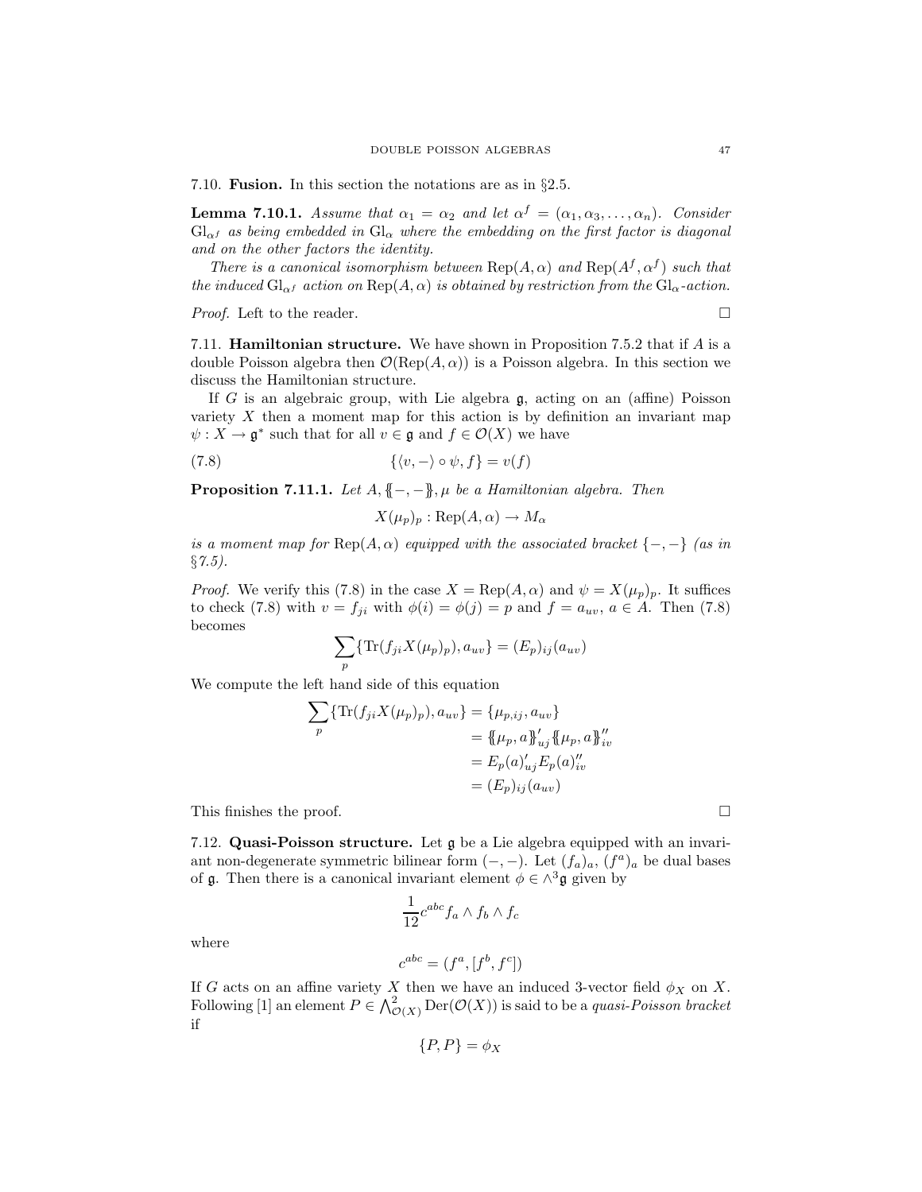7.10. **Fusion.** In this section the notations are as in §2.5.

**Lemma 7.10.1.** *Assume that $\alpha_1 = \alpha_2$ and let $\alpha^f = (\alpha_1, \alpha_3, \dots, \alpha_n)$. Consider $\mathrm{Gl}_{\alpha^f}$ as being embedded in $\mathrm{Gl}_\alpha$ where the embedding on the first factor is diagonal and on the other factors the identity.*

*There is a canonical isomorphism between $\mathrm{Rep}(A, \alpha)$ and $\mathrm{Rep}(A^f, \alpha^f)$ such that the induced $\mathrm{Gl}_{\alpha^f}$ action on $\mathrm{Rep}(A, \alpha)$ is obtained by restriction from the $\mathrm{Gl}_\alpha$-action.*

*Proof.* Left to the reader. □

7.11. **Hamiltonian structure.** We have shown in Proposition 7.5.2 that if $A$ is a double Poisson algebra then $\mathcal{O}(\mathrm{Rep}(A, \alpha))$ is a Poisson algebra. In this section we discuss the Hamiltonian structure.

If $G$ is an algebraic group, with Lie algebra $\mathfrak{g}$, acting on an (affine) Poisson variety $X$ then a moment map for this action is by definition an invariant map $\psi : X \to \mathfrak{g}^*$ such that for all $v \in \mathfrak{g}$ and $f \in \mathcal{O}(X)$ we have

$$\{\langle v, - \rangle \circ \psi, f\} = v(f) \tag{7.8}$$

**Proposition 7.11.1.** *Let $A, \{\!\{-,-\}\!\}, \mu$ be a Hamiltonian algebra. Then*

$$X(\mu_p)_p : \mathrm{Rep}(A, \alpha) \to M_\alpha$$

*is a moment map for $\mathrm{Rep}(A, \alpha)$ equipped with the associated bracket $\{-,-\}$ (as in §7.5).*

*Proof.* We verify this (7.8) in the case $X = \mathrm{Rep}(A, \alpha)$ and $\psi = X(\mu_p)_p$. It suffices to check (7.8) with $v = f_{ji}$ with $\phi(i) = \phi(j) = p$ and $f = a_{uv}$, $a \in A$. Then (7.8) becomes

$$\sum_p \{\mathrm{Tr}(f_{ji} X(\mu_p)_p), a_{uv}\} = (E_p)_{ij}(a_{uv})$$

We compute the left hand side of this equation

$$\begin{aligned}
\sum_p \{\mathrm{Tr}(f_{ji} X(\mu_p)_p), a_{uv}\} &= \{\mu_{p,ij}, a_{uv}\} \\
&= \{\!\{\mu_p, a\}\!\}'_{uj} \{\!\{\mu_p, a\}\!\}''_{iv} \\
&= E_p(a)'_{uj} E_p(a)''_{iv} \\
&= (E_p)_{ij}(a_{uv})
\end{aligned}$$

This finishes the proof. □

7.12. **Quasi-Poisson structure.** Let $\mathfrak{g}$ be a Lie algebra equipped with an invariant non-degenerate symmetric bilinear form $(-,-)$. Let $(f_a)_a$, $(f^a)_a$ be dual bases of $\mathfrak{g}$. Then there is a canonical invariant element $\phi \in \wedge^3 \mathfrak{g}$ given by

$$\frac{1}{12} c^{abc} f_a \wedge f_b \wedge f_c$$

where

$$c^{abc} = (f^a, [f^b, f^c])$$

If $G$ acts on an affine variety $X$ then we have an induced 3-vector field $\phi_X$ on $X$. Following [1] an element $P \in \bigwedge^2_{\mathcal{O}(X)} \mathrm{Der}(\mathcal{O}(X))$ is said to be a *quasi-Poisson bracket* if

$$\{P, P\} = \phi_X$$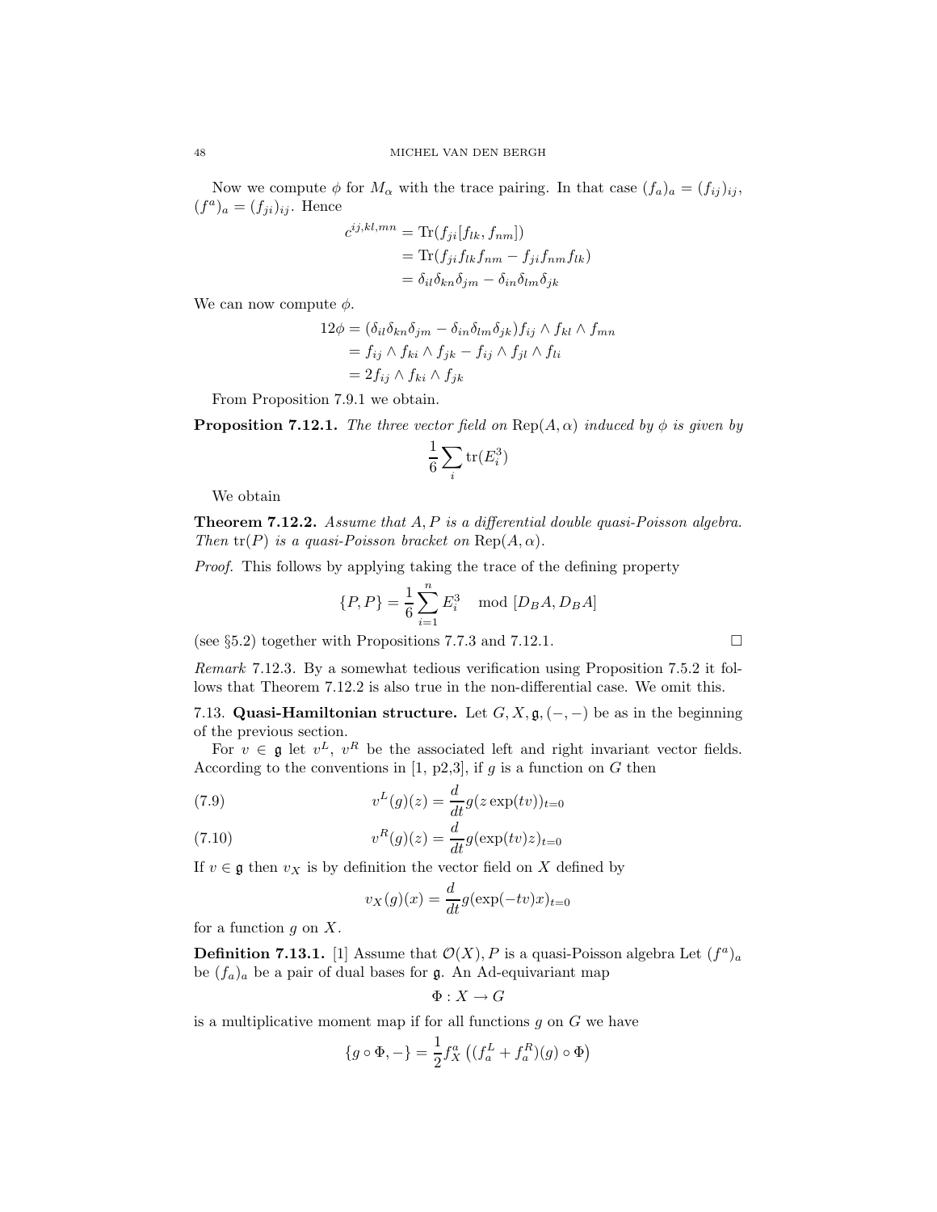Now we compute $\phi$ for $M_\alpha$ with the trace pairing. In that case $(f_a)_a = (f_{ij})_{ij}$, $(f^a)_a = (f_{ji})_{ij}$. Hence

$$
\begin{aligned}
c^{ij,kl,mn} &= \operatorname{Tr}(f_{ji}[f_{lk}, f_{nm}]) \\
&= \operatorname{Tr}(f_{ji}f_{lk}f_{nm} - f_{ji}f_{nm}f_{lk}) \\
&= \delta_{il}\delta_{kn}\delta_{jm} - \delta_{in}\delta_{lm}\delta_{jk}
\end{aligned}
$$

We can now compute $\phi$.

$$
\begin{aligned}
12\phi &= (\delta_{il}\delta_{kn}\delta_{jm} - \delta_{in}\delta_{lm}\delta_{jk}) f_{ij} \wedge f_{kl} \wedge f_{mn} \\
&= f_{ij} \wedge f_{ki} \wedge f_{jk} - f_{ij} \wedge f_{jl} \wedge f_{li} \\
&= 2 f_{ij} \wedge f_{ki} \wedge f_{jk}
\end{aligned}
$$

From Proposition 7.9.1 we obtain.

**Proposition 7.12.1.** *The three vector field on* $\operatorname{Rep}(A, \alpha)$ *induced by* $\phi$ *is given by*

$$
\frac{1}{6} \sum_i \operatorname{tr}(E_i^3)
$$

We obtain

**Theorem 7.12.2.** *Assume that* $A, P$ *is a differential double quasi-Poisson algebra. Then* $\operatorname{tr}(P)$ *is a quasi-Poisson bracket on* $\operatorname{Rep}(A, \alpha)$.

*Proof.* This follows by applying taking the trace of the defining property

$$
\{P, P\} = \frac{1}{6} \sum_{i=1}^{n} E_i^3 \mod [D_B A, D_B A]
$$

(see §5.2) together with Propositions 7.7.3 and 7.12.1. □

*Remark* 7.12.3. By a somewhat tedious verification using Proposition 7.5.2 it follows that Theorem 7.12.2 is also true in the non-differential case. We omit this.

7.13. **Quasi-Hamiltonian structure.** Let $G, X, \mathfrak{g}, (-,-)$ be as in the beginning of the previous section.

For $v \in \mathfrak{g}$ let $v^L$, $v^R$ be the associated left and right invariant vector fields. According to the conventions in [1, p2,3], if $g$ is a function on $G$ then

$$
v^L(g)(z) = \frac{d}{dt} g(z \exp(tv))_{t=0} \tag{7.9}
$$

$$
v^R(g)(z) = \frac{d}{dt} g(\exp(tv) z)_{t=0} \tag{7.10}
$$

If $v \in \mathfrak{g}$ then $v_X$ is by definition the vector field on $X$ defined by

$$
v_X(g)(x) = \frac{d}{dt} g(\exp(-tv)x)_{t=0}
$$

for a function $g$ on $X$.

**Definition 7.13.1.** [1] Assume that $\mathcal{O}(X), P$ is a quasi-Poisson algebra Let $(f^a)_a$ be $(f_a)_a$ be a pair of dual bases for $\mathfrak{g}$. An Ad-equivariant map

$$
\Phi : X \to G
$$

is a multiplicative moment map if for all functions $g$ on $G$ we have

$$
\{g \circ \Phi, -\} = \frac{1}{2} f_X^a \left( (f_a^L + f_a^R)(g) \circ \Phi \right)
$$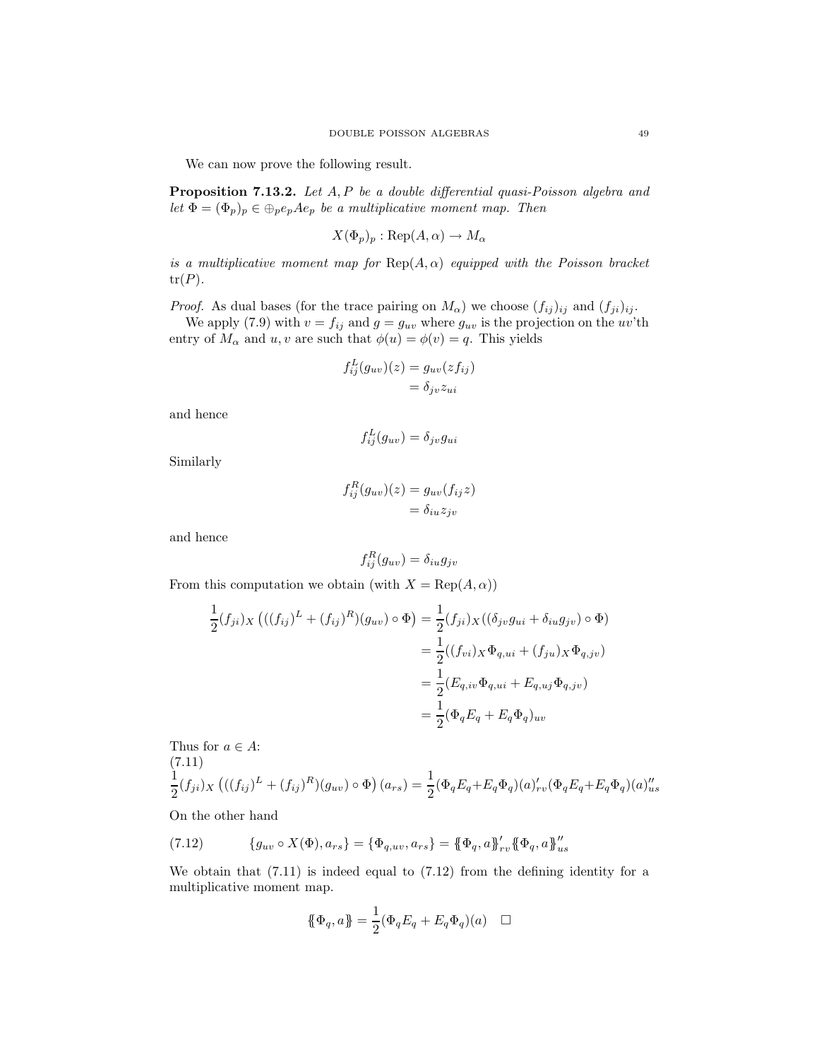We can now prove the following result.

**Proposition 7.13.2.** *Let $A, P$ be a double differential quasi-Poisson algebra and let $\Phi = (\Phi_p)_p \in \oplus_p e_p A e_p$ be a multiplicative moment map. Then*

$$X(\Phi_p)_p : \operatorname{Rep}(A, \alpha) \to M_\alpha$$

*is a multiplicative moment map for $\operatorname{Rep}(A, \alpha)$ equipped with the Poisson bracket $\operatorname{tr}(P)$.*

*Proof.* As dual bases (for the trace pairing on $M_\alpha$) we choose $(f_{ij})_{ij}$ and $(f_{ji})_{ij}$.

We apply (7.9) with $v = f_{ij}$ and $g = g_{uv}$ where $g_{uv}$ is the projection on the $uv$'th entry of $M_\alpha$ and $u, v$ are such that $\phi(u) = \phi(v) = q$. This yields

$$\begin{aligned} f_{ij}^L(g_{uv})(z) &= g_{uv}(z f_{ij}) \\ &= \delta_{jv} z_{ui} \end{aligned}$$

and hence

$$f_{ij}^L(g_{uv}) = \delta_{jv} g_{ui}$$

Similarly

$$\begin{aligned} f_{ij}^R(g_{uv})(z) &= g_{uv}(f_{ij} z) \\ &= \delta_{iu} z_{jv} \end{aligned}$$

and hence

$$f_{ij}^R(g_{uv}) = \delta_{iu} g_{jv}$$

From this computation we obtain (with $X = \operatorname{Rep}(A, \alpha)$)

$$\begin{aligned} \frac{1}{2}(f_{ji})_X \left( ((f_{ij})^L + (f_{ij})^R)(g_{uv}) \circ \Phi \right) &= \frac{1}{2}(f_{ji})_X ((\delta_{jv} g_{ui} + \delta_{iu} g_{jv}) \circ \Phi) \\ &= \frac{1}{2}((f_{vi})_X \Phi_{q,ui} + (f_{ju})_X \Phi_{q,jv}) \\ &= \frac{1}{2}(E_{q,iv} \Phi_{q,ui} + E_{q,uj} \Phi_{q,jv}) \\ &= \frac{1}{2}(\Phi_q E_q + E_q \Phi_q)_{uv} \end{aligned}$$

Thus for $a \in A$:

(7.11)
$$\frac{1}{2}(f_{ji})_X \left( ((f_{ij})^L + (f_{ij})^R)(g_{uv}) \circ \Phi \right)(a_{rs}) = \frac{1}{2}(\Phi_q E_q + E_q \Phi_q)(a)'_{rv} (\Phi_q E_q + E_q \Phi_q)(a)''_{us}$$

On the other hand

$$\{g_{uv} \circ X(\Phi), a_{rs}\} = \{\Phi_{q,uv}, a_{rs}\} = \{\!\{\Phi_q, a\}\!\}'_{rv} \{\!\{\Phi_q, a\}\!\}''_{us} \tag{7.12}$$

We obtain that (7.11) is indeed equal to (7.12) from the defining identity for a multiplicative moment map.

$$\{\!\{\Phi_q, a\}\!\} = \frac{1}{2}(\Phi_q E_q + E_q \Phi_q)(a) \quad \square$$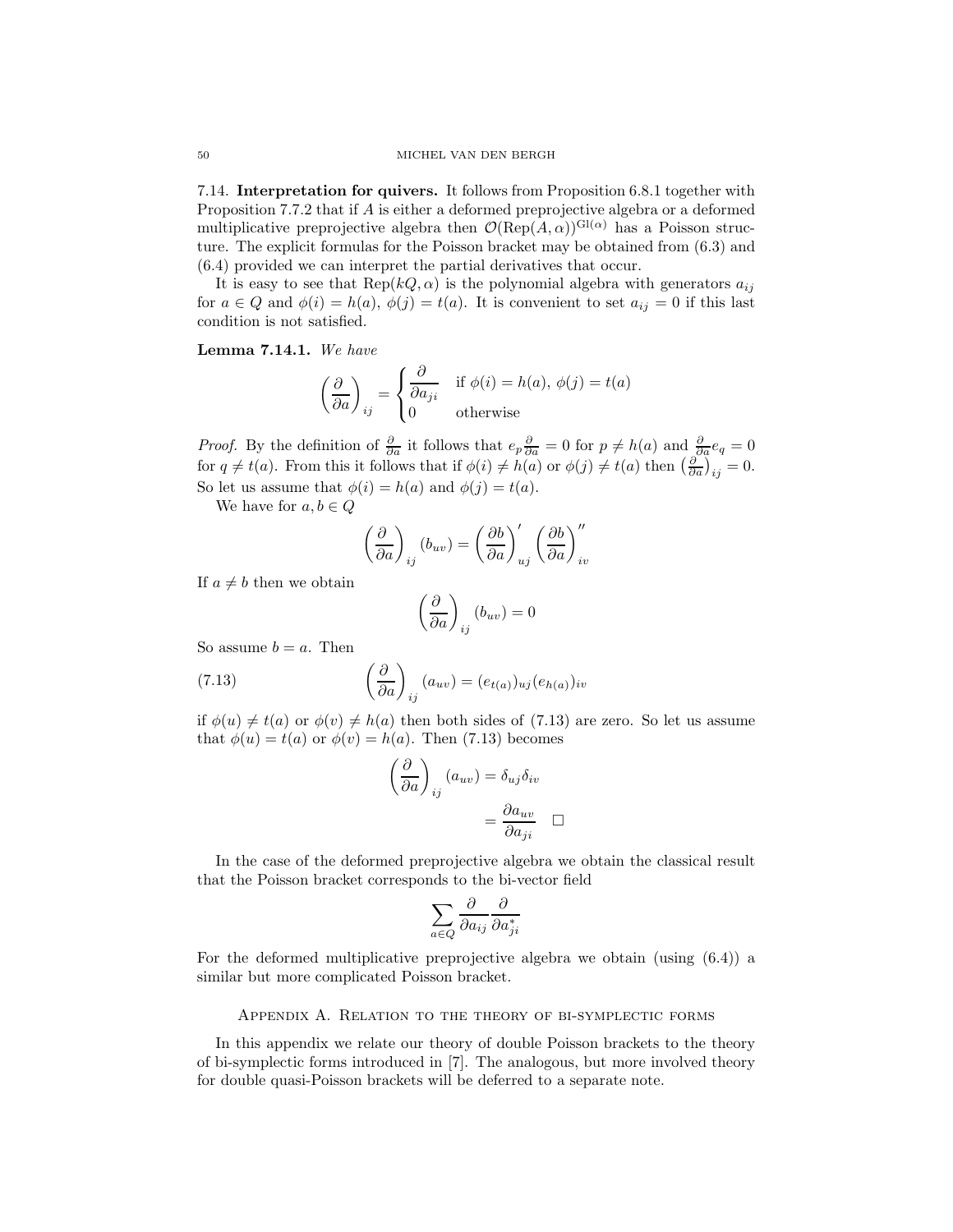7.14. **Interpretation for quivers.** It follows from Proposition 6.8.1 together with Proposition 7.7.2 that if $A$ is either a deformed preprojective algebra or a deformed multiplicative preprojective algebra then $\mathcal{O}(\operatorname{Rep}(A,\alpha))^{\operatorname{Gl}(\alpha)}$ has a Poisson structure. The explicit formulas for the Poisson bracket may be obtained from (6.3) and (6.4) provided we can interpret the partial derivatives that occur.

It is easy to see that $\operatorname{Rep}(kQ,\alpha)$ is the polynomial algebra with generators $a_{ij}$ for $a \in Q$ and $\phi(i) = h(a)$, $\phi(j) = t(a)$. It is convenient to set $a_{ij} = 0$ if this last condition is not satisfied.

**Lemma 7.14.1.** *We have*

$$\left(\frac{\partial}{\partial a}\right)_{ij} = \begin{cases} \dfrac{\partial}{\partial a_{ji}} & \text{if } \phi(i) = h(a),\ \phi(j) = t(a) \\ 0 & \text{otherwise} \end{cases}$$

*Proof.* By the definition of $\frac{\partial}{\partial a}$ it follows that $e_p \frac{\partial}{\partial a} = 0$ for $p \neq h(a)$ and $\frac{\partial}{\partial a} e_q = 0$ for $q \neq t(a)$. From this it follows that if $\phi(i) \neq h(a)$ or $\phi(j) \neq t(a)$ then $\left(\frac{\partial}{\partial a}\right)_{ij} = 0$. So let us assume that $\phi(i) = h(a)$ and $\phi(j) = t(a)$.

We have for $a, b \in Q$

$$\left(\frac{\partial}{\partial a}\right)_{ij}(b_{uv}) = \left(\frac{\partial b}{\partial a}\right)'_{uj} \left(\frac{\partial b}{\partial a}\right)''_{iv}$$

If $a \neq b$ then we obtain

$$\left(\frac{\partial}{\partial a}\right)_{ij}(b_{uv}) = 0$$

So assume $b = a$. Then

$$\left(\frac{\partial}{\partial a}\right)_{ij}(a_{uv}) = (e_{t(a)})_{uj}(e_{h(a)})_{iv} \tag{7.13}$$

if $\phi(u) \neq t(a)$ or $\phi(v) \neq h(a)$ then both sides of (7.13) are zero. So let us assume that $\phi(u) = t(a)$ or $\phi(v) = h(a)$. Then (7.13) becomes

$$\begin{aligned}\left(\frac{\partial}{\partial a}\right)_{ij}(a_{uv}) &= \delta_{uj}\delta_{iv} \\ &= \frac{\partial a_{uv}}{\partial a_{ji}} \qquad \square\end{aligned}$$

In the case of the deformed preprojective algebra we obtain the classical result that the Poisson bracket corresponds to the bi-vector field

$$\sum_{a \in Q} \frac{\partial}{\partial a_{ij}} \frac{\partial}{\partial a^*_{ji}}$$

For the deformed multiplicative preprojective algebra we obtain (using (6.4)) a similar but more complicated Poisson bracket.

## Appendix A. Relation to the theory of bi-symplectic forms

In this appendix we relate our theory of double Poisson brackets to the theory of bi-symplectic forms introduced in [7]. The analogous, but more involved theory for double quasi-Poisson brackets will be deferred to a separate note.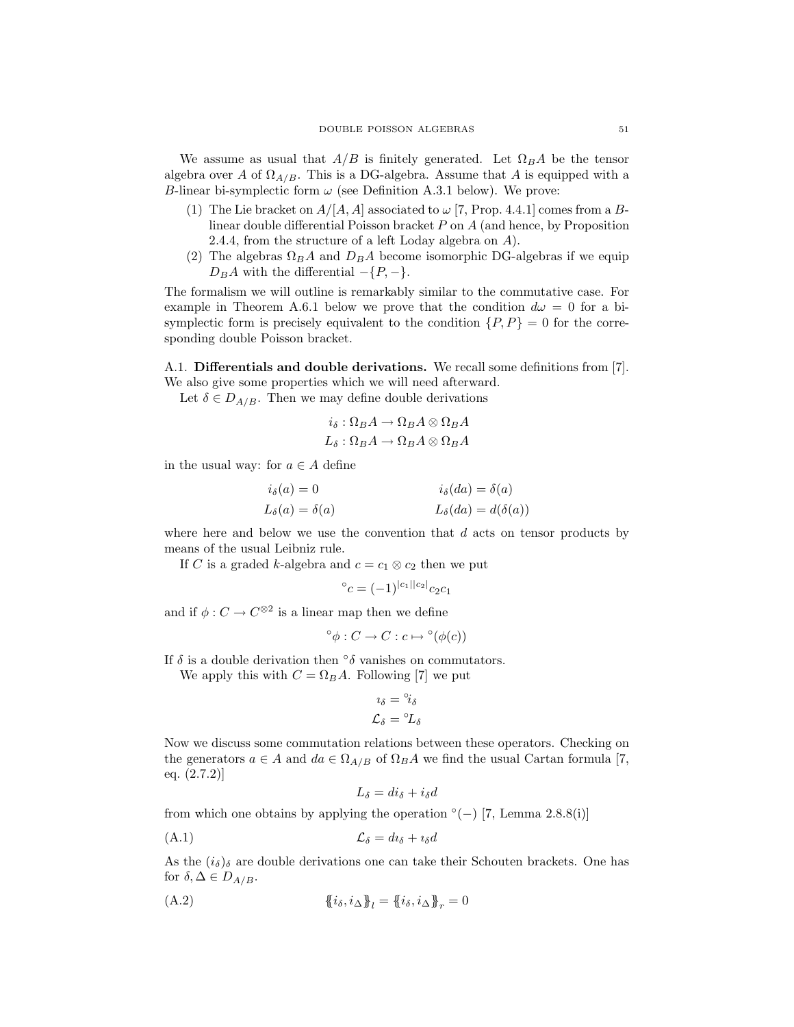We assume as usual that $A/B$ is finitely generated. Let $\Omega_B A$ be the tensor algebra over $A$ of $\Omega_{A/B}$. This is a DG-algebra. Assume that $A$ is equipped with a $B$-linear bi-symplectic form $\omega$ (see Definition A.3.1 below). We prove:

1. The Lie bracket on $A/[A,A]$ associated to $\omega$ [7, Prop. 4.4.1] comes from a $B$-linear double differential Poisson bracket $P$ on $A$ (and hence, by Proposition 2.4.4, from the structure of a left Loday algebra on $A$).
2. The algebras $\Omega_B A$ and $D_B A$ become isomorphic DG-algebras if we equip $D_B A$ with the differential $-\{P,-\}$.

The formalism we will outline is remarkably similar to the commutative case. For example in Theorem A.6.1 below we prove that the condition $d\omega = 0$ for a bi-symplectic form is precisely equivalent to the condition $\{P,P\} = 0$ for the corresponding double Poisson bracket.

A.1. **Differentials and double derivations.** We recall some definitions from [7]. We also give some properties which we will need afterward.

Let $\delta \in D_{A/B}$. Then we may define double derivations

$$i_\delta : \Omega_B A \to \Omega_B A \otimes \Omega_B A$$
$$L_\delta : \Omega_B A \to \Omega_B A \otimes \Omega_B A$$

in the usual way: for $a \in A$ define

$$i_\delta(a) = 0 \qquad\qquad i_\delta(da) = \delta(a)$$
$$L_\delta(a) = \delta(a) \qquad\qquad L_\delta(da) = d(\delta(a))$$

where here and below we use the convention that $d$ acts on tensor products by means of the usual Leibniz rule.

If $C$ is a graded $k$-algebra and $c = c_1 \otimes c_2$ then we put

$$^\circ c = (-1)^{|c_1||c_2|} c_2 c_1$$

and if $\phi : C \to C^{\otimes 2}$ is a linear map then we define

$$^\circ\phi : C \to C : c \mapsto {}^\circ(\phi(c))$$

If $\delta$ is a double derivation then $^\circ\delta$ vanishes on commutators.

We apply this with $C = \Omega_B A$. Following [7] we put

$$\imath_\delta = {}^\circ i_\delta$$
$$\mathcal{L}_\delta = {}^\circ L_\delta$$

Now we discuss some commutation relations between these operators. Checking on the generators $a \in A$ and $da \in \Omega_{A/B}$ of $\Omega_B A$ we find the usual Cartan formula [7, eq. (2.7.2)]

$$L_\delta = d i_\delta + i_\delta d$$

from which one obtains by applying the operation $^\circ(-)$ [7, Lemma 2.8.8(i)]

$$\mathcal{L}_\delta = d\imath_\delta + \imath_\delta d \tag{A.1}$$

As the $(i_\delta)_\delta$ are double derivations one can take their Schouten brackets. One has for $\delta, \Delta \in D_{A/B}$.

$$\{\!\{ i_\delta, i_\Delta \}\!\}_l = \{\!\{ i_\delta, i_\Delta \}\!\}_r = 0 \tag{A.2}$$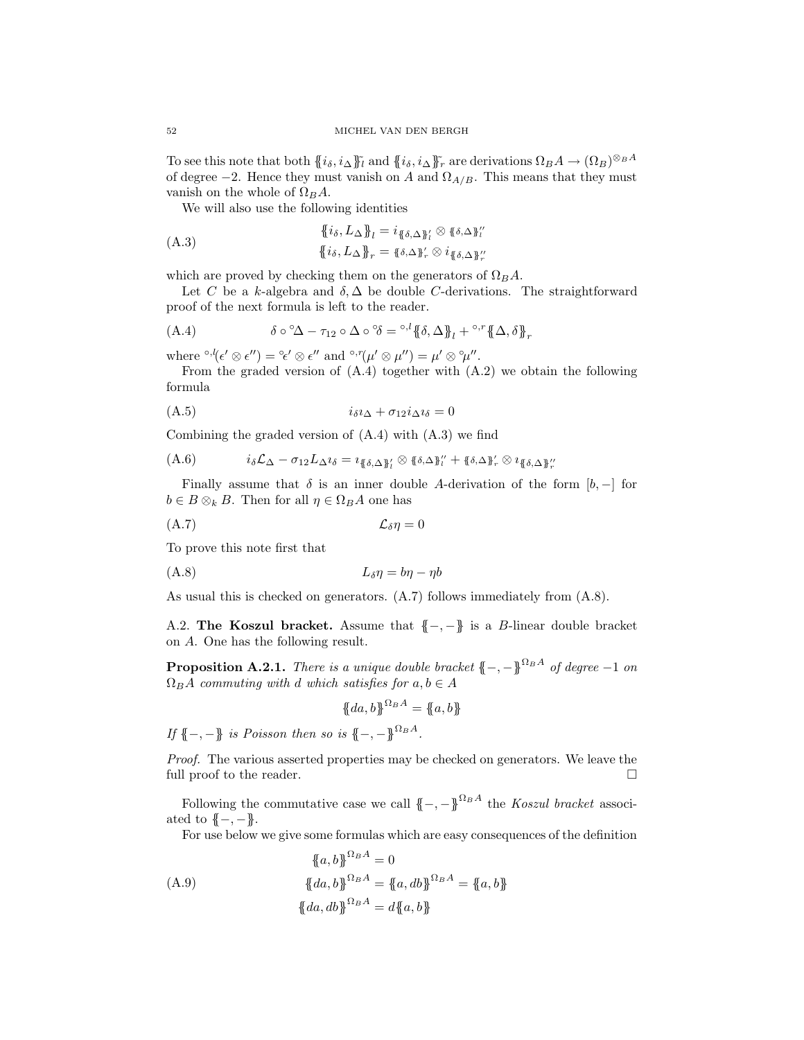To see this note that both $\{\!\{i_\delta, i_\Delta\}\!\}_l^{\sim}$ and $\{\!\{i_\delta, i_\Delta\}\!\}_r^{\sim}$ are derivations $\Omega_B A \to (\Omega_B)^{\otimes_B A}$ of degree $-2$. Hence they must vanish on $A$ and $\Omega_{A/B}$. This means that they must vanish on the whole of $\Omega_B A$.

We will also use the following identities

$$\begin{aligned} \{\!\{i_\delta, L_\Delta\}\!\}_l &= i_{\{\!\{\delta,\Delta\}\!\}_l'} \otimes \{\!\{\delta,\Delta\}\!\}_l'' \\ \{\!\{i_\delta, L_\Delta\}\!\}_r &= \{\!\{\delta,\Delta\}\!\}_r' \otimes i_{\{\!\{\delta,\Delta\}\!\}_r''} \end{aligned} \tag{A.3}$$

which are proved by checking them on the generators of $\Omega_B A$.

Let $C$ be a $k$-algebra and $\delta, \Delta$ be double $C$-derivations. The straightforward proof of the next formula is left to the reader.

$$\delta \circ {}^\circ\Delta - \tau_{12} \circ \Delta \circ {}^\circ\delta = {}^{\circ,l}\{\!\{\delta, \Delta\}\!\}_l + {}^{\circ,r}\{\!\{\Delta, \delta\}\!\}_r \tag{A.4}$$

where ${}^{\circ,l}(\epsilon' \otimes \epsilon'') = {}^\circ\epsilon' \otimes \epsilon''$ and ${}^{\circ,r}(\mu' \otimes \mu'') = \mu' \otimes {}^\circ\mu''$.

From the graded version of (A.4) together with (A.2) we obtain the following formula

$$i_\delta \imath_\Delta + \sigma_{12} i_\Delta \imath_\delta = 0 \tag{A.5}$$

Combining the graded version of (A.4) with (A.3) we find

$$i_\delta \mathcal{L}_\Delta - \sigma_{12} L_\Delta \imath_\delta = \imath_{\{\!\{\delta,\Delta\}\!\}_l'} \otimes \{\!\{\delta,\Delta\}\!\}_l'' + \{\!\{\delta,\Delta\}\!\}_r' \otimes \imath_{\{\!\{\delta,\Delta\}\!\}_r''} \tag{A.6}$$

Finally assume that $\delta$ is an inner double $A$-derivation of the form $[b,-]$ for $b \in B \otimes_k B$. Then for all $\eta \in \Omega_B A$ one has

$$\mathcal{L}_\delta \eta = 0 \tag{A.7}$$

To prove this note first that

$$L_\delta \eta = b\eta - \eta b \tag{A.8}$$

As usual this is checked on generators. (A.7) follows immediately from (A.8).

A.2. **The Koszul bracket.** Assume that $\{\!\{-,-\}\!\}$ is a $B$-linear double bracket on $A$. One has the following result.

**Proposition A.2.1.** *There is a unique double bracket $\{\!\{-,-\}\!\}^{\Omega_B A}$ of degree $-1$ on $\Omega_B A$ commuting with $d$ which satisfies for $a, b \in A$*

$$\{\!\{da, b\}\!\}^{\Omega_B A} = \{\!\{a, b\}\!\}$$

*If $\{\!\{-,-\}\!\}$ is Poisson then so is $\{\!\{-,-\}\!\}^{\Omega_B A}$.*

*Proof.* The various asserted properties may be checked on generators. We leave the full proof to the reader. $\square$

Following the commutative case we call $\{\!\{-,-\}\!\}^{\Omega_B A}$ the *Koszul bracket* associated to $\{\!\{-,-\}\!\}$.

For use below we give some formulas which are easy consequences of the definition

$$\begin{aligned} \{\!\{a, b\}\!\}^{\Omega_B A} &= 0 \\ \{\!\{da, b\}\!\}^{\Omega_B A} &= \{\!\{a, db\}\!\}^{\Omega_B A} = \{\!\{a, b\}\!\} \\ \{\!\{da, db\}\!\}^{\Omega_B A} &= d\{\!\{a, b\}\!\} \end{aligned} \tag{A.9}$$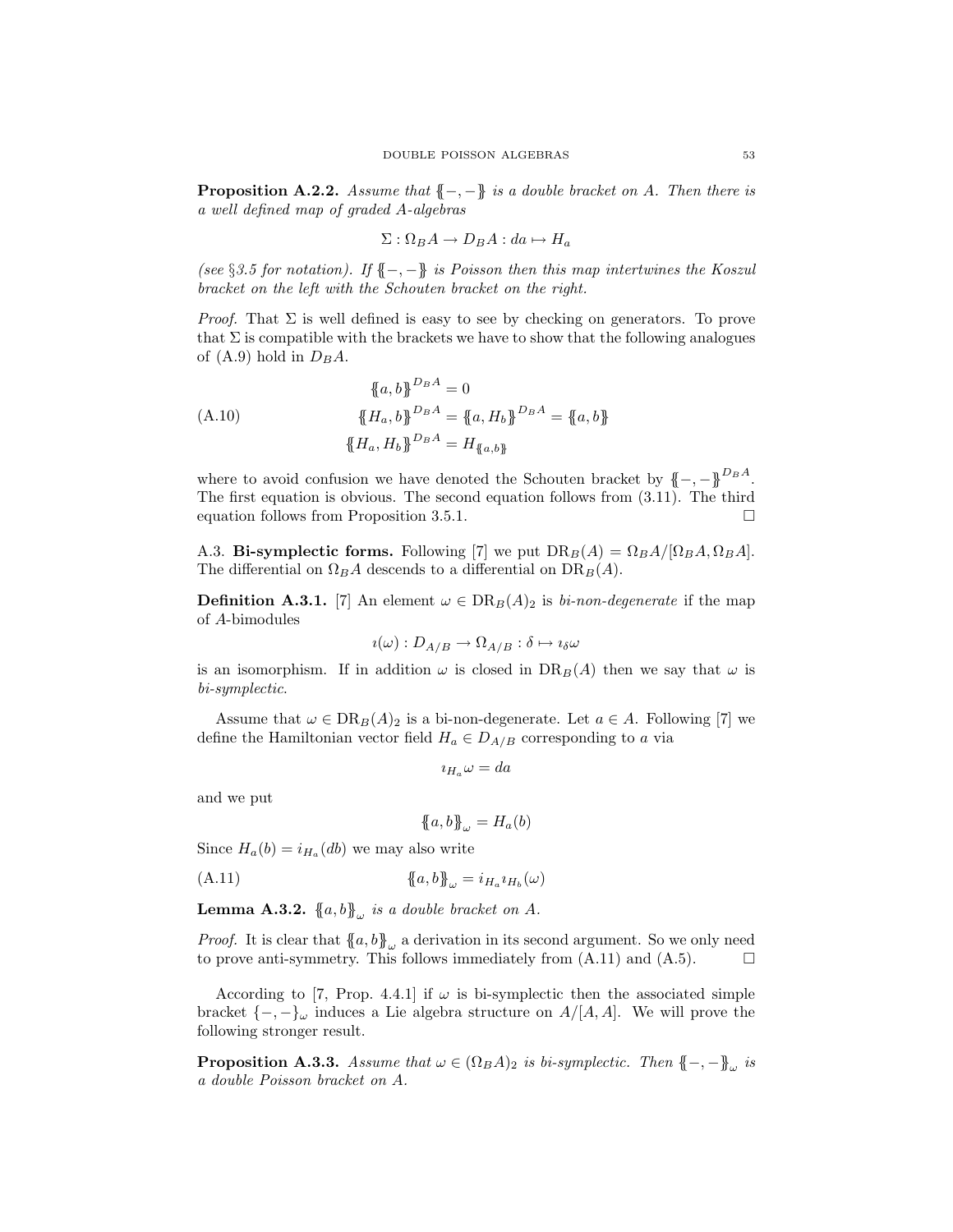**Proposition A.2.2.** *Assume that $\{\!\{-,-\}\!\}$ is a double bracket on $A$. Then there is a well defined map of graded $A$-algebras*

$$\Sigma : \Omega_B A \to D_B A : da \mapsto H_a$$

*(see §3.5 for notation). If $\{\!\{-,-\}\!\}$ is Poisson then this map intertwines the Koszul bracket on the left with the Schouten bracket on the right.*

*Proof.* That $\Sigma$ is well defined is easy to see by checking on generators. To prove that $\Sigma$ is compatible with the brackets we have to show that the following analogues of (A.9) hold in $D_B A$.

$$\begin{aligned} \{\!\{a,b\}\!\}^{D_B A} &= 0 \\ \{\!\{H_a,b\}\!\}^{D_B A} &= \{\!\{a,H_b\}\!\}^{D_B A} = \{\!\{a,b\}\!\} \\ \{\!\{H_a,H_b\}\!\}^{D_B A} &= H_{\{\!\{a,b\}\!\}} \end{aligned} \tag{A.10}$$

where to avoid confusion we have denoted the Schouten bracket by $\{\!\{-,-\}\!\}^{D_B A}$. The first equation is obvious. The second equation follows from (3.11). The third equation follows from Proposition 3.5.1. $\square$

A.3. **Bi-symplectic forms.** Following [7] we put $\mathrm{DR}_B(A) = \Omega_B A/[\Omega_B A, \Omega_B A]$. The differential on $\Omega_B A$ descends to a differential on $\mathrm{DR}_B(A)$.

**Definition A.3.1.** [7] An element $\omega \in \mathrm{DR}_B(A)_2$ is *bi-non-degenerate* if the map of $A$-bimodules

$$\imath(\omega) : D_{A/B} \to \Omega_{A/B} : \delta \mapsto \imath_\delta \omega$$

is an isomorphism. If in addition $\omega$ is closed in $\mathrm{DR}_B(A)$ then we say that $\omega$ is *bi-symplectic*.

Assume that $\omega \in \mathrm{DR}_B(A)_2$ is a bi-non-degenerate. Let $a \in A$. Following [7] we define the Hamiltonian vector field $H_a \in D_{A/B}$ corresponding to $a$ via

$$\imath_{H_a}\omega = da$$

and we put

$$\{\!\{a,b\}\!\}_\omega = H_a(b)$$

Since $H_a(b) = i_{H_a}(db)$ we may also write

$$\{\!\{a,b\}\!\}_\omega = i_{H_a}\imath_{H_b}(\omega) \tag{A.11}$$

**Lemma A.3.2.** *$\{\!\{a,b\}\!\}_\omega$ is a double bracket on $A$.*

*Proof.* It is clear that $\{\!\{a,b\}\!\}_\omega$ a derivation in its second argument. So we only need to prove anti-symmetry. This follows immediately from (A.11) and (A.5). $\square$

According to [7, Prop. 4.4.1] if $\omega$ is bi-symplectic then the associated simple bracket $\{-,-\}_\omega$ induces a Lie algebra structure on $A/[A,A]$. We will prove the following stronger result.

**Proposition A.3.3.** *Assume that $\omega \in (\Omega_B A)_2$ is bi-symplectic. Then $\{\!\{-,-\}\!\}_\omega$ is a double Poisson bracket on $A$.*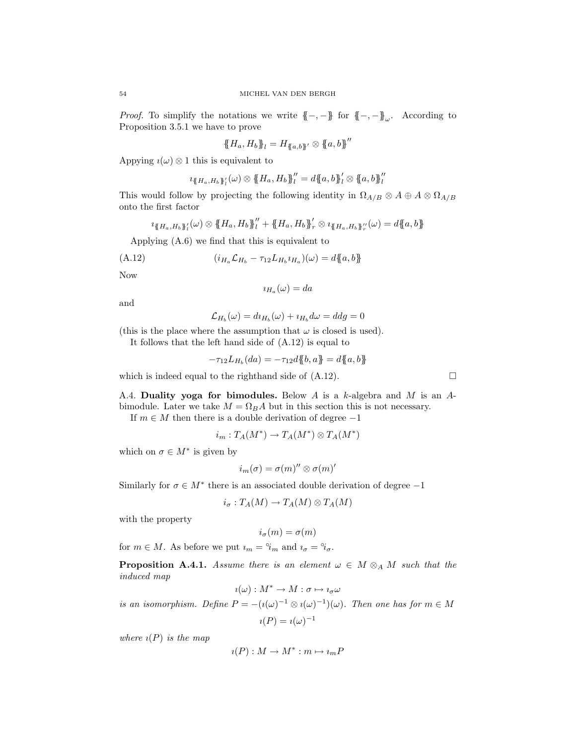*Proof.* To simplify the notations we write $\{\!\{-,-\}\!\}$ for $\{\!\{-,-\}\!\}_\omega$. According to Proposition 3.5.1 we have to prove

$$\{\!\{H_a, H_b\}\!\}_l = H_{\{\!\{a,b\}\!\}'} \otimes \{\!\{a,b\}\!\}''$$

Appying $\imath(\omega) \otimes 1$ this is equivalent to

$$\imath_{\{\!\{H_a,H_b\}\!\}'_l}(\omega) \otimes \{\!\{H_a, H_b\}\!\}''_l = d\{\!\{a,b\}\!\}'_l \otimes \{\!\{a,b\}\!\}''_l$$

This would follow by projecting the following identity in $\Omega_{A/B} \otimes A \oplus A \otimes \Omega_{A/B}$ onto the first factor

$$\imath_{\{\!\{H_a,H_b\}\!\}'_l}(\omega) \otimes \{\!\{H_a, H_b\}\!\}''_l + \{\!\{H_a, H_b\}\!\}'_r \otimes \imath_{\{\!\{H_a,H_b\}\!\}''_r}(\omega) = d\{\!\{a,b\}\!\}$$

Applying (A.6) we find that this is equivalent to

$$(i_{H_a}\mathcal{L}_{H_b} - \tau_{12} L_{H_b} \imath_{H_a})(\omega) = d\{\!\{a,b\}\!\} \tag{A.12}$$

Now

$$\imath_{H_a}(\omega) = da$$

and

$$\mathcal{L}_{H_b}(\omega) = d\imath_{H_b}(\omega) + \imath_{H_b} d\omega = ddg = 0$$

(this is the place where the assumption that $\omega$ is closed is used).

It follows that the left hand side of (A.12) is equal to

$$-\tau_{12} L_{H_b}(da) = -\tau_{12} d\{\!\{b,a\}\!\} = d\{\!\{a,b\}\!\}$$

which is indeed equal to the righthand side of (A.12). □

A.4. **Duality yoga for bimodules.** Below $A$ is a $k$-algebra and $M$ is an $A$-bimodule. Later we take $M = \Omega_B A$ but in this section this is not necessary.

If $m \in M$ then there is a double derivation of degree $-1$

$$i_m : T_A(M^*) \to T_A(M^*) \otimes T_A(M^*)$$

which on $\sigma \in M^*$ is given by

$$i_m(\sigma) = \sigma(m)'' \otimes \sigma(m)'$$

Similarly for $\sigma \in M^*$ there is an associated double derivation of degree $-1$

$$i_\sigma : T_A(M) \to T_A(M) \otimes T_A(M)$$

with the property

$$i_\sigma(m) = \sigma(m)$$

for $m \in M$. As before we put $\imath_m = {}^\circ i_m$ and $\imath_\sigma = {}^\circ i_\sigma$.

**Proposition A.4.1.** *Assume there is an element $\omega \in M \otimes_A M$ such that the induced map*

$$\imath(\omega) : M^* \to M : \sigma \mapsto \imath_\sigma \omega$$

*is an isomorphism. Define $P = -(\imath(\omega)^{-1} \otimes \imath(\omega)^{-1})(\omega)$. Then one has for $m \in M$*

$$\imath(P) = \imath(\omega)^{-1}$$

*where $\imath(P)$ is the map*

$$\imath(P) : M \to M^* : m \mapsto \imath_m P$$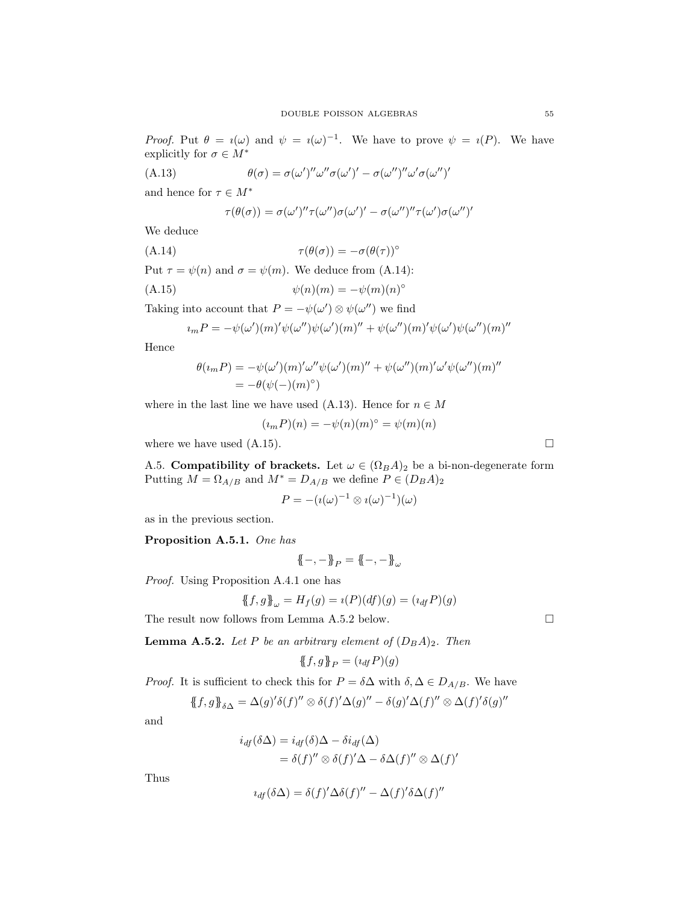*Proof.* Put $\theta = \imath(\omega)$ and $\psi = \imath(\omega)^{-1}$. We have to prove $\psi = \imath(P)$. We have explicitly for $\sigma \in M^*$

$$\theta(\sigma) = \sigma(\omega')''\omega''\sigma(\omega')' - \sigma(\omega'')''\omega'\sigma(\omega'')' \tag{A.13}$$

and hence for $\tau \in M^*$

$$\tau(\theta(\sigma)) = \sigma(\omega')''\tau(\omega'')\sigma(\omega')' - \sigma(\omega'')''\tau(\omega')\sigma(\omega'')'$$

We deduce

$$\tau(\theta(\sigma)) = -\sigma(\theta(\tau))^\circ \tag{A.14}$$

Put $\tau = \psi(n)$ and $\sigma = \psi(m)$. We deduce from (A.14):

$$\psi(n)(m) = -\psi(m)(n)^\circ \tag{A.15}$$

Taking into account that $P = -\psi(\omega') \otimes \psi(\omega'')$ we find

$$\imath_m P = -\psi(\omega')(m)'\psi(\omega'')\psi(\omega')(m)'' + \psi(\omega'')(m)'\psi(\omega')\psi(\omega'')(m)''$$

Hence

$$\begin{aligned}
\theta(\imath_m P) &= -\psi(\omega')(m)'\omega''\psi(\omega')(m)'' + \psi(\omega'')(m)'\omega'\psi(\omega'')(m)'' \\
&= -\theta(\psi(-)(m)^\circ)
\end{aligned}$$

where in the last line we have used (A.13). Hence for $n \in M$

$$(\imath_m P)(n) = -\psi(n)(m)^\circ = \psi(m)(n)$$

where we have used (A.15). $\square$

A.5. **Compatibility of brackets.** Let $\omega \in (\Omega_B A)_2$ be a bi-non-degenerate form Putting $M = \Omega_{A/B}$ and $M^* = D_{A/B}$ we define $P \in (D_B A)_2$

$$P = -(\imath(\omega)^{-1} \otimes \imath(\omega)^{-1})(\omega)$$

as in the previous section.

**Proposition A.5.1.** *One has*

$$\{\!\{-,-\}\!\}_P = \{\!\{-,-\}\!\}_\omega$$

*Proof.* Using Proposition A.4.1 one has

$$\{\!\{f,g\}\!\}_\omega = H_f(g) = \imath(P)(df)(g) = (\imath_{df} P)(g)$$

The result now follows from Lemma A.5.2 below. $\square$

**Lemma A.5.2.** *Let $P$ be an arbitrary element of $(D_B A)_2$. Then*

$$\{\!\{f,g\}\!\}_P = (\imath_{df} P)(g)$$

*Proof.* It is sufficient to check this for $P = \delta\Delta$ with $\delta, \Delta \in D_{A/B}$. We have

$$\{\!\{f,g\}\!\}_{\delta\Delta} = \Delta(g)'\delta(f)'' \otimes \delta(f)'\Delta(g)'' - \delta(g)'\Delta(f)'' \otimes \Delta(f)'\delta(g)''$$

and

$$\begin{aligned}
i_{df}(\delta\Delta) &= i_{df}(\delta)\Delta - \delta i_{df}(\Delta) \\
&= \delta(f)'' \otimes \delta(f)'\Delta - \delta\Delta(f)'' \otimes \Delta(f)'
\end{aligned}$$

Thus

$$\imath_{df}(\delta\Delta) = \delta(f)'\Delta\delta(f)'' - \Delta(f)'\delta\Delta(f)''$$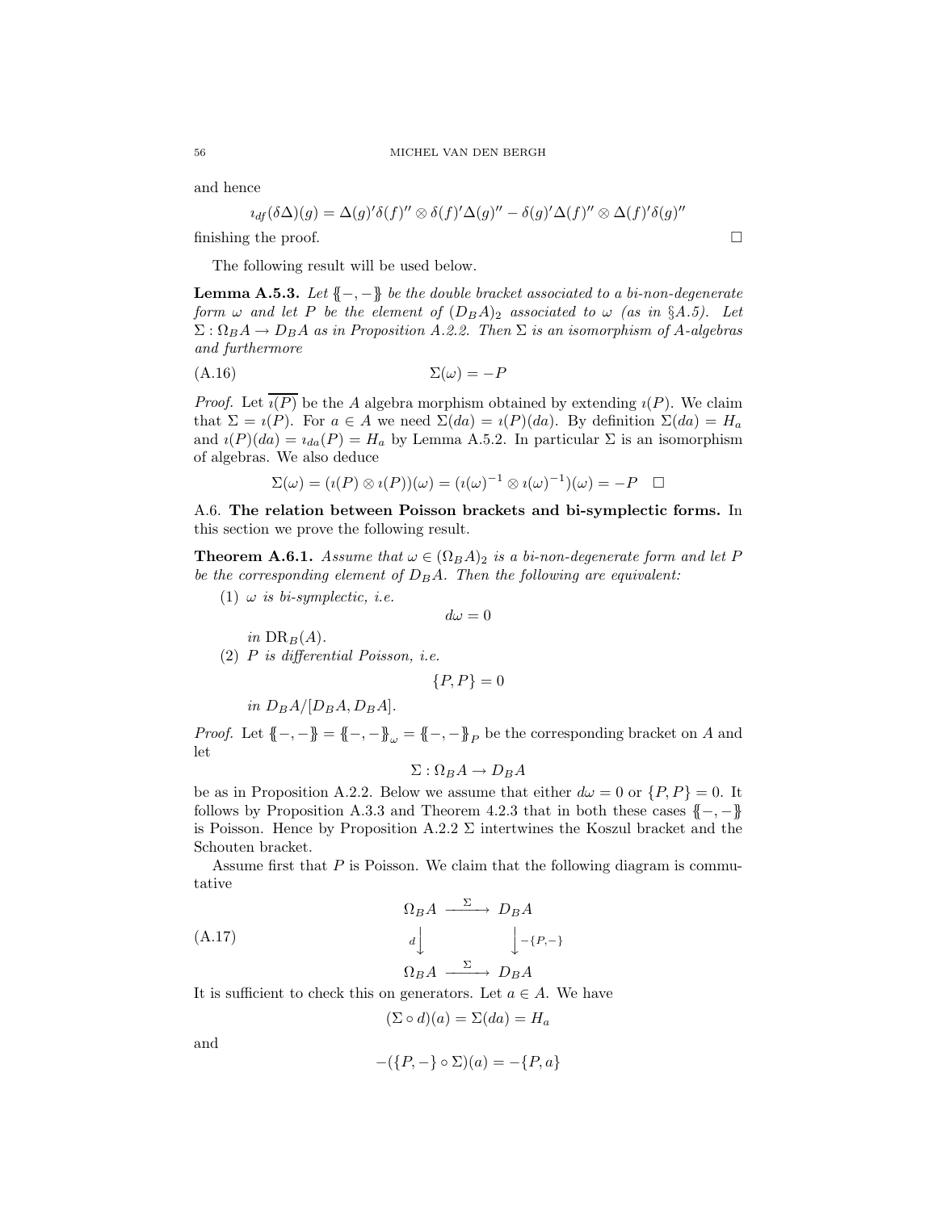and hence

$$\imath_{df}(\delta\Delta)(g) = \Delta(g)'\delta(f)'' \otimes \delta(f)'\Delta(g)'' - \delta(g)'\Delta(f)'' \otimes \Delta(f)'\delta(g)''$$

finishing the proof. $\square$

The following result will be used below.

**Lemma A.5.3.** *Let $\{\!\{-,-\}\!\}$ be the double bracket associated to a bi-non-degenerate form $\omega$ and let $P$ be the element of $(D_BA)_2$ associated to $\omega$ (as in §A.5). Let $\Sigma : \Omega_B A \to D_B A$ as in Proposition A.2.2. Then $\Sigma$ is an isomorphism of $A$-algebras and furthermore*

$$\Sigma(\omega) = -P \tag{A.16}$$

*Proof.* Let $\overline{\imath(P)}$ be the $A$ algebra morphism obtained by extending $\imath(P)$. We claim that $\Sigma = \imath(P)$. For $a \in A$ we need $\Sigma(da) = \imath(P)(da)$. By definition $\Sigma(da) = H_a$ and $\imath(P)(da) = \imath_{da}(P) = H_a$ by Lemma A.5.2. In particular $\Sigma$ is an isomorphism of algebras. We also deduce

$$\Sigma(\omega) = (\imath(P) \otimes \imath(P))(\omega) = (\imath(\omega)^{-1} \otimes \imath(\omega)^{-1})(\omega) = -P \quad \square$$

A.6. **The relation between Poisson brackets and bi-symplectic forms.** In this section we prove the following result.

**Theorem A.6.1.** *Assume that $\omega \in (\Omega_B A)_2$ is a bi-non-degenerate form and let $P$ be the corresponding element of $D_B A$. Then the following are equivalent:*

1. *$\omega$ is bi-symplectic, i.e.*
$$d\omega = 0$$
*in $\mathrm{DR}_B(A)$.*
2. *$P$ is differential Poisson, i.e.*
$$\{P, P\} = 0$$
*in $D_BA/[D_BA, D_BA]$.*

*Proof.* Let $\{\!\{-,-\}\!\} = \{\!\{-,-\}\!\}_\omega = \{\!\{-,-\}\!\}_P$ be the corresponding bracket on $A$ and let

$$\Sigma : \Omega_B A \to D_B A$$

be as in Proposition A.2.2. Below we assume that either $d\omega = 0$ or $\{P, P\} = 0$. It follows by Proposition A.3.3 and Theorem 4.2.3 that in both these cases $\{\!\{-,-\}\!\}$ is Poisson. Hence by Proposition A.2.2 $\Sigma$ intertwines the Koszul bracket and the Schouten bracket.

Assume first that $P$ is Poisson. We claim that the following diagram is commutative

$$\begin{array}{ccc} \Omega_B A & \xrightarrow{\Sigma} & D_B A \\ {\scriptstyle d}\downarrow & & \downarrow{\scriptstyle -\{P,-\}} \\ \Omega_B A & \xrightarrow{\Sigma} & D_B A \end{array} \tag{A.17}$$

It is sufficient to check this on generators. Let $a \in A$. We have

$$(\Sigma \circ d)(a) = \Sigma(da) = H_a$$

and

$$-(\{P, -\} \circ \Sigma)(a) = -\{P, a\}$$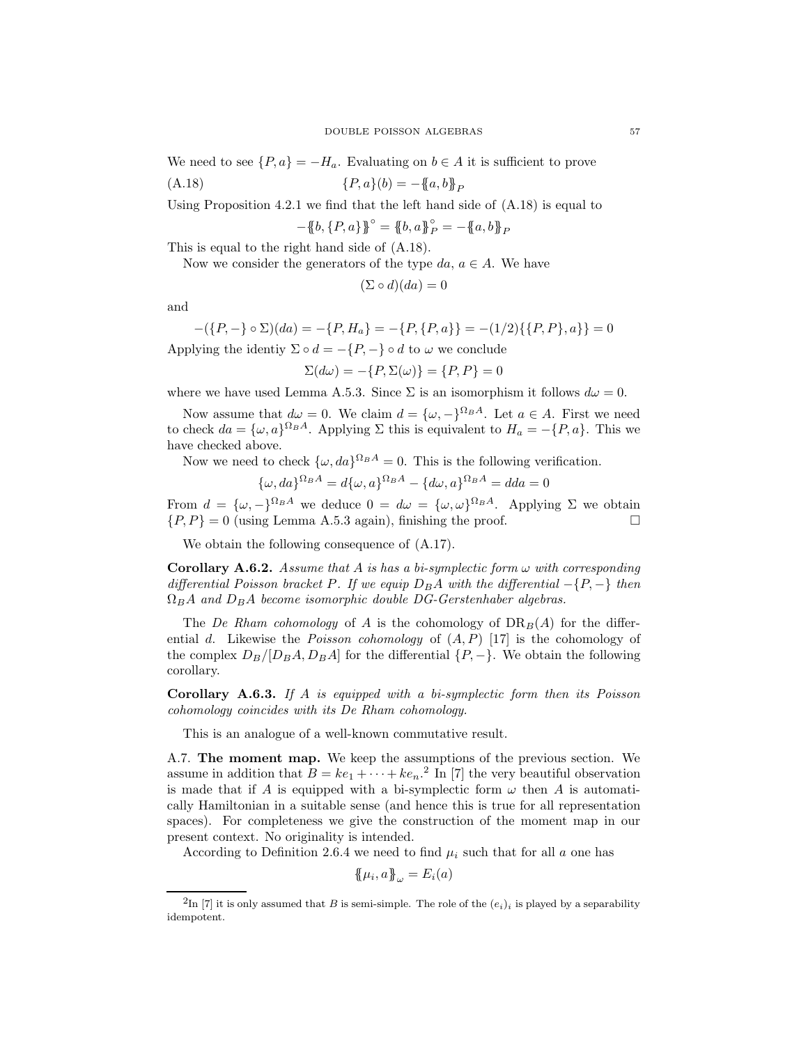We need to see $\{P, a\} = -H_a$. Evaluating on $b \in A$ it is sufficient to prove

$$\{P, a\}(b) = -\{\!\{a, b\}\!\}_P \tag{A.18}$$

Using Proposition 4.2.1 we find that the left hand side of (A.18) is equal to

$$-\{\!\{b, \{P, a\}\}\!\}^\circ = \{\!\{b, a\}\!\}_P^\circ = -\{\!\{a, b\}\!\}_P$$

This is equal to the right hand side of (A.18).

Now we consider the generators of the type $da$, $a \in A$. We have

$$(\Sigma \circ d)(da) = 0$$

and

$$-(\{P, -\} \circ \Sigma)(da) = -\{P, H_a\} = -\{P, \{P, a\}\} = -(1/2)\{\{P, P\}, a\}\} = 0$$

Applying the identiy $\Sigma \circ d = -\{P, -\} \circ d$ to $\omega$ we conclude

$$\Sigma(d\omega) = -\{P, \Sigma(\omega)\} = \{P, P\} = 0$$

where we have used Lemma A.5.3. Since $\Sigma$ is an isomorphism it follows $d\omega = 0$.

Now assume that $d\omega = 0$. We claim $d = \{\omega, -\}^{\Omega_B A}$. Let $a \in A$. First we need to check $da = \{\omega, a\}^{\Omega_B A}$. Applying $\Sigma$ this is equivalent to $H_a = -\{P, a\}$. This we have checked above.

Now we need to check $\{\omega, da\}^{\Omega_B A} = 0$. This is the following verification.

$$\{\omega, da\}^{\Omega_B A} = d\{\omega, a\}^{\Omega_B A} - \{d\omega, a\}^{\Omega_B A} = dda = 0$$

From $d = \{\omega, -\}^{\Omega_B A}$ we deduce $0 = d\omega = \{\omega, \omega\}^{\Omega_B A}$. Applying $\Sigma$ we obtain $\{P, P\} = 0$ (using Lemma A.5.3 again), finishing the proof. □

We obtain the following consequence of (A.17).

**Corollary A.6.2.** *Assume that $A$ is has a bi-symplectic form $\omega$ with corresponding differential Poisson bracket $P$. If we equip $D_B A$ with the differential $-\{P, -\}$ then $\Omega_B A$ and $D_B A$ become isomorphic double DG-Gerstenhaber algebras.*

The *De Rham cohomology* of $A$ is the cohomology of $\mathrm{DR}_B(A)$ for the differential $d$. Likewise the *Poisson cohomology* of $(A, P)$ [17] is the cohomology of the complex $D_B/[D_B A, D_B A]$ for the differential $\{P, -\}$. We obtain the following corollary.

**Corollary A.6.3.** *If $A$ is equipped with a bi-symplectic form then its Poisson cohomology coincides with its De Rham cohomology.*

This is an analogue of a well-known commutative result.

A.7. **The moment map.** We keep the assumptions of the previous section. We assume in addition that $B = ke_1 + \cdots + ke_n$.[2] In [7] the very beautiful observation is made that if $A$ is equipped with a bi-symplectic form $\omega$ then $A$ is automatically Hamiltonian in a suitable sense (and hence this is true for all representation spaces). For completeness we give the construction of the moment map in our present context. No originality is intended.

According to Definition 2.6.4 we need to find $\mu_i$ such that for all $a$ one has

$$\{\!\{\mu_i, a\}\!\}_\omega = E_i(a)$$

[2] In [7] it is only assumed that $B$ is semi-simple. The role of the $(e_i)_i$ is played by a separability idempotent.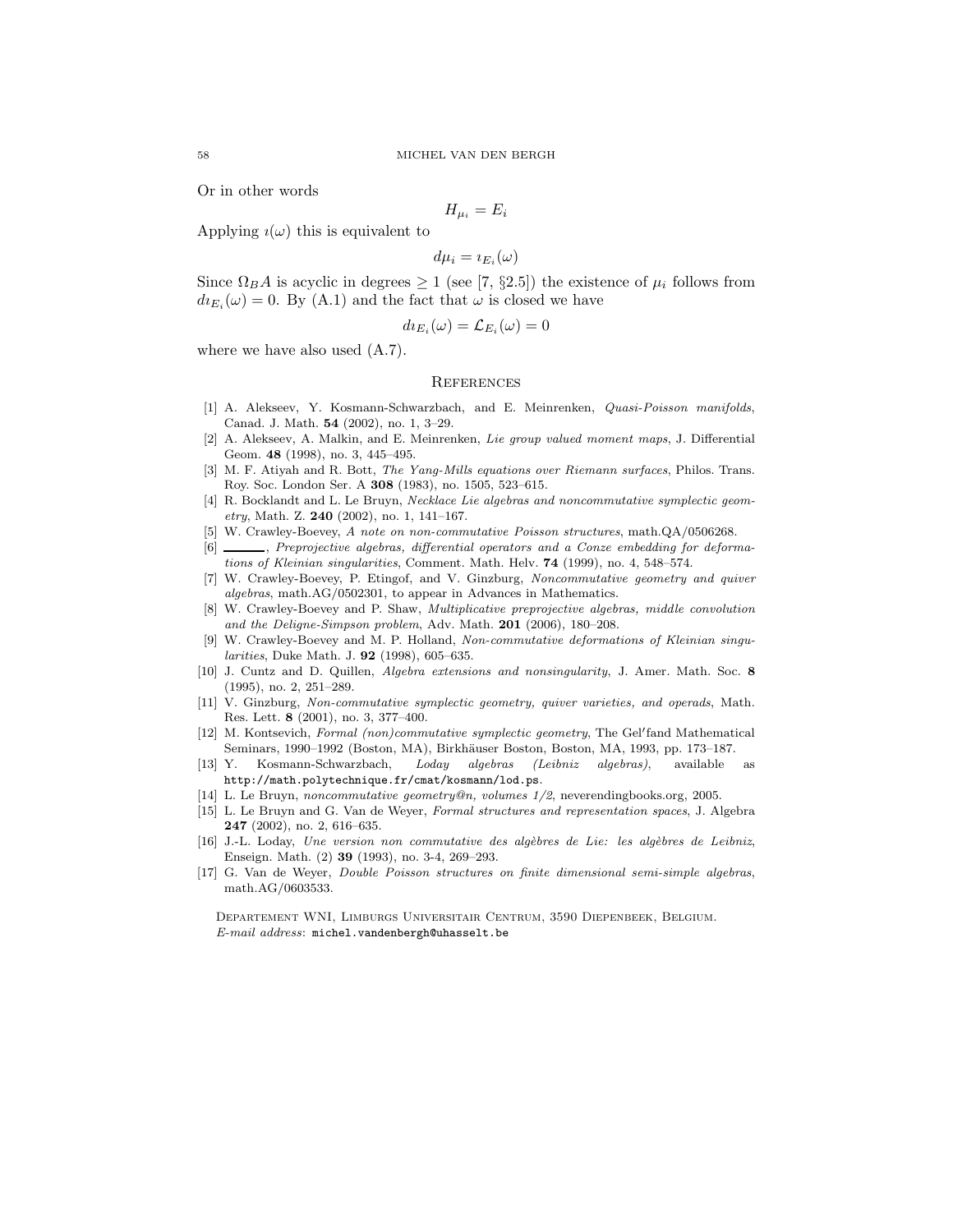Or in other words

$$H_{\mu_i} = E_i$$

Applying $\imath(\omega)$ this is equivalent to

$$d\mu_i = \imath_{E_i}(\omega)$$

Since $\Omega_B A$ is acyclic in degrees $\geq 1$ (see [7, §2.5]) the existence of $\mu_i$ follows from $d\imath_{E_i}(\omega) = 0$. By (A.1) and the fact that $\omega$ is closed we have

$$d\imath_{E_i}(\omega) = \mathcal{L}_{E_i}(\omega) = 0$$

where we have also used (A.7).

## References

[1] A. Alekseev, Y. Kosmann-Schwarzbach, and E. Meinrenken, *Quasi-Poisson manifolds*, Canad. J. Math. **54** (2002), no. 1, 3–29.

[2] A. Alekseev, A. Malkin, and E. Meinrenken, *Lie group valued moment maps*, J. Differential Geom. **48** (1998), no. 3, 445–495.

[3] M. F. Atiyah and R. Bott, *The Yang-Mills equations over Riemann surfaces*, Philos. Trans. Roy. Soc. London Ser. A **308** (1983), no. 1505, 523–615.

[4] R. Bocklandt and L. Le Bruyn, *Necklace Lie algebras and noncommutative symplectic geometry*, Math. Z. **240** (2002), no. 1, 141–167.

[5] W. Crawley-Boevey, *A note on non-commutative Poisson structures*, math.QA/0506268.

[6] ———, *Preprojective algebras, differential operators and a Conze embedding for deformations of Kleinian singularities*, Comment. Math. Helv. **74** (1999), no. 4, 548–574.

[7] W. Crawley-Boevey, P. Etingof, and V. Ginzburg, *Noncommutative geometry and quiver algebras*, math.AG/0502301, to appear in Advances in Mathematics.

[8] W. Crawley-Boevey and P. Shaw, *Multiplicative preprojective algebras, middle convolution and the Deligne-Simpson problem*, Adv. Math. **201** (2006), 180–208.

[9] W. Crawley-Boevey and M. P. Holland, *Non-commutative deformations of Kleinian singularities*, Duke Math. J. **92** (1998), 605–635.

[10] J. Cuntz and D. Quillen, *Algebra extensions and nonsingularity*, J. Amer. Math. Soc. **8** (1995), no. 2, 251–289.

[11] V. Ginzburg, *Non-commutative symplectic geometry, quiver varieties, and operads*, Math. Res. Lett. **8** (2001), no. 3, 377–400.

[12] M. Kontsevich, *Formal (non)commutative symplectic geometry*, The Gel′fand Mathematical Seminars, 1990–1992 (Boston, MA), Birkhäuser Boston, Boston, MA, 1993, pp. 173–187.

[13] Y. Kosmann-Schwarzbach, *Loday algebras (Leibniz algebras)*, available as http://math.polytechnique.fr/cmat/kosmann/lod.ps.

[14] L. Le Bruyn, *noncommutative geometry@n, volumes 1/2*, neverendingbooks.org, 2005.

[15] L. Le Bruyn and G. Van de Weyer, *Formal structures and representation spaces*, J. Algebra **247** (2002), no. 2, 616–635.

[16] J.-L. Loday, *Une version non commutative des algèbres de Lie: les algèbres de Leibniz*, Enseign. Math. (2) **39** (1993), no. 3-4, 269–293.

[17] G. Van de Weyer, *Double Poisson structures on finite dimensional semi-simple algebras*, math.AG/0603533.

Departement WNI, Limburgs Universitair Centrum, 3590 Diepenbeek, Belgium.
*E-mail address*: michel.vandenbergh@uhasselt.be